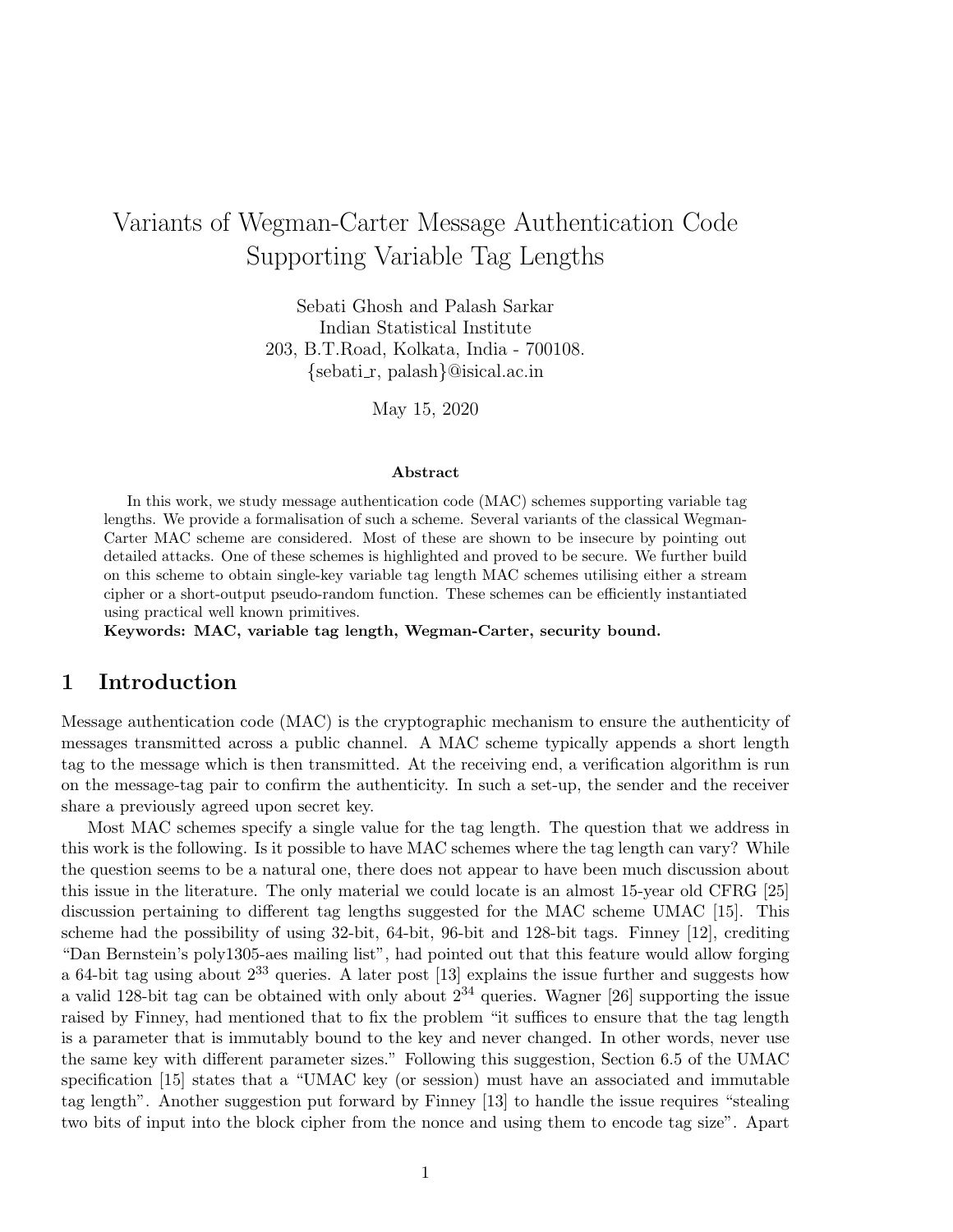# Variants of Wegman-Carter Message Authentication Code Supporting Variable Tag Lengths

Sebati Ghosh and Palash Sarkar
Indian Statistical Institute
203, B.T.Road, Kolkata, India - 700108.
{sebati_r, palash}@isical.ac.in

May 15, 2020

**Abstract**

In this work, we study message authentication code (MAC) schemes supporting variable tag lengths. We provide a formalisation of such a scheme. Several variants of the classical Wegman-Carter MAC scheme are considered. Most of these are shown to be insecure by pointing out detailed attacks. One of these schemes is highlighted and proved to be secure. We further build on this scheme to obtain single-key variable tag length MAC schemes utilising either a stream cipher or a short-output pseudo-random function. These schemes can be efficiently instantiated using practical well known primitives.

**Keywords: MAC, variable tag length, Wegman-Carter, security bound.**

## 1 Introduction

Message authentication code (MAC) is the cryptographic mechanism to ensure the authenticity of messages transmitted across a public channel. A MAC scheme typically appends a short length tag to the message which is then transmitted. At the receiving end, a verification algorithm is run on the message-tag pair to confirm the authenticity. In such a set-up, the sender and the receiver share a previously agreed upon secret key.

Most MAC schemes specify a single value for the tag length. The question that we address in this work is the following. Is it possible to have MAC schemes where the tag length can vary? While the question seems to be a natural one, there does not appear to have been much discussion about this issue in the literature. The only material we could locate is an almost 15-year old CFRG [25] discussion pertaining to different tag lengths suggested for the MAC scheme UMAC [15]. This scheme had the possibility of using 32-bit, 64-bit, 96-bit and 128-bit tags. Finney [12], crediting "Dan Bernstein's poly1305-aes mailing list", had pointed out that this feature would allow forging a 64-bit tag using about $2^{33}$ queries. A later post [13] explains the issue further and suggests how a valid 128-bit tag can be obtained with only about $2^{34}$ queries. Wagner [26] supporting the issue raised by Finney, had mentioned that to fix the problem "it suffices to ensure that the tag length is a parameter that is immutably bound to the key and never changed. In other words, never use the same key with different parameter sizes." Following this suggestion, Section 6.5 of the UMAC specification [15] states that a "UMAC key (or session) must have an associated and immutable tag length". Another suggestion put forward by Finney [13] to handle the issue requires "stealing two bits of input into the block cipher from the nonce and using them to encode tag size". Apart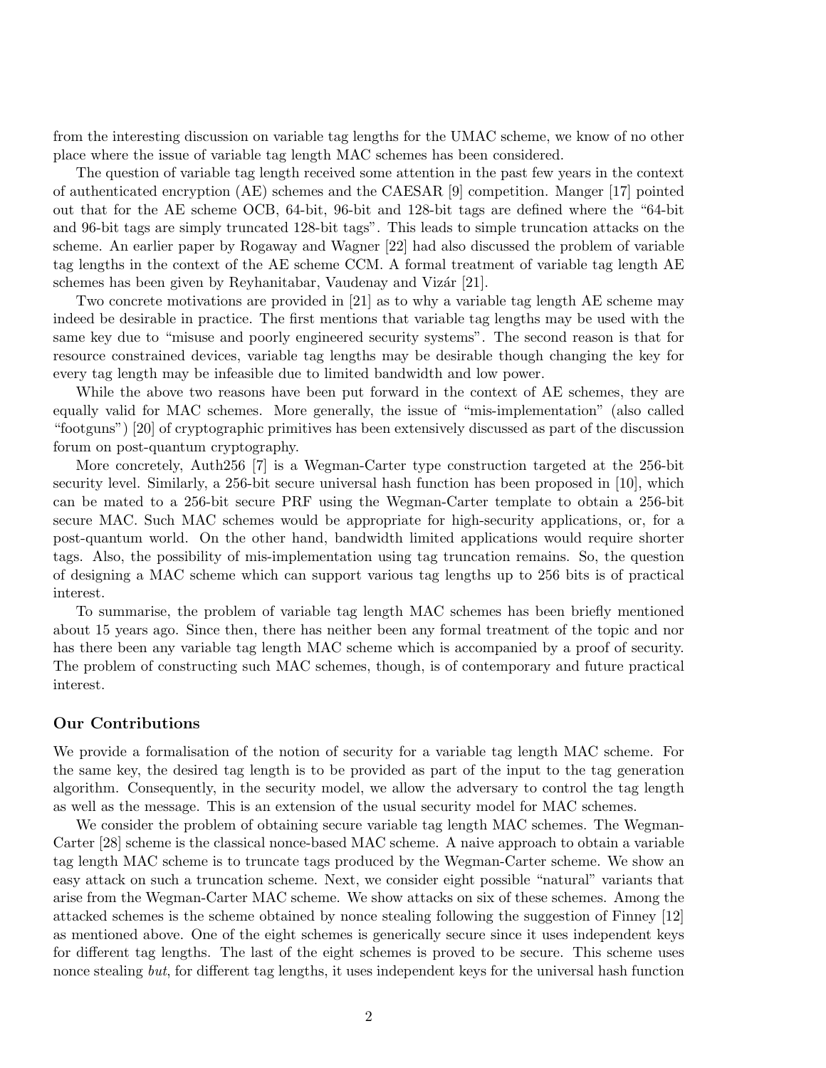from the interesting discussion on variable tag lengths for the UMAC scheme, we know of no other place where the issue of variable tag length MAC schemes has been considered.

The question of variable tag length received some attention in the past few years in the context of authenticated encryption (AE) schemes and the CAESAR [9] competition. Manger [17] pointed out that for the AE scheme OCB, 64-bit, 96-bit and 128-bit tags are defined where the "64-bit and 96-bit tags are simply truncated 128-bit tags". This leads to simple truncation attacks on the scheme. An earlier paper by Rogaway and Wagner [22] had also discussed the problem of variable tag lengths in the context of the AE scheme CCM. A formal treatment of variable tag length AE schemes has been given by Reyhanitabar, Vaudenay and Vizár [21].

Two concrete motivations are provided in [21] as to why a variable tag length AE scheme may indeed be desirable in practice. The first mentions that variable tag lengths may be used with the same key due to "misuse and poorly engineered security systems". The second reason is that for resource constrained devices, variable tag lengths may be desirable though changing the key for every tag length may be infeasible due to limited bandwidth and low power.

While the above two reasons have been put forward in the context of AE schemes, they are equally valid for MAC schemes. More generally, the issue of "mis-implementation" (also called "footguns") [20] of cryptographic primitives has been extensively discussed as part of the discussion forum on post-quantum cryptography.

More concretely, Auth256 [7] is a Wegman-Carter type construction targeted at the 256-bit security level. Similarly, a 256-bit secure universal hash function has been proposed in [10], which can be mated to a 256-bit secure PRF using the Wegman-Carter template to obtain a 256-bit secure MAC. Such MAC schemes would be appropriate for high-security applications, or, for a post-quantum world. On the other hand, bandwidth limited applications would require shorter tags. Also, the possibility of mis-implementation using tag truncation remains. So, the question of designing a MAC scheme which can support various tag lengths up to 256 bits is of practical interest.

To summarise, the problem of variable tag length MAC schemes has been briefly mentioned about 15 years ago. Since then, there has neither been any formal treatment of the topic and nor has there been any variable tag length MAC scheme which is accompanied by a proof of security. The problem of constructing such MAC schemes, though, is of contemporary and future practical interest.

### Our Contributions

We provide a formalisation of the notion of security for a variable tag length MAC scheme. For the same key, the desired tag length is to be provided as part of the input to the tag generation algorithm. Consequently, in the security model, we allow the adversary to control the tag length as well as the message. This is an extension of the usual security model for MAC schemes.

We consider the problem of obtaining secure variable tag length MAC schemes. The Wegman-Carter [28] scheme is the classical nonce-based MAC scheme. A naive approach to obtain a variable tag length MAC scheme is to truncate tags produced by the Wegman-Carter scheme. We show an easy attack on such a truncation scheme. Next, we consider eight possible "natural" variants that arise from the Wegman-Carter MAC scheme. We show attacks on six of these schemes. Among the attacked schemes is the scheme obtained by nonce stealing following the suggestion of Finney [12] as mentioned above. One of the eight schemes is generically secure since it uses independent keys for different tag lengths. The last of the eight schemes is proved to be secure. This scheme uses nonce stealing *but*, for different tag lengths, it uses independent keys for the universal hash function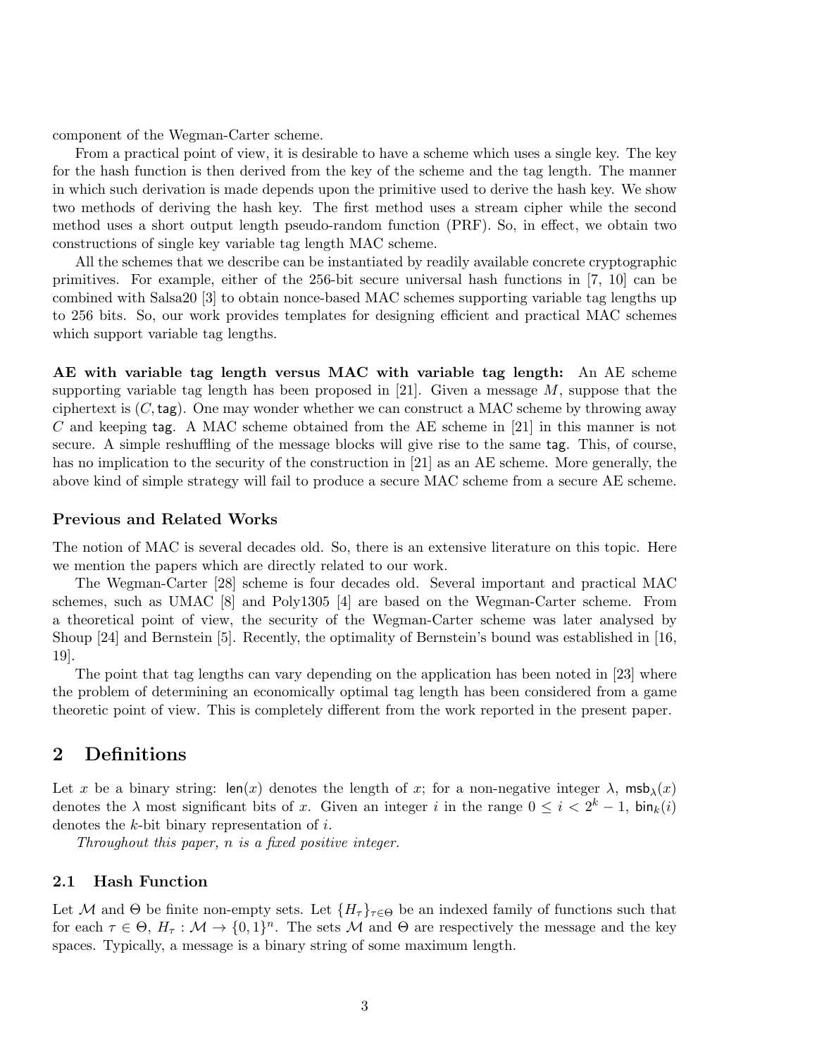component of the Wegman-Carter scheme.

From a practical point of view, it is desirable to have a scheme which uses a single key. The key for the hash function is then derived from the key of the scheme and the tag length. The manner in which such derivation is made depends upon the primitive used to derive the hash key. We show two methods of deriving the hash key. The first method uses a stream cipher while the second method uses a short output length pseudo-random function (PRF). So, in effect, we obtain two constructions of single key variable tag length MAC scheme.

All the schemes that we describe can be instantiated by readily available concrete cryptographic primitives. For example, either of the 256-bit secure universal hash functions in [7, 10] can be combined with Salsa20 [3] to obtain nonce-based MAC schemes supporting variable tag lengths up to 256 bits. So, our work provides templates for designing efficient and practical MAC schemes which support variable tag lengths.

**AE with variable tag length versus MAC with variable tag length:** An AE scheme supporting variable tag length has been proposed in [21]. Given a message $M$, suppose that the ciphertext is $(C, \mathsf{tag})$. One may wonder whether we can construct a MAC scheme by throwing away $C$ and keeping $\mathsf{tag}$. A MAC scheme obtained from the AE scheme in [21] in this manner is not secure. A simple reshuffling of the message blocks will give rise to the same $\mathsf{tag}$. This, of course, has no implication to the security of the construction in [21] as an AE scheme. More generally, the above kind of simple strategy will fail to produce a secure MAC scheme from a secure AE scheme.

### Previous and Related Works

The notion of MAC is several decades old. So, there is an extensive literature on this topic. Here we mention the papers which are directly related to our work.

The Wegman-Carter [28] scheme is four decades old. Several important and practical MAC schemes, such as UMAC [8] and Poly1305 [4] are based on the Wegman-Carter scheme. From a theoretical point of view, the security of the Wegman-Carter scheme was later analysed by Shoup [24] and Bernstein [5]. Recently, the optimality of Bernstein's bound was established in [16, 19].

The point that tag lengths can vary depending on the application has been noted in [23] where the problem of determining an economically optimal tag length has been considered from a game theoretic point of view. This is completely different from the work reported in the present paper.

## 2 Definitions

Let $x$ be a binary string: $\mathsf{len}(x)$ denotes the length of $x$; for a non-negative integer $\lambda$, $\mathsf{msb}_\lambda(x)$ denotes the $\lambda$ most significant bits of $x$. Given an integer $i$ in the range $0 \leq i < 2^k - 1$, $\mathsf{bin}_k(i)$ denotes the $k$-bit binary representation of $i$.

*Throughout this paper, $n$ is a fixed positive integer.*

### 2.1 Hash Function

Let $\mathcal{M}$ and $\Theta$ be finite non-empty sets. Let $\{H_\tau\}_{\tau \in \Theta}$ be an indexed family of functions such that for each $\tau \in \Theta$, $H_\tau : \mathcal{M} \to \{0,1\}^n$. The sets $\mathcal{M}$ and $\Theta$ are respectively the message and the key spaces. Typically, a message is a binary string of some maximum length.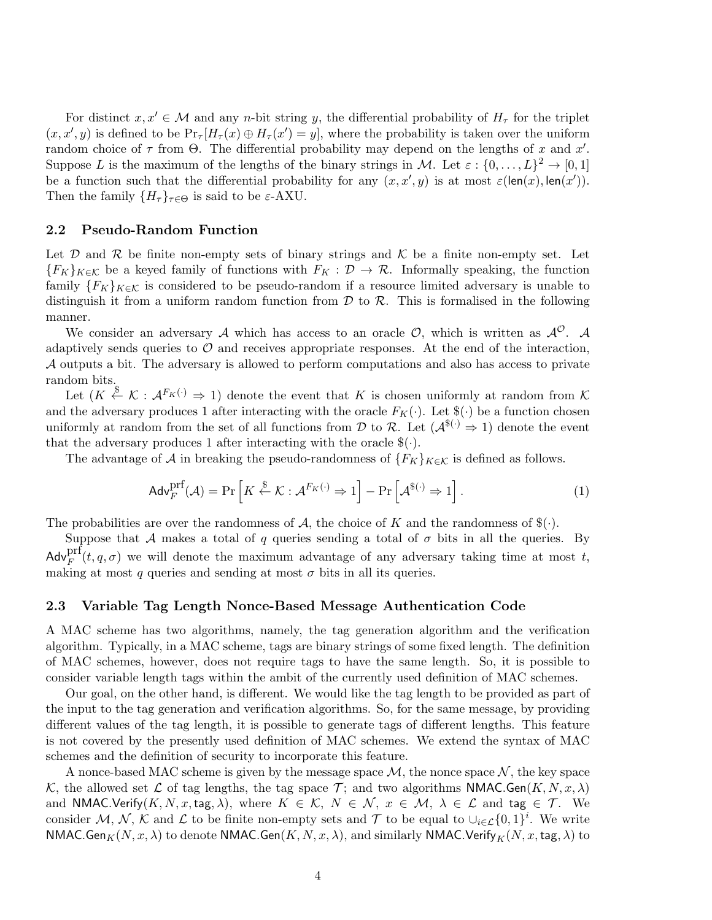For distinct $x, x' \in \mathcal{M}$ and any $n$-bit string $y$, the differential probability of $H_\tau$ for the triplet $(x, x', y)$ is defined to be $\Pr_\tau[H_\tau(x) \oplus H_\tau(x') = y]$, where the probability is taken over the uniform random choice of $\tau$ from $\Theta$. The differential probability may depend on the lengths of $x$ and $x'$. Suppose $L$ is the maximum of the lengths of the binary strings in $\mathcal{M}$. Let $\varepsilon : \{0, \ldots, L\}^2 \to [0, 1]$ be a function such that the differential probability for any $(x, x', y)$ is at most $\varepsilon(\mathsf{len}(x), \mathsf{len}(x'))$. Then the family $\{H_\tau\}_{\tau \in \Theta}$ is said to be $\varepsilon$-AXU.

## 2.2 Pseudo-Random Function

Let $\mathcal{D}$ and $\mathcal{R}$ be finite non-empty sets of binary strings and $\mathcal{K}$ be a finite non-empty set. Let $\{F_K\}_{K \in \mathcal{K}}$ be a keyed family of functions with $F_K : \mathcal{D} \to \mathcal{R}$. Informally speaking, the function family $\{F_K\}_{K \in \mathcal{K}}$ is considered to be pseudo-random if a resource limited adversary is unable to distinguish it from a uniform random function from $\mathcal{D}$ to $\mathcal{R}$. This is formalised in the following manner.

We consider an adversary $\mathcal{A}$ which has access to an oracle $\mathcal{O}$, which is written as $\mathcal{A}^{\mathcal{O}}$. $\mathcal{A}$ adaptively sends queries to $\mathcal{O}$ and receives appropriate responses. At the end of the interaction, $\mathcal{A}$ outputs a bit. The adversary is allowed to perform computations and also has access to private random bits.

Let $(K \xleftarrow{\$} \mathcal{K} : \mathcal{A}^{F_K(\cdot)} \Rightarrow 1)$ denote the event that $K$ is chosen uniformly at random from $\mathcal{K}$ and the adversary produces 1 after interacting with the oracle $F_K(\cdot)$. Let $\$(\cdot)$ be a function chosen uniformly at random from the set of all functions from $\mathcal{D}$ to $\mathcal{R}$. Let $(\mathcal{A}^{\$(\cdot)} \Rightarrow 1)$ denote the event that the adversary produces 1 after interacting with the oracle $\$(\cdot)$.

The advantage of $\mathcal{A}$ in breaking the pseudo-randomness of $\{F_K\}_{K \in \mathcal{K}}$ is defined as follows.

$$\mathsf{Adv}_F^{\mathrm{prf}}(\mathcal{A}) = \Pr\left[K \xleftarrow{\$} \mathcal{K} : \mathcal{A}^{F_K(\cdot)} \Rightarrow 1\right] - \Pr\left[\mathcal{A}^{\$(\cdot)} \Rightarrow 1\right]. \tag{1}$$

The probabilities are over the randomness of $\mathcal{A}$, the choice of $K$ and the randomness of $\$(\cdot)$.

Suppose that $\mathcal{A}$ makes a total of $q$ queries sending a total of $\sigma$ bits in all the queries. By $\mathsf{Adv}_F^{\mathrm{prf}}(t, q, \sigma)$ we will denote the maximum advantage of any adversary taking time at most $t$, making at most $q$ queries and sending at most $\sigma$ bits in all its queries.

## 2.3 Variable Tag Length Nonce-Based Message Authentication Code

A MAC scheme has two algorithms, namely, the tag generation algorithm and the verification algorithm. Typically, in a MAC scheme, tags are binary strings of some fixed length. The definition of MAC schemes, however, does not require tags to have the same length. So, it is possible to consider variable length tags within the ambit of the currently used definition of MAC schemes.

Our goal, on the other hand, is different. We would like the tag length to be provided as part of the input to the tag generation and verification algorithms. So, for the same message, by providing different values of the tag length, it is possible to generate tags of different lengths. This feature is not covered by the presently used definition of MAC schemes. We extend the syntax of MAC schemes and the definition of security to incorporate this feature.

A nonce-based MAC scheme is given by the message space $\mathcal{M}$, the nonce space $\mathcal{N}$, the key space $\mathcal{K}$, the allowed set $\mathcal{L}$ of tag lengths, the tag space $\mathcal{T}$; and two algorithms $\mathsf{NMAC.Gen}(K, N, x, \lambda)$ and $\mathsf{NMAC.Verify}(K, N, x, \mathsf{tag}, \lambda)$, where $K \in \mathcal{K}$, $N \in \mathcal{N}$, $x \in \mathcal{M}$, $\lambda \in \mathcal{L}$ and $\mathsf{tag} \in \mathcal{T}$. We consider $\mathcal{M}$, $\mathcal{N}$, $\mathcal{K}$ and $\mathcal{L}$ to be finite non-empty sets and $\mathcal{T}$ to be equal to $\cup_{i \in \mathcal{L}} \{0, 1\}^i$. We write $\mathsf{NMAC.Gen}_K(N, x, \lambda)$ to denote $\mathsf{NMAC.Gen}(K, N, x, \lambda)$, and similarly $\mathsf{NMAC.Verify}_K(N, x, \mathsf{tag}, \lambda)$ to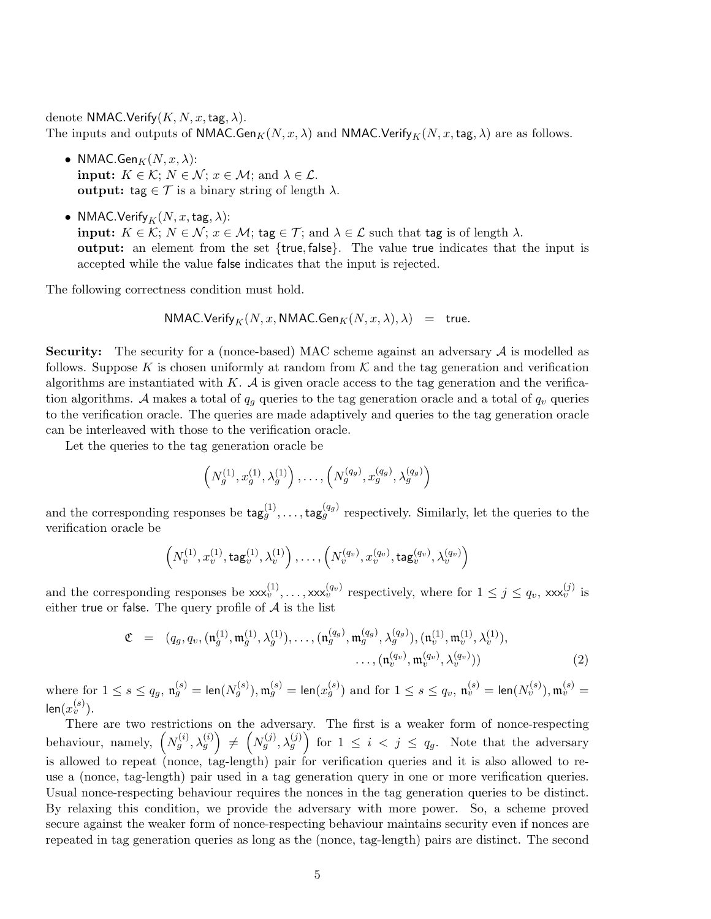denote $\mathsf{NMAC.Verify}(K, N, x, \mathsf{tag}, \lambda)$.
The inputs and outputs of $\mathsf{NMAC.Gen}_K(N, x, \lambda)$ and $\mathsf{NMAC.Verify}_K(N, x, \mathsf{tag}, \lambda)$ are as follows.

- $\mathsf{NMAC.Gen}_K(N, x, \lambda)$:
  **input:** $K \in \mathcal{K}$; $N \in \mathcal{N}$; $x \in \mathcal{M}$; and $\lambda \in \mathcal{L}$.
  **output:** $\mathsf{tag} \in \mathcal{T}$ is a binary string of length $\lambda$.

- $\mathsf{NMAC.Verify}_K(N, x, \mathsf{tag}, \lambda)$:
  **input:** $K \in \mathcal{K}$; $N \in \mathcal{N}$; $x \in \mathcal{M}$; $\mathsf{tag} \in \mathcal{T}$; and $\lambda \in \mathcal{L}$ such that $\mathsf{tag}$ is of length $\lambda$.
  **output:** an element from the set $\{\mathsf{true}, \mathsf{false}\}$. The value $\mathsf{true}$ indicates that the input is accepted while the value $\mathsf{false}$ indicates that the input is rejected.

The following correctness condition must hold.

$$\mathsf{NMAC.Verify}_K(N, x, \mathsf{NMAC.Gen}_K(N, x, \lambda), \lambda) \quad = \quad \mathsf{true}.$$

**Security:** The security for a (nonce-based) MAC scheme against an adversary $\mathcal{A}$ is modelled as follows. Suppose $K$ is chosen uniformly at random from $\mathcal{K}$ and the tag generation and verification algorithms are instantiated with $K$. $\mathcal{A}$ is given oracle access to the tag generation and the verification algorithms. $\mathcal{A}$ makes a total of $q_g$ queries to the tag generation oracle and a total of $q_v$ queries to the verification oracle. The queries are made adaptively and queries to the tag generation oracle can be interleaved with those to the verification oracle.

Let the queries to the tag generation oracle be

$$\left(N_g^{(1)}, x_g^{(1)}, \lambda_g^{(1)}\right), \ldots, \left(N_g^{(q_g)}, x_g^{(q_g)}, \lambda_g^{(q_g)}\right)$$

and the corresponding responses be $\mathsf{tag}_g^{(1)}, \ldots, \mathsf{tag}_g^{(q_g)}$ respectively. Similarly, let the queries to the verification oracle be

$$\left(N_v^{(1)}, x_v^{(1)}, \mathsf{tag}_v^{(1)}, \lambda_v^{(1)}\right), \ldots, \left(N_v^{(q_v)}, x_v^{(q_v)}, \mathsf{tag}_v^{(q_v)}, \lambda_v^{(q_v)}\right)$$

and the corresponding responses be $\mathsf{xxx}_v^{(1)}, \ldots, \mathsf{xxx}_v^{(q_v)}$ respectively, where for $1 \leq j \leq q_v$, $\mathsf{xxx}_v^{(j)}$ is either $\mathsf{true}$ or $\mathsf{false}$. The query profile of $\mathcal{A}$ is the list

$$\begin{aligned}\mathfrak{C} \quad = \quad & (q_g, q_v, (\mathfrak{n}_g^{(1)}, \mathfrak{m}_g^{(1)}, \lambda_g^{(1)}), \ldots, (\mathfrak{n}_g^{(q_g)}, \mathfrak{m}_g^{(q_g)}, \lambda_g^{(q_g)}), (\mathfrak{n}_v^{(1)}, \mathfrak{m}_v^{(1)}, \lambda_v^{(1)}), \\ & \ldots, (\mathfrak{n}_v^{(q_v)}, \mathfrak{m}_v^{(q_v)}, \lambda_v^{(q_v)})) \end{aligned} \qquad (2)$$

where for $1 \leq s \leq q_g$, $\mathfrak{n}_g^{(s)} = \mathsf{len}(N_g^{(s)}), \mathfrak{m}_g^{(s)} = \mathsf{len}(x_g^{(s)})$ and for $1 \leq s \leq q_v$, $\mathfrak{n}_v^{(s)} = \mathsf{len}(N_v^{(s)}), \mathfrak{m}_v^{(s)} = \mathsf{len}(x_v^{(s)})$.

There are two restrictions on the adversary. The first is a weaker form of nonce-respecting behaviour, namely, $\left(N_g^{(i)}, \lambda_g^{(i)}\right) \neq \left(N_g^{(j)}, \lambda_g^{(j)}\right)$ for $1 \leq i < j \leq q_g$. Note that the adversary is allowed to repeat (nonce, tag-length) pair for verification queries and it is also allowed to re-use a (nonce, tag-length) pair used in a tag generation query in one or more verification queries. Usual nonce-respecting behaviour requires the nonces in the tag generation queries to be distinct. By relaxing this condition, we provide the adversary with more power. So, a scheme proved secure against the weaker form of nonce-respecting behaviour maintains security even if nonces are repeated in tag generation queries as long as the (nonce, tag-length) pairs are distinct. The second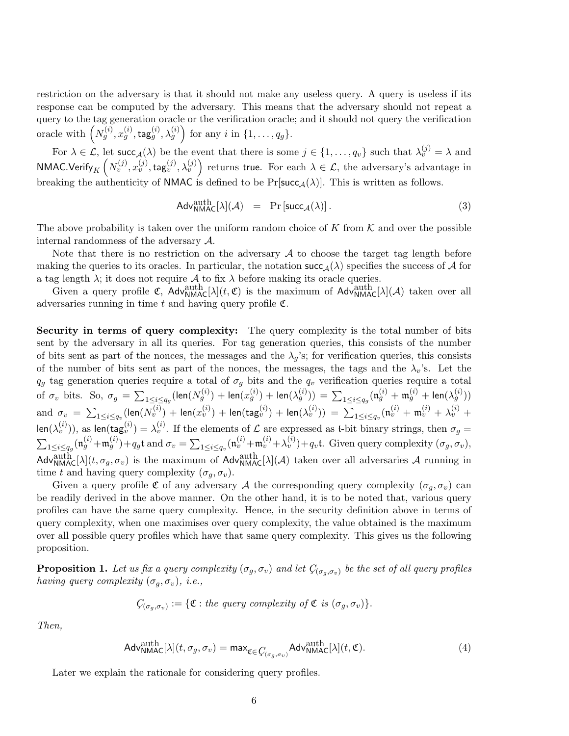restriction on the adversary is that it should not make any useless query. A query is useless if its response can be computed by the adversary. This means that the adversary should not repeat a query to the tag generation oracle or the verification oracle; and it should not query the verification oracle with $\left(N_g^{(i)}, x_g^{(i)}, \mathsf{tag}_g^{(i)}, \lambda_g^{(i)}\right)$ for any $i$ in $\{1, \ldots, q_g\}$.

For $\lambda \in \mathcal{L}$, let $\mathsf{succ}_{\mathcal{A}}(\lambda)$ be the event that there is some $j \in \{1, \ldots, q_v\}$ such that $\lambda_v^{(j)} = \lambda$ and $\mathsf{NMAC.Verify}_K\left(N_v^{(j)}, x_v^{(j)}, \mathsf{tag}_v^{(j)}, \lambda_v^{(j)}\right)$ returns $\mathsf{true}$. For each $\lambda \in \mathcal{L}$, the adversary's advantage in breaking the authenticity of $\mathsf{NMAC}$ is defined to be $\Pr[\mathsf{succ}_{\mathcal{A}}(\lambda)]$. This is written as follows.

$$\mathsf{Adv}_{\mathsf{NMAC}}^{\mathrm{auth}}[\lambda](\mathcal{A}) \quad = \quad \Pr\left[\mathsf{succ}_{\mathcal{A}}(\lambda)\right]. \tag{3}$$

The above probability is taken over the uniform random choice of $K$ from $\mathcal{K}$ and over the possible internal randomness of the adversary $\mathcal{A}$.

Note that there is no restriction on the adversary $\mathcal{A}$ to choose the target tag length before making the queries to its oracles. In particular, the notation $\mathsf{succ}_{\mathcal{A}}(\lambda)$ specifies the success of $\mathcal{A}$ for a tag length $\lambda$; it does not require $\mathcal{A}$ to fix $\lambda$ before making its oracle queries.

Given a query profile $\mathfrak{C}$, $\mathsf{Adv}_{\mathsf{NMAC}}^{\mathrm{auth}}[\lambda](t, \mathfrak{C})$ is the maximum of $\mathsf{Adv}_{\mathsf{NMAC}}^{\mathrm{auth}}[\lambda](\mathcal{A})$ taken over all adversaries running in time $t$ and having query profile $\mathfrak{C}$.

**Security in terms of query complexity:** The query complexity is the total number of bits sent by the adversary in all its queries. For tag generation queries, this consists of the number of bits sent as part of the nonces, the messages and the $\lambda_g$'s; for verification queries, this consists of the number of bits sent as part of the nonces, the messages, the tags and the $\lambda_v$'s. Let the $q_g$ tag generation queries require a total of $\sigma_g$ bits and the $q_v$ verification queries require a total of $\sigma_v$ bits. So, $\sigma_g = \sum_{1 \leq i \leq q_g} (\mathsf{len}(N_g^{(i)}) + \mathsf{len}(x_g^{(i)}) + \mathsf{len}(\lambda_g^{(i)})) = \sum_{1 \leq i \leq q_g} (\mathfrak{n}_g^{(i)} + \mathfrak{m}_g^{(i)} + \mathsf{len}(\lambda_g^{(i)}))$ and $\sigma_v = \sum_{1 \leq i \leq q_v} (\mathsf{len}(N_v^{(i)}) + \mathsf{len}(x_v^{(i)}) + \mathsf{len}(\mathsf{tag}_v^{(i)}) + \mathsf{len}(\lambda_v^{(i)})) = \sum_{1 \leq i \leq q_v} (\mathfrak{n}_v^{(i)} + \mathfrak{m}_v^{(i)} + \lambda_v^{(i)} + \mathsf{len}(\lambda_v^{(i)}))$, as $\mathsf{len}(\mathsf{tag}_v^{(i)}) = \lambda_v^{(i)}$. If the elements of $\mathcal{L}$ are expressed as $\mathfrak{t}$-bit binary strings, then $\sigma_g = \sum_{1 \leq i \leq q_g} (\mathfrak{n}_g^{(i)} + \mathfrak{m}_g^{(i)}) + q_g \mathfrak{t}$ and $\sigma_v = \sum_{1 \leq i \leq q_v} (\mathfrak{n}_v^{(i)} + \mathfrak{m}_v^{(i)} + \lambda_v^{(i)}) + q_v \mathfrak{t}$. Given query complexity $(\sigma_g, \sigma_v)$, $\mathsf{Adv}_{\mathsf{NMAC}}^{\mathrm{auth}}[\lambda](t, \sigma_g, \sigma_v)$ is the maximum of $\mathsf{Adv}_{\mathsf{NMAC}}^{\mathrm{auth}}[\lambda](\mathcal{A})$ taken over all adversaries $\mathcal{A}$ running in time $t$ and having query complexity $(\sigma_g, \sigma_v)$.

Given a query profile $\mathfrak{C}$ of any adversary $\mathcal{A}$ the corresponding query complexity $(\sigma_g, \sigma_v)$ can be readily derived in the above manner. On the other hand, it is to be noted that, various query profiles can have the same query complexity. Hence, in the security definition above in terms of query complexity, when one maximises over query complexity, the value obtained is the maximum over all possible query profiles which have that same query complexity. This gives us the following proposition.

**Proposition 1.** *Let us fix a query complexity $(\sigma_g, \sigma_v)$ and let $\mathcal{C}_{(\sigma_g, \sigma_v)}$ be the set of all query profiles having query complexity $(\sigma_g, \sigma_v)$, i.e.,*

$$\mathcal{C}_{(\sigma_g, \sigma_v)} := \{\mathfrak{C} : \textit{the query complexity of } \mathfrak{C} \textit{ is } (\sigma_g, \sigma_v)\}.$$

*Then,*

$$\mathsf{Adv}_{\mathsf{NMAC}}^{\mathrm{auth}}[\lambda](t, \sigma_g, \sigma_v) = \max_{\mathfrak{C} \in \mathcal{C}_{(\sigma_g, \sigma_v)}} \mathsf{Adv}_{\mathsf{NMAC}}^{\mathrm{auth}}[\lambda](t, \mathfrak{C}). \tag{4}$$

Later we explain the rationale for considering query profiles.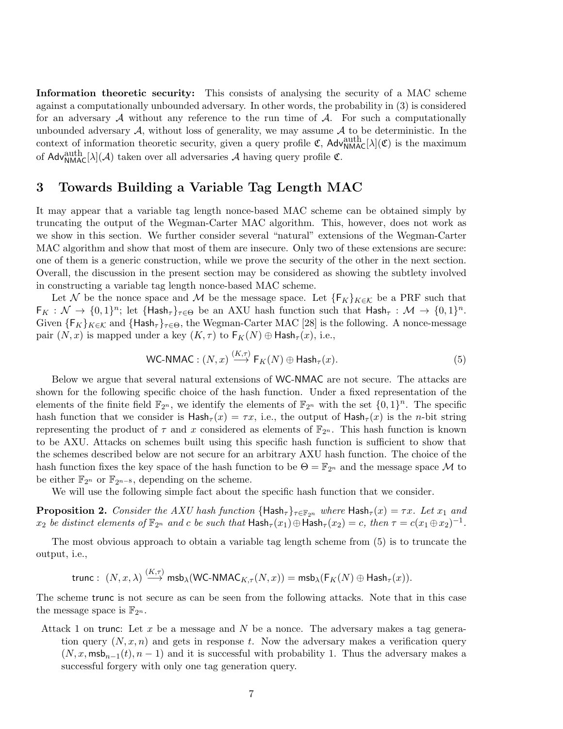**Information theoretic security:** This consists of analysing the security of a MAC scheme against a computationally unbounded adversary. In other words, the probability in (3) is considered for an adversary $\mathcal{A}$ without any reference to the run time of $\mathcal{A}$. For such a computationally unbounded adversary $\mathcal{A}$, without loss of generality, we may assume $\mathcal{A}$ to be deterministic. In the context of information theoretic security, given a query profile $\mathfrak{C}$, $\mathsf{Adv}^{\mathrm{auth}}_{\mathsf{NMAC}}[\lambda](\mathfrak{C})$ is the maximum of $\mathsf{Adv}^{\mathrm{auth}}_{\mathsf{NMAC}}[\lambda](\mathcal{A})$ taken over all adversaries $\mathcal{A}$ having query profile $\mathfrak{C}$.

## 3 Towards Building a Variable Tag Length MAC

It may appear that a variable tag length nonce-based MAC scheme can be obtained simply by truncating the output of the Wegman-Carter MAC algorithm. This, however, does not work as we show in this section. We further consider several "natural" extensions of the Wegman-Carter MAC algorithm and show that most of them are insecure. Only two of these extensions are secure: one of them is a generic construction, while we prove the security of the other in the next section. Overall, the discussion in the present section may be considered as showing the subtlety involved in constructing a variable tag length nonce-based MAC scheme.

Let $\mathcal{N}$ be the nonce space and $\mathcal{M}$ be the message space. Let $\{\mathsf{F}_K\}_{K\in\mathcal{K}}$ be a PRF such that $\mathsf{F}_K : \mathcal{N} \to \{0,1\}^n$; let $\{\mathsf{Hash}_\tau\}_{\tau\in\Theta}$ be an AXU hash function such that $\mathsf{Hash}_\tau : \mathcal{M} \to \{0,1\}^n$. Given $\{\mathsf{F}_K\}_{K\in\mathcal{K}}$ and $\{\mathsf{Hash}_\tau\}_{\tau\in\Theta}$, the Wegman-Carter MAC [28] is the following. A nonce-message pair $(N, x)$ is mapped under a key $(K, \tau)$ to $\mathsf{F}_K(N) \oplus \mathsf{Hash}_\tau(x)$, i.e.,

$$\mathsf{WC\text{-}NMAC} : (N, x) \xrightarrow{(K,\tau)} \mathsf{F}_K(N) \oplus \mathsf{Hash}_\tau(x). \tag{5}$$

Below we argue that several natural extensions of $\mathsf{WC\text{-}NMAC}$ are not secure. The attacks are shown for the following specific choice of the hash function. Under a fixed representation of the elements of the finite field $\mathbb{F}_{2^n}$, we identify the elements of $\mathbb{F}_{2^n}$ with the set $\{0,1\}^n$. The specific hash function that we consider is $\mathsf{Hash}_\tau(x) = \tau x$, i.e., the output of $\mathsf{Hash}_\tau(x)$ is the $n$-bit string representing the product of $\tau$ and $x$ considered as elements of $\mathbb{F}_{2^n}$. This hash function is known to be AXU. Attacks on schemes built using this specific hash function is sufficient to show that the schemes described below are not secure for an arbitrary AXU hash function. The choice of the hash function fixes the key space of the hash function to be $\Theta = \mathbb{F}_{2^n}$ and the message space $\mathcal{M}$ to be either $\mathbb{F}_{2^n}$ or $\mathbb{F}_{2^{n-8}}$, depending on the scheme.

We will use the following simple fact about the specific hash function that we consider.

**Proposition 2.** *Consider the AXU hash function $\{\mathsf{Hash}_\tau\}_{\tau\in\mathbb{F}_{2^n}}$ where $\mathsf{Hash}_\tau(x) = \tau x$. Let $x_1$ and $x_2$ be distinct elements of $\mathbb{F}_{2^n}$ and $c$ be such that $\mathsf{Hash}_\tau(x_1) \oplus \mathsf{Hash}_\tau(x_2) = c$, then $\tau = c(x_1 \oplus x_2)^{-1}$.*

The most obvious approach to obtain a variable tag length scheme from (5) is to truncate the output, i.e.,

$$\mathsf{trunc} : \ (N, x, \lambda) \xrightarrow{(K,\tau)} \mathsf{msb}_\lambda(\mathsf{WC\text{-}NMAC}_{K,\tau}(N, x)) = \mathsf{msb}_\lambda(\mathsf{F}_K(N) \oplus \mathsf{Hash}_\tau(x)).$$

The scheme $\mathsf{trunc}$ is not secure as can be seen from the following attacks. Note that in this case the message space is $\mathbb{F}_{2^n}$.

Attack 1 on $\mathsf{trunc}$: Let $x$ be a message and $N$ be a nonce. The adversary makes a tag generation query $(N, x, n)$ and gets in response $t$. Now the adversary makes a verification query $(N, x, \mathsf{msb}_{n-1}(t), n-1)$ and it is successful with probability 1. Thus the adversary makes a successful forgery with only one tag generation query.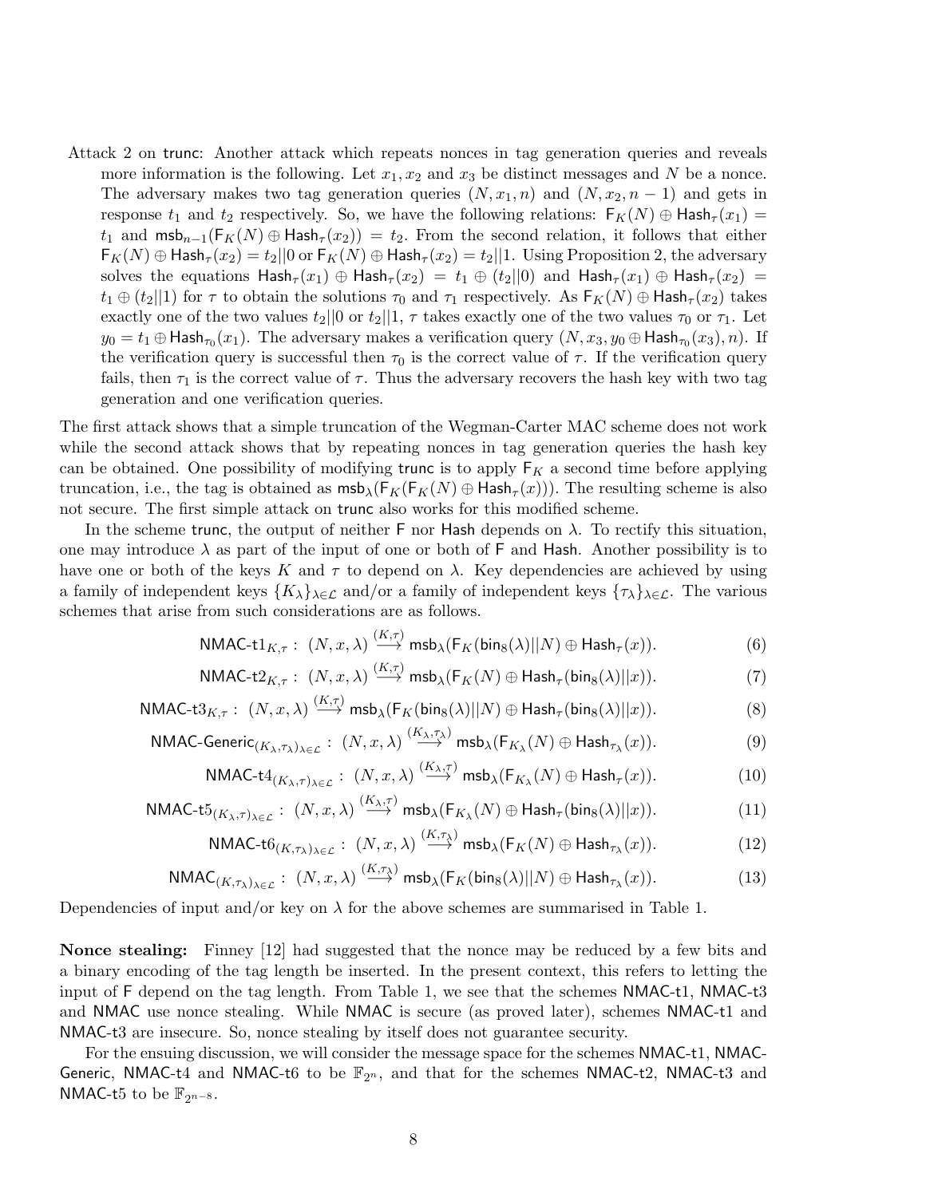Attack 2 on $\mathsf{trunc}$: Another attack which repeats nonces in tag generation queries and reveals more information is the following. Let $x_1, x_2$ and $x_3$ be distinct messages and $N$ be a nonce. The adversary makes two tag generation queries $(N, x_1, n)$ and $(N, x_2, n-1)$ and gets in response $t_1$ and $t_2$ respectively. So, we have the following relations: $\mathsf{F}_K(N) \oplus \mathsf{Hash}_\tau(x_1) = t_1$ and $\mathsf{msb}_{n-1}(\mathsf{F}_K(N) \oplus \mathsf{Hash}_\tau(x_2)) = t_2$. From the second relation, it follows that either $\mathsf{F}_K(N) \oplus \mathsf{Hash}_\tau(x_2) = t_2||0$ or $\mathsf{F}_K(N) \oplus \mathsf{Hash}_\tau(x_2) = t_2||1$. Using Proposition 2, the adversary solves the equations $\mathsf{Hash}_\tau(x_1) \oplus \mathsf{Hash}_\tau(x_2) = t_1 \oplus (t_2||0)$ and $\mathsf{Hash}_\tau(x_1) \oplus \mathsf{Hash}_\tau(x_2) = t_1 \oplus (t_2||1)$ for $\tau$ to obtain the solutions $\tau_0$ and $\tau_1$ respectively. As $\mathsf{F}_K(N) \oplus \mathsf{Hash}_\tau(x_2)$ takes exactly one of the two values $t_2||0$ or $t_2||1$, $\tau$ takes exactly one of the two values $\tau_0$ or $\tau_1$. Let $y_0 = t_1 \oplus \mathsf{Hash}_{\tau_0}(x_1)$. The adversary makes a verification query $(N, x_3, y_0 \oplus \mathsf{Hash}_{\tau_0}(x_3), n)$. If the verification query is successful then $\tau_0$ is the correct value of $\tau$. If the verification query fails, then $\tau_1$ is the correct value of $\tau$. Thus the adversary recovers the hash key with two tag generation and one verification queries.

The first attack shows that a simple truncation of the Wegman-Carter MAC scheme does not work while the second attack shows that by repeating nonces in tag generation queries the hash key can be obtained. One possibility of modifying $\mathsf{trunc}$ is to apply $\mathsf{F}_K$ a second time before applying truncation, i.e., the tag is obtained as $\mathsf{msb}_\lambda(\mathsf{F}_K(\mathsf{F}_K(N) \oplus \mathsf{Hash}_\tau(x)))$. The resulting scheme is also not secure. The first simple attack on $\mathsf{trunc}$ also works for this modified scheme.

In the scheme $\mathsf{trunc}$, the output of neither $\mathsf{F}$ nor $\mathsf{Hash}$ depends on $\lambda$. To rectify this situation, one may introduce $\lambda$ as part of the input of one or both of $\mathsf{F}$ and $\mathsf{Hash}$. Another possibility is to have one or both of the keys $K$ and $\tau$ to depend on $\lambda$. Key dependencies are achieved by using a family of independent keys $\{K_\lambda\}_{\lambda \in \mathcal{L}}$ and/or a family of independent keys $\{\tau_\lambda\}_{\lambda \in \mathcal{L}}$. The various schemes that arise from such considerations are as follows.

$$\mathsf{NMAC\text{-}t1}_{K,\tau}: \ (N, x, \lambda) \overset{(K,\tau)}{\longrightarrow} \mathsf{msb}_\lambda(\mathsf{F}_K(\mathsf{bin}_8(\lambda)||N) \oplus \mathsf{Hash}_\tau(x)). \tag{6}$$

$$\mathsf{NMAC\text{-}t2}_{K,\tau}: \ (N, x, \lambda) \overset{(K,\tau)}{\longrightarrow} \mathsf{msb}_\lambda(\mathsf{F}_K(N) \oplus \mathsf{Hash}_\tau(\mathsf{bin}_8(\lambda)||x)). \tag{7}$$

$$\mathsf{NMAC\text{-}t3}_{K,\tau}: \ (N, x, \lambda) \overset{(K,\tau)}{\longrightarrow} \mathsf{msb}_\lambda(\mathsf{F}_K(\mathsf{bin}_8(\lambda)||N) \oplus \mathsf{Hash}_\tau(\mathsf{bin}_8(\lambda)||x)). \tag{8}$$

$$\mathsf{NMAC\text{-}Generic}_{(K_\lambda,\tau_\lambda)_{\lambda \in \mathcal{L}}}: \ (N, x, \lambda) \overset{(K_\lambda,\tau_\lambda)}{\longrightarrow} \mathsf{msb}_\lambda(\mathsf{F}_{K_\lambda}(N) \oplus \mathsf{Hash}_{\tau_\lambda}(x)). \tag{9}$$

$$\mathsf{NMAC\text{-}t4}_{(K_\lambda,\tau)_{\lambda \in \mathcal{L}}}: \ (N, x, \lambda) \overset{(K_\lambda,\tau)}{\longrightarrow} \mathsf{msb}_\lambda(\mathsf{F}_{K_\lambda}(N) \oplus \mathsf{Hash}_\tau(x)). \tag{10}$$

$$\mathsf{NMAC\text{-}t5}_{(K_\lambda,\tau)_{\lambda \in \mathcal{L}}}: \ (N, x, \lambda) \overset{(K_\lambda,\tau)}{\longrightarrow} \mathsf{msb}_\lambda(\mathsf{F}_{K_\lambda}(N) \oplus \mathsf{Hash}_\tau(\mathsf{bin}_8(\lambda)||x)). \tag{11}$$

$$\mathsf{NMAC\text{-}t6}_{(K,\tau_\lambda)_{\lambda \in \mathcal{L}}}: \ (N, x, \lambda) \overset{(K,\tau_\lambda)}{\longrightarrow} \mathsf{msb}_\lambda(\mathsf{F}_K(N) \oplus \mathsf{Hash}_{\tau_\lambda}(x)). \tag{12}$$

$$\mathsf{NMAC}_{(K,\tau_\lambda)_{\lambda \in \mathcal{L}}}: \ (N, x, \lambda) \overset{(K,\tau_\lambda)}{\longrightarrow} \mathsf{msb}_\lambda(\mathsf{F}_K(\mathsf{bin}_8(\lambda)||N) \oplus \mathsf{Hash}_{\tau_\lambda}(x)). \tag{13}$$

Dependencies of input and/or key on $\lambda$ for the above schemes are summarised in Table 1.

**Nonce stealing:** Finney [12] had suggested that the nonce may be reduced by a few bits and a binary encoding of the tag length be inserted. In the present context, this refers to letting the input of $\mathsf{F}$ depend on the tag length. From Table 1, we see that the schemes NMAC-t1, NMAC-t3 and NMAC use nonce stealing. While NMAC is secure (as proved later), schemes NMAC-t1 and NMAC-t3 are insecure. So, nonce stealing by itself does not guarantee security.

For the ensuing discussion, we will consider the message space for the schemes NMAC-t1, NMAC-Generic, NMAC-t4 and NMAC-t6 to be $\mathbb{F}_{2^n}$, and that for the schemes NMAC-t2, NMAC-t3 and NMAC-t5 to be $\mathbb{F}_{2^{n-8}}$.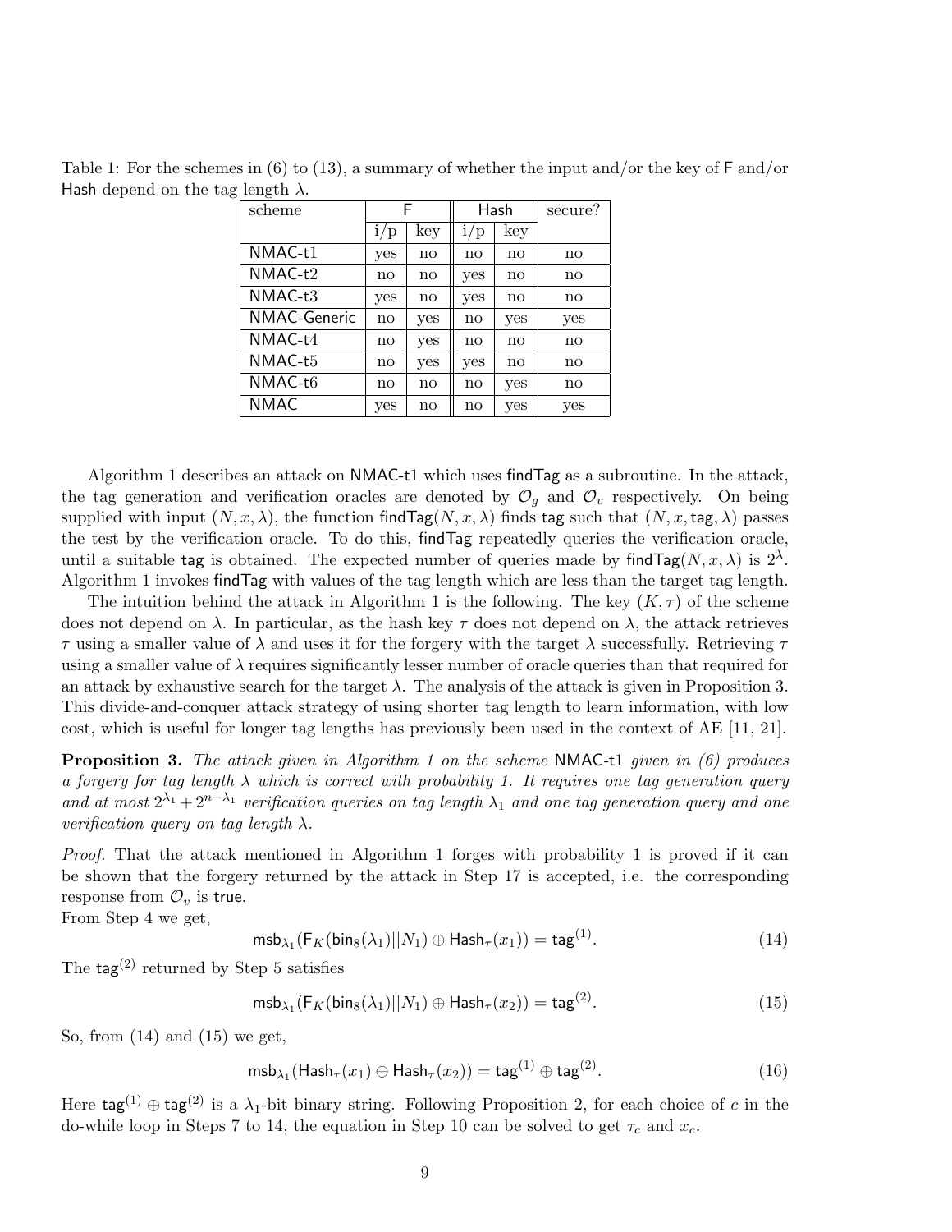Table 1: For the schemes in (6) to (13), a summary of whether the input and/or the key of F and/or Hash depend on the tag length $\lambda$.

| scheme | F | | Hash | | secure? |
|---|---|---|---|---|---|
| | i/p | key | i/p | key | |
| NMAC-t1 | yes | no | no | no | no |
| NMAC-t2 | no | no | yes | no | no |
| NMAC-t3 | yes | no | yes | no | no |
| NMAC-Generic | no | yes | no | yes | yes |
| NMAC-t4 | no | yes | no | no | no |
| NMAC-t5 | no | yes | yes | no | no |
| NMAC-t6 | no | no | no | yes | no |
| NMAC | yes | no | no | yes | yes |

Algorithm 1 describes an attack on NMAC-t1 which uses findTag as a subroutine. In the attack, the tag generation and verification oracles are denoted by $\mathcal{O}_g$ and $\mathcal{O}_v$ respectively. On being supplied with input $(N, x, \lambda)$, the function $\mathsf{findTag}(N, x, \lambda)$ finds tag such that $(N, x, \mathsf{tag}, \lambda)$ passes the test by the verification oracle. To do this, findTag repeatedly queries the verification oracle, until a suitable tag is obtained. The expected number of queries made by $\mathsf{findTag}(N, x, \lambda)$ is $2^{\lambda}$. Algorithm 1 invokes findTag with values of the tag length which are less than the target tag length.

The intuition behind the attack in Algorithm 1 is the following. The key $(K, \tau)$ of the scheme does not depend on $\lambda$. In particular, as the hash key $\tau$ does not depend on $\lambda$, the attack retrieves $\tau$ using a smaller value of $\lambda$ and uses it for the forgery with the target $\lambda$ successfully. Retrieving $\tau$ using a smaller value of $\lambda$ requires significantly lesser number of oracle queries than that required for an attack by exhaustive search for the target $\lambda$. The analysis of the attack is given in Proposition 3. This divide-and-conquer attack strategy of using shorter tag length to learn information, with low cost, which is useful for longer tag lengths has previously been used in the context of AE [11, 21].

**Proposition 3.** *The attack given in Algorithm 1 on the scheme* NMAC-t1 *given in (6) produces a forgery for tag length $\lambda$ which is correct with probability 1. It requires one tag generation query and at most $2^{\lambda_1} + 2^{n-\lambda_1}$ verification queries on tag length $\lambda_1$ and one tag generation query and one verification query on tag length $\lambda$.*

*Proof.* That the attack mentioned in Algorithm 1 forges with probability 1 is proved if it can be shown that the forgery returned by the attack in Step 17 is accepted, i.e. the corresponding response from $\mathcal{O}_v$ is true.
From Step 4 we get,

$$\mathsf{msb}_{\lambda_1}(\mathsf{F}_K(\mathsf{bin}_8(\lambda_1)||N_1) \oplus \mathsf{Hash}_\tau(x_1)) = \mathsf{tag}^{(1)}. \tag{14}$$

The $\mathsf{tag}^{(2)}$ returned by Step 5 satisfies

$$\mathsf{msb}_{\lambda_1}(\mathsf{F}_K(\mathsf{bin}_8(\lambda_1)||N_1) \oplus \mathsf{Hash}_\tau(x_2)) = \mathsf{tag}^{(2)}. \tag{15}$$

So, from (14) and (15) we get,

$$\mathsf{msb}_{\lambda_1}(\mathsf{Hash}_\tau(x_1) \oplus \mathsf{Hash}_\tau(x_2)) = \mathsf{tag}^{(1)} \oplus \mathsf{tag}^{(2)}. \tag{16}$$

Here $\mathsf{tag}^{(1)} \oplus \mathsf{tag}^{(2)}$ is a $\lambda_1$-bit binary string. Following Proposition 2, for each choice of $c$ in the do-while loop in Steps 7 to 14, the equation in Step 10 can be solved to get $\tau_c$ and $x_c$.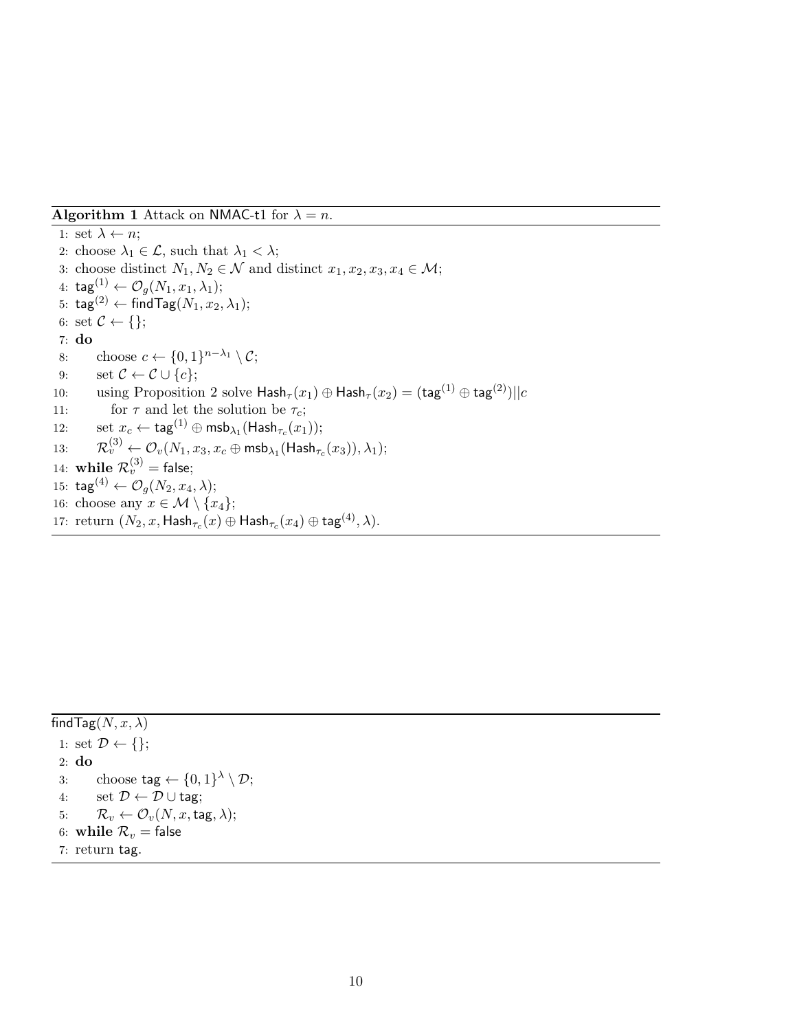**Algorithm 1** Attack on NMAC-t1 for $\lambda = n$.

1: set $\lambda \leftarrow n$;
2: choose $\lambda_1 \in \mathcal{L}$, such that $\lambda_1 < \lambda$;
3: choose distinct $N_1, N_2 \in \mathcal{N}$ and distinct $x_1, x_2, x_3, x_4 \in \mathcal{M}$;
4: $\mathsf{tag}^{(1)} \leftarrow \mathcal{O}_g(N_1, x_1, \lambda_1)$;
5: $\mathsf{tag}^{(2)} \leftarrow \mathsf{findTag}(N_1, x_2, \lambda_1)$;
6: set $\mathcal{C} \leftarrow \{\}$;
7: **do**
8: &nbsp;&nbsp;&nbsp;&nbsp;choose $c \leftarrow \{0,1\}^{n-\lambda_1} \setminus \mathcal{C}$;
9: &nbsp;&nbsp;&nbsp;&nbsp;set $\mathcal{C} \leftarrow \mathcal{C} \cup \{c\}$;
10: &nbsp;&nbsp;&nbsp;&nbsp;using Proposition 2 solve $\mathsf{Hash}_\tau(x_1) \oplus \mathsf{Hash}_\tau(x_2) = (\mathsf{tag}^{(1)} \oplus \mathsf{tag}^{(2)}) || c$
11: &nbsp;&nbsp;&nbsp;&nbsp;&nbsp;&nbsp;&nbsp;&nbsp;for $\tau$ and let the solution be $\tau_c$;
12: &nbsp;&nbsp;&nbsp;&nbsp;set $x_c \leftarrow \mathsf{tag}^{(1)} \oplus \mathsf{msb}_{\lambda_1}(\mathsf{Hash}_{\tau_c}(x_1))$;
13: &nbsp;&nbsp;&nbsp;&nbsp;$\mathcal{R}_v^{(3)} \leftarrow \mathcal{O}_v(N_1, x_3, x_c \oplus \mathsf{msb}_{\lambda_1}(\mathsf{Hash}_{\tau_c}(x_3)), \lambda_1)$;
14: **while** $\mathcal{R}_v^{(3)} = \mathsf{false}$;
15: $\mathsf{tag}^{(4)} \leftarrow \mathcal{O}_g(N_2, x_4, \lambda)$;
16: choose any $x \in \mathcal{M} \setminus \{x_4\}$;
17: return $(N_2, x, \mathsf{Hash}_{\tau_c}(x) \oplus \mathsf{Hash}_{\tau_c}(x_4) \oplus \mathsf{tag}^{(4)}, \lambda)$.

---

$\mathsf{findTag}(N, x, \lambda)$

1: set $\mathcal{D} \leftarrow \{\}$;
2: **do**
3: &nbsp;&nbsp;&nbsp;&nbsp;choose $\mathsf{tag} \leftarrow \{0,1\}^{\lambda} \setminus \mathcal{D}$;
4: &nbsp;&nbsp;&nbsp;&nbsp;set $\mathcal{D} \leftarrow \mathcal{D} \cup \mathsf{tag}$;
5: &nbsp;&nbsp;&nbsp;&nbsp;$\mathcal{R}_v \leftarrow \mathcal{O}_v(N, x, \mathsf{tag}, \lambda)$;
6: **while** $\mathcal{R}_v = \mathsf{false}$
7: return $\mathsf{tag}$.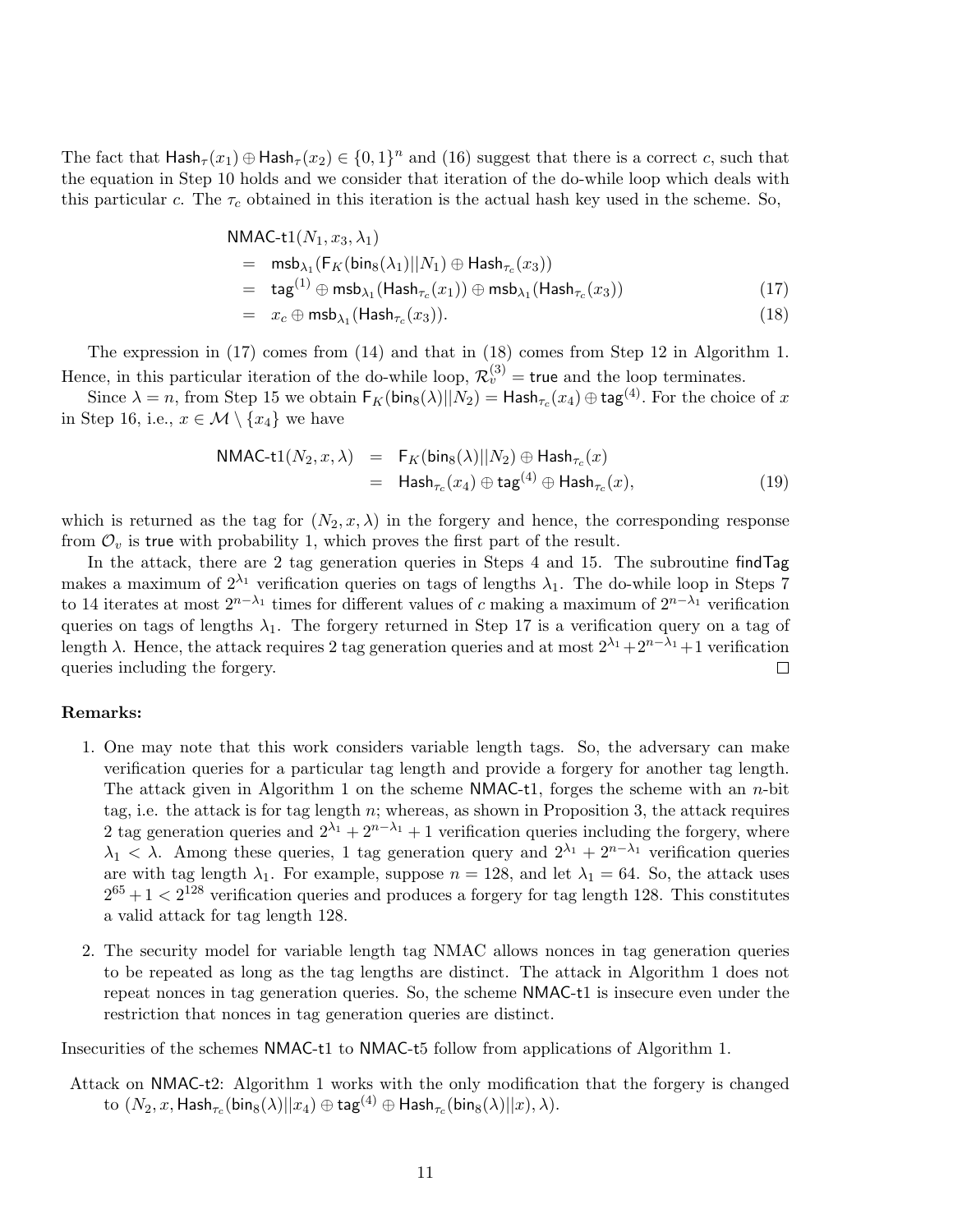The fact that $\mathsf{Hash}_\tau(x_1) \oplus \mathsf{Hash}_\tau(x_2) \in \{0,1\}^n$ and (16) suggest that there is a correct $c$, such that the equation in Step 10 holds and we consider that iteration of the do-while loop which deals with this particular $c$. The $\tau_c$ obtained in this iteration is the actual hash key used in the scheme. So,

$$
\begin{aligned}
&\mathsf{NMAC\text{-}t1}(N_1, x_3, \lambda_1) \\
&\quad = \mathsf{msb}_{\lambda_1}(\mathsf{F}_K(\mathsf{bin}_8(\lambda_1)||N_1) \oplus \mathsf{Hash}_{\tau_c}(x_3)) \\
&\quad = \mathsf{tag}^{(1)} \oplus \mathsf{msb}_{\lambda_1}(\mathsf{Hash}_{\tau_c}(x_1)) \oplus \mathsf{msb}_{\lambda_1}(\mathsf{Hash}_{\tau_c}(x_3)) \qquad (17) \\
&\quad = x_c \oplus \mathsf{msb}_{\lambda_1}(\mathsf{Hash}_{\tau_c}(x_3)). \qquad (18)
\end{aligned}
$$

The expression in (17) comes from (14) and that in (18) comes from Step 12 in Algorithm 1. Hence, in this particular iteration of the do-while loop, $\mathcal{R}_v^{(3)} = \mathsf{true}$ and the loop terminates.

Since $\lambda = n$, from Step 15 we obtain $\mathsf{F}_K(\mathsf{bin}_8(\lambda)||N_2) = \mathsf{Hash}_{\tau_c}(x_4) \oplus \mathsf{tag}^{(4)}$. For the choice of $x$ in Step 16, i.e., $x \in \mathcal{M} \setminus \{x_4\}$ we have

$$
\begin{aligned}
\mathsf{NMAC\text{-}t1}(N_2, x, \lambda) &= \mathsf{F}_K(\mathsf{bin}_8(\lambda)||N_2) \oplus \mathsf{Hash}_{\tau_c}(x) \\
&= \mathsf{Hash}_{\tau_c}(x_4) \oplus \mathsf{tag}^{(4)} \oplus \mathsf{Hash}_{\tau_c}(x), \qquad (19)
\end{aligned}
$$

which is returned as the tag for $(N_2, x, \lambda)$ in the forgery and hence, the corresponding response from $\mathcal{O}_v$ is $\mathsf{true}$ with probability 1, which proves the first part of the result.

In the attack, there are 2 tag generation queries in Steps 4 and 15. The subroutine $\mathsf{findTag}$ makes a maximum of $2^{\lambda_1}$ verification queries on tags of lengths $\lambda_1$. The do-while loop in Steps 7 to 14 iterates at most $2^{n-\lambda_1}$ times for different values of $c$ making a maximum of $2^{n-\lambda_1}$ verification queries on tags of lengths $\lambda_1$. The forgery returned in Step 17 is a verification query on a tag of length $\lambda$. Hence, the attack requires 2 tag generation queries and at most $2^{\lambda_1} + 2^{n-\lambda_1} + 1$ verification queries including the forgery. $\square$

**Remarks:**

1. One may note that this work considers variable length tags. So, the adversary can make verification queries for a particular tag length and provide a forgery for another tag length. The attack given in Algorithm 1 on the scheme NMAC-t1, forges the scheme with an $n$-bit tag, i.e. the attack is for tag length $n$; whereas, as shown in Proposition 3, the attack requires 2 tag generation queries and $2^{\lambda_1} + 2^{n-\lambda_1} + 1$ verification queries including the forgery, where $\lambda_1 < \lambda$. Among these queries, 1 tag generation query and $2^{\lambda_1} + 2^{n-\lambda_1}$ verification queries are with tag length $\lambda_1$. For example, suppose $n = 128$, and let $\lambda_1 = 64$. So, the attack uses $2^{65} + 1 < 2^{128}$ verification queries and produces a forgery for tag length 128. This constitutes a valid attack for tag length 128.

2. The security model for variable length tag NMAC allows nonces in tag generation queries to be repeated as long as the tag lengths are distinct. The attack in Algorithm 1 does not repeat nonces in tag generation queries. So, the scheme NMAC-t1 is insecure even under the restriction that nonces in tag generation queries are distinct.

Insecurities of the schemes NMAC-t1 to NMAC-t5 follow from applications of Algorithm 1.

Attack on NMAC-t2: Algorithm 1 works with the only modification that the forgery is changed to $(N_2, x, \mathsf{Hash}_{\tau_c}(\mathsf{bin}_8(\lambda)||x_4) \oplus \mathsf{tag}^{(4)} \oplus \mathsf{Hash}_{\tau_c}(\mathsf{bin}_8(\lambda)||x), \lambda)$.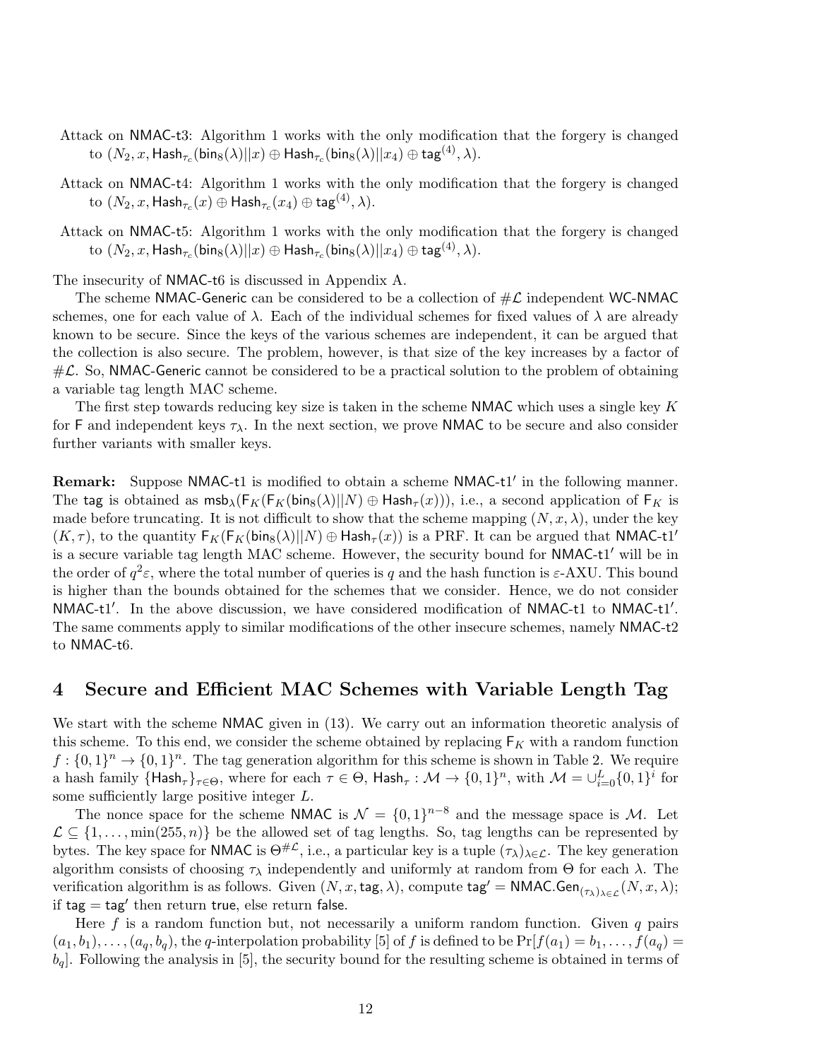Attack on NMAC-t3: Algorithm 1 works with the only modification that the forgery is changed to $(N_2, x, \mathsf{Hash}_{\tau_c}(\mathsf{bin}_8(\lambda)||x) \oplus \mathsf{Hash}_{\tau_c}(\mathsf{bin}_8(\lambda)||x_4) \oplus \mathsf{tag}^{(4)}, \lambda)$.

Attack on NMAC-t4: Algorithm 1 works with the only modification that the forgery is changed to $(N_2, x, \mathsf{Hash}_{\tau_c}(x) \oplus \mathsf{Hash}_{\tau_c}(x_4) \oplus \mathsf{tag}^{(4)}, \lambda)$.

Attack on NMAC-t5: Algorithm 1 works with the only modification that the forgery is changed to $(N_2, x, \mathsf{Hash}_{\tau_c}(\mathsf{bin}_8(\lambda)||x) \oplus \mathsf{Hash}_{\tau_c}(\mathsf{bin}_8(\lambda)||x_4) \oplus \mathsf{tag}^{(4)}, \lambda)$.

The insecurity of NMAC-t6 is discussed in Appendix A.

The scheme NMAC-Generic can be considered to be a collection of $\#\mathcal{L}$ independent WC-NMAC schemes, one for each value of $\lambda$. Each of the individual schemes for fixed values of $\lambda$ are already known to be secure. Since the keys of the various schemes are independent, it can be argued that the collection is also secure. The problem, however, is that size of the key increases by a factor of $\#\mathcal{L}$. So, NMAC-Generic cannot be considered to be a practical solution to the problem of obtaining a variable tag length MAC scheme.

The first step towards reducing key size is taken in the scheme NMAC which uses a single key $K$ for $\mathsf{F}$ and independent keys $\tau_\lambda$. In the next section, we prove NMAC to be secure and also consider further variants with smaller keys.

**Remark:** Suppose NMAC-t1 is modified to obtain a scheme NMAC-t1′ in the following manner. The tag is obtained as $\mathsf{msb}_\lambda(\mathsf{F}_K(\mathsf{F}_K(\mathsf{bin}_8(\lambda)||N) \oplus \mathsf{Hash}_\tau(x)))$, i.e., a second application of $\mathsf{F}_K$ is made before truncating. It is not difficult to show that the scheme mapping $(N, x, \lambda)$, under the key $(K, \tau)$, to the quantity $\mathsf{F}_K(\mathsf{F}_K(\mathsf{bin}_8(\lambda)||N) \oplus \mathsf{Hash}_\tau(x))$ is a PRF. It can be argued that NMAC-t1′ is a secure variable tag length MAC scheme. However, the security bound for NMAC-t1′ will be in the order of $q^2\varepsilon$, where the total number of queries is $q$ and the hash function is $\varepsilon$-AXU. This bound is higher than the bounds obtained for the schemes that we consider. Hence, we do not consider NMAC-t1′. In the above discussion, we have considered modification of NMAC-t1 to NMAC-t1′. The same comments apply to similar modifications of the other insecure schemes, namely NMAC-t2 to NMAC-t6.

# 4 Secure and Efficient MAC Schemes with Variable Length Tag

We start with the scheme NMAC given in (13). We carry out an information theoretic analysis of this scheme. To this end, we consider the scheme obtained by replacing $\mathsf{F}_K$ with a random function $f : \{0,1\}^n \to \{0,1\}^n$. The tag generation algorithm for this scheme is shown in Table 2. We require a hash family $\{\mathsf{Hash}_\tau\}_{\tau \in \Theta}$, where for each $\tau \in \Theta$, $\mathsf{Hash}_\tau : \mathcal{M} \to \{0,1\}^n$, with $\mathcal{M} = \cup_{i=0}^{L}\{0,1\}^i$ for some sufficiently large positive integer $L$.

The nonce space for the scheme NMAC is $\mathcal{N} = \{0,1\}^{n-8}$ and the message space is $\mathcal{M}$. Let $\mathcal{L} \subseteq \{1, \ldots, \min(255, n)\}$ be the allowed set of tag lengths. So, tag lengths can be represented by bytes. The key space for NMAC is $\Theta^{\#\mathcal{L}}$, i.e., a particular key is a tuple $(\tau_\lambda)_{\lambda \in \mathcal{L}}$. The key generation algorithm consists of choosing $\tau_\lambda$ independently and uniformly at random from $\Theta$ for each $\lambda$. The verification algorithm is as follows. Given $(N, x, \mathsf{tag}, \lambda)$, compute $\mathsf{tag}' = \mathsf{NMAC.Gen}_{(\tau_\lambda)_{\lambda \in \mathcal{L}}}(N, x, \lambda)$; if $\mathsf{tag} = \mathsf{tag}'$ then return true, else return false.

Here $f$ is a random function but, not necessarily a uniform random function. Given $q$ pairs $(a_1, b_1), \ldots, (a_q, b_q)$, the $q$-interpolation probability [5] of $f$ is defined to be $\Pr[f(a_1) = b_1, \ldots, f(a_q) = b_q]$. Following the analysis in [5], the security bound for the resulting scheme is obtained in terms of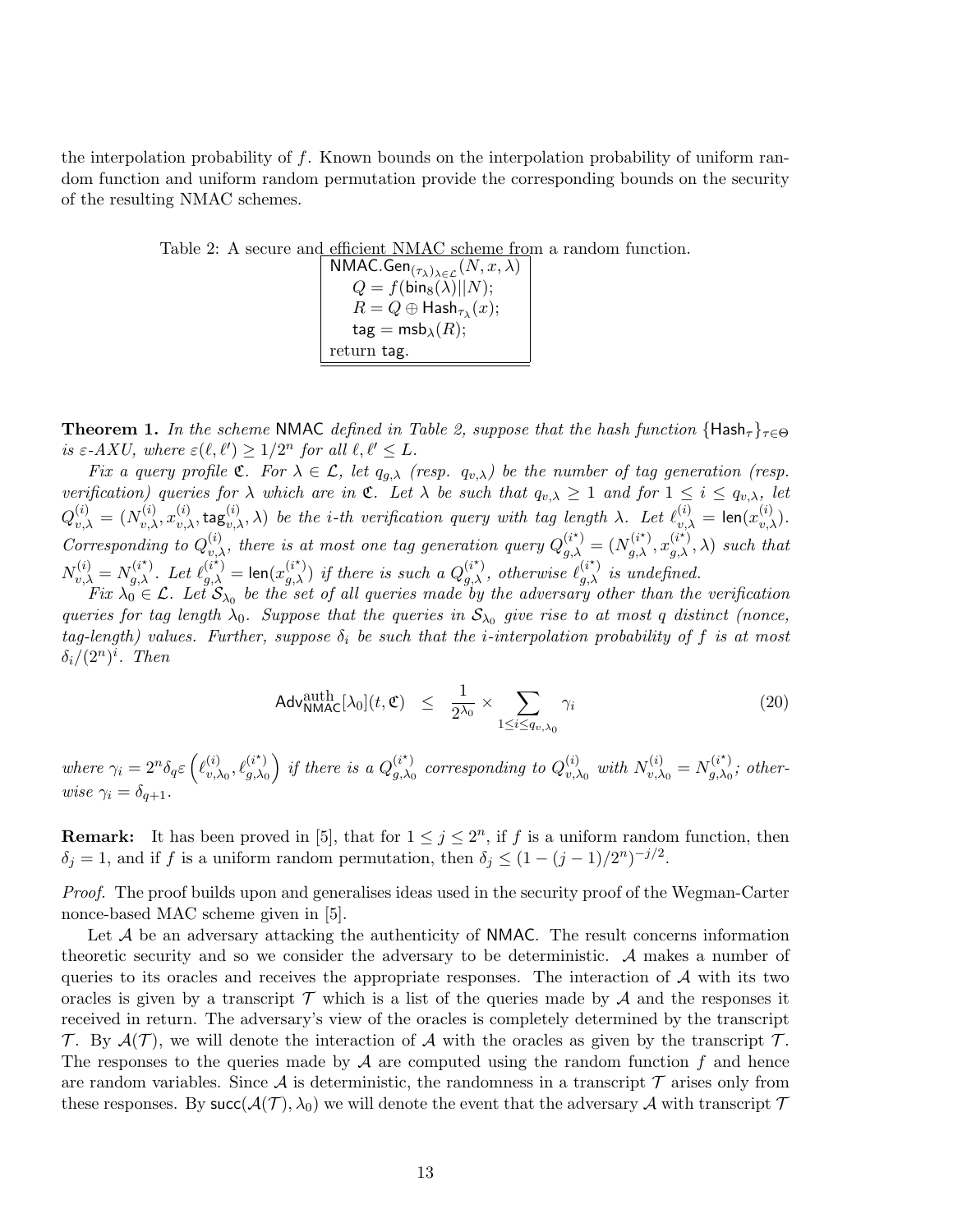the interpolation probability of $f$. Known bounds on the interpolation probability of uniform random function and uniform random permutation provide the corresponding bounds on the security of the resulting NMAC schemes.

Table 2: A secure and efficient NMAC scheme from a random function.

```
NMAC.Gen_{(τ_λ)_{λ∈L}}(N, x, λ)
    Q = f(bin_8(λ)||N);
    R = Q ⊕ Hash_{τ_λ}(x);
    tag = msb_λ(R);
return tag.
```

**Theorem 1.** *In the scheme* NMAC *defined in Table 2, suppose that the hash function* $\{\mathsf{Hash}_\tau\}_{\tau\in\Theta}$ *is* $\varepsilon$*-AXU, where* $\varepsilon(\ell,\ell') \geq 1/2^n$ *for all* $\ell,\ell' \leq L$.

*Fix a query profile* $\mathfrak{C}$. *For* $\lambda \in \mathcal{L}$, *let* $q_{g,\lambda}$ *(resp.* $q_{v,\lambda}$*) be the number of tag generation (resp. verification) queries for* $\lambda$ *which are in* $\mathfrak{C}$. *Let* $\lambda$ *be such that* $q_{v,\lambda} \geq 1$ *and for* $1 \leq i \leq q_{v,\lambda}$, *let* $Q^{(i)}_{v,\lambda} = (N^{(i)}_{v,\lambda}, x^{(i)}_{v,\lambda}, \mathsf{tag}^{(i)}_{v,\lambda}, \lambda)$ *be the* $i$*-th verification query with tag length* $\lambda$. *Let* $\ell^{(i)}_{v,\lambda} = \mathsf{len}(x^{(i)}_{v,\lambda})$. *Corresponding to* $Q^{(i)}_{v,\lambda}$, *there is at most one tag generation query* $Q^{(i^\star)}_{g,\lambda} = (N^{(i^\star)}_{g,\lambda}, x^{(i^\star)}_{g,\lambda}, \lambda)$ *such that* $N^{(i)}_{v,\lambda} = N^{(i^\star)}_{g,\lambda}$. *Let* $\ell^{(i^\star)}_{g,\lambda} = \mathsf{len}(x^{(i^\star)}_{g,\lambda})$ *if there is such a* $Q^{(i^\star)}_{g,\lambda}$, *otherwise* $\ell^{(i^\star)}_{g,\lambda}$ *is undefined.*

*Fix* $\lambda_0 \in \mathcal{L}$. *Let* $\mathcal{S}_{\lambda_0}$ *be the set of all queries made by the adversary other than the verification queries for tag length* $\lambda_0$. *Suppose that the queries in* $\mathcal{S}_{\lambda_0}$ *give rise to at most* $q$ *distinct (nonce, tag-length) values. Further, suppose* $\delta_i$ *be such that the* $i$*-interpolation probability of* $f$ *is at most* $\delta_i/(2^n)^i$. *Then*

$$\mathsf{Adv}^{\mathrm{auth}}_{\mathsf{NMAC}}[\lambda_0](t,\mathfrak{C}) \quad \leq \quad \frac{1}{2^{\lambda_0}} \times \sum_{1\leq i\leq q_{v,\lambda_0}} \gamma_i \tag{20}$$

*where* $\gamma_i = 2^n\delta_q\varepsilon\left(\ell^{(i)}_{v,\lambda_0}, \ell^{(i^\star)}_{g,\lambda_0}\right)$ *if there is a* $Q^{(i^\star)}_{g,\lambda_0}$ *corresponding to* $Q^{(i)}_{v,\lambda_0}$ *with* $N^{(i)}_{v,\lambda_0} = N^{(i^\star)}_{g,\lambda_0}$; *otherwise* $\gamma_i = \delta_{q+1}$.

**Remark:** It has been proved in [5], that for $1 \leq j \leq 2^n$, if $f$ is a uniform random function, then $\delta_j = 1$, and if $f$ is a uniform random permutation, then $\delta_j \leq (1-(j-1)/2^n)^{-j/2}$.

*Proof.* The proof builds upon and generalises ideas used in the security proof of the Wegman-Carter nonce-based MAC scheme given in [5].

Let $\mathcal{A}$ be an adversary attacking the authenticity of NMAC. The result concerns information theoretic security and so we consider the adversary to be deterministic. $\mathcal{A}$ makes a number of queries to its oracles and receives the appropriate responses. The interaction of $\mathcal{A}$ with its two oracles is given by a transcript $\mathcal{T}$ which is a list of the queries made by $\mathcal{A}$ and the responses it received in return. The adversary's view of the oracles is completely determined by the transcript $\mathcal{T}$. By $\mathcal{A}(\mathcal{T})$, we will denote the interaction of $\mathcal{A}$ with the oracles as given by the transcript $\mathcal{T}$. The responses to the queries made by $\mathcal{A}$ are computed using the random function $f$ and hence are random variables. Since $\mathcal{A}$ is deterministic, the randomness in a transcript $\mathcal{T}$ arises only from these responses. By $\mathsf{succ}(\mathcal{A}(\mathcal{T}),\lambda_0)$ we will denote the event that the adversary $\mathcal{A}$ with transcript $\mathcal{T}$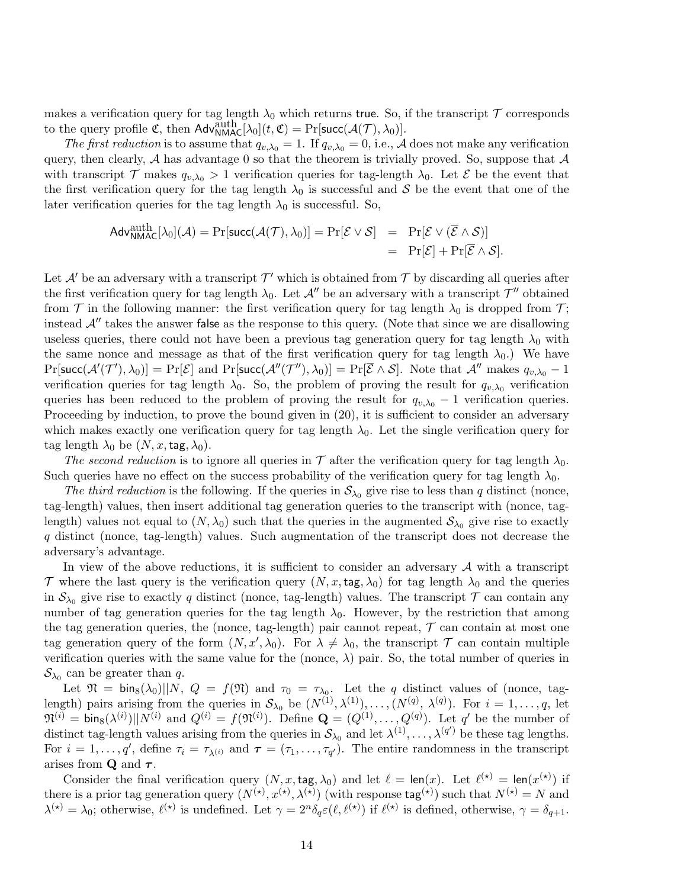makes a verification query for tag length $\lambda_0$ which returns $\mathsf{true}$. So, if the transcript $\mathcal{T}$ corresponds to the query profile $\mathfrak{C}$, then $\mathsf{Adv}^{\mathrm{auth}}_{\mathsf{NMAC}}[\lambda_0](t, \mathfrak{C}) = \Pr[\mathsf{succ}(\mathcal{A}(\mathcal{T}), \lambda_0)]$.

*The first reduction* is to assume that $q_{v,\lambda_0} = 1$. If $q_{v,\lambda_0} = 0$, i.e., $\mathcal{A}$ does not make any verification query, then clearly, $\mathcal{A}$ has advantage 0 so that the theorem is trivially proved. So, suppose that $\mathcal{A}$ with transcript $\mathcal{T}$ makes $q_{v,\lambda_0} > 1$ verification queries for tag-length $\lambda_0$. Let $\mathcal{E}$ be the event that the first verification query for the tag length $\lambda_0$ is successful and $\mathcal{S}$ be the event that one of the later verification queries for the tag length $\lambda_0$ is successful. So,

$$\begin{aligned}
\mathsf{Adv}^{\mathrm{auth}}_{\mathsf{NMAC}}[\lambda_0](\mathcal{A}) = \Pr[\mathsf{succ}(\mathcal{A}(\mathcal{T}), \lambda_0)] = \Pr[\mathcal{E} \vee \mathcal{S}] &= \Pr[\mathcal{E} \vee (\overline{\mathcal{E}} \wedge \mathcal{S})] \\
&= \Pr[\mathcal{E}] + \Pr[\overline{\mathcal{E}} \wedge \mathcal{S}].
\end{aligned}$$

Let $\mathcal{A}'$ be an adversary with a transcript $\mathcal{T}'$ which is obtained from $\mathcal{T}$ by discarding all queries after the first verification query for tag length $\lambda_0$. Let $\mathcal{A}''$ be an adversary with a transcript $\mathcal{T}''$ obtained from $\mathcal{T}$ in the following manner: the first verification query for tag length $\lambda_0$ is dropped from $\mathcal{T}$; instead $\mathcal{A}''$ takes the answer $\mathsf{false}$ as the response to this query. (Note that since we are disallowing useless queries, there could not have been a previous tag generation query for tag length $\lambda_0$ with the same nonce and message as that of the first verification query for tag length $\lambda_0$.) We have $\Pr[\mathsf{succ}(\mathcal{A}'(\mathcal{T}'), \lambda_0)] = \Pr[\mathcal{E}]$ and $\Pr[\mathsf{succ}(\mathcal{A}''(\mathcal{T}''), \lambda_0)] = \Pr[\overline{\mathcal{E}} \wedge \mathcal{S}]$. Note that $\mathcal{A}''$ makes $q_{v,\lambda_0} - 1$ verification queries for tag length $\lambda_0$. So, the problem of proving the result for $q_{v,\lambda_0}$ verification queries has been reduced to the problem of proving the result for $q_{v,\lambda_0} - 1$ verification queries. Proceeding by induction, to prove the bound given in (20), it is sufficient to consider an adversary which makes exactly one verification query for tag length $\lambda_0$. Let the single verification query for tag length $\lambda_0$ be $(N, x, \mathsf{tag}, \lambda_0)$.

*The second reduction* is to ignore all queries in $\mathcal{T}$ after the verification query for tag length $\lambda_0$. Such queries have no effect on the success probability of the verification query for tag length $\lambda_0$.

*The third reduction* is the following. If the queries in $\mathcal{S}_{\lambda_0}$ give rise to less than $q$ distinct (nonce, tag-length) values, then insert additional tag generation queries to the transcript with (nonce, tag-length) values not equal to $(N, \lambda_0)$ such that the queries in the augmented $\mathcal{S}_{\lambda_0}$ give rise to exactly $q$ distinct (nonce, tag-length) values. Such augmentation of the transcript does not decrease the adversary's advantage.

In view of the above reductions, it is sufficient to consider an adversary $\mathcal{A}$ with a transcript $\mathcal{T}$ where the last query is the verification query $(N, x, \mathsf{tag}, \lambda_0)$ for tag length $\lambda_0$ and the queries in $\mathcal{S}_{\lambda_0}$ give rise to exactly $q$ distinct (nonce, tag-length) values. The transcript $\mathcal{T}$ can contain any number of tag generation queries for the tag length $\lambda_0$. However, by the restriction that among the tag generation queries, the (nonce, tag-length) pair cannot repeat, $\mathcal{T}$ can contain at most one tag generation query of the form $(N, x', \lambda_0)$. For $\lambda \neq \lambda_0$, the transcript $\mathcal{T}$ can contain multiple verification queries with the same value for the (nonce, $\lambda$) pair. So, the total number of queries in $\mathcal{S}_{\lambda_0}$ can be greater than $q$.

Let $\mathfrak{N} = \mathsf{bin}_8(\lambda_0)||N$, $Q = f(\mathfrak{N})$ and $\tau_0 = \tau_{\lambda_0}$. Let the $q$ distinct values of (nonce, tag-length) pairs arising from the queries in $\mathcal{S}_{\lambda_0}$ be $(N^{(1)}, \lambda^{(1)}), \ldots, (N^{(q)}, \lambda^{(q)})$. For $i = 1, \ldots, q$, let $\mathfrak{N}^{(i)} = \mathsf{bin}_8(\lambda^{(i)})||N^{(i)}$ and $Q^{(i)} = f(\mathfrak{N}^{(i)})$. Define $\mathbf{Q} = (Q^{(1)}, \ldots, Q^{(q)})$. Let $q'$ be the number of distinct tag-length values arising from the queries in $\mathcal{S}_{\lambda_0}$ and let $\lambda^{(1)}, \ldots, \lambda^{(q')}$ be these tag lengths. For $i = 1, \ldots, q'$, define $\tau_i = \tau_{\lambda^{(i)}}$ and $\boldsymbol{\tau} = (\tau_1, \ldots, \tau_{q'})$. The entire randomness in the transcript arises from $\mathbf{Q}$ and $\boldsymbol{\tau}$.

Consider the final verification query $(N, x, \mathsf{tag}, \lambda_0)$ and let $\ell = \mathsf{len}(x)$. Let $\ell^{(\star)} = \mathsf{len}(x^{(\star)})$ if there is a prior tag generation query $(N^{(\star)}, x^{(\star)}, \lambda^{(\star)})$ (with response $\mathsf{tag}^{(\star)}$) such that $N^{(\star)} = N$ and $\lambda^{(\star)} = \lambda_0$; otherwise, $\ell^{(\star)}$ is undefined. Let $\gamma = 2^n \delta_q \varepsilon(\ell, \ell^{(\star)})$ if $\ell^{(\star)}$ is defined, otherwise, $\gamma = \delta_{q+1}$.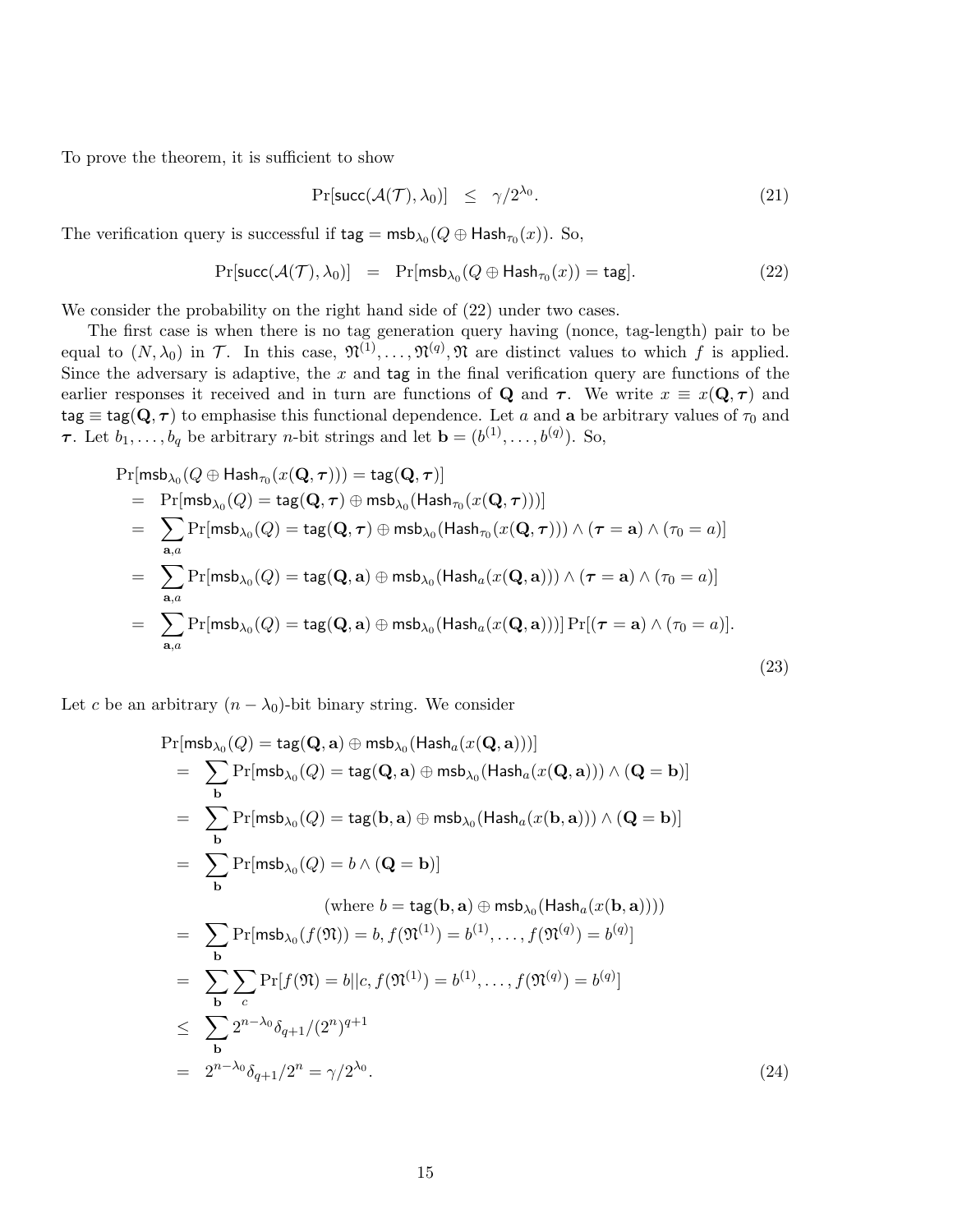To prove the theorem, it is sufficient to show

$$\Pr[\mathsf{succ}(\mathcal{A}(\mathcal{T}), \lambda_0)] \quad \leq \quad \gamma/2^{\lambda_0}. \tag{21}$$

The verification query is successful if $\mathsf{tag} = \mathsf{msb}_{\lambda_0}(Q \oplus \mathsf{Hash}_{\tau_0}(x))$. So,

$$\Pr[\mathsf{succ}(\mathcal{A}(\mathcal{T}), \lambda_0)] \quad = \quad \Pr[\mathsf{msb}_{\lambda_0}(Q \oplus \mathsf{Hash}_{\tau_0}(x)) = \mathsf{tag}]. \tag{22}$$

We consider the probability on the right hand side of (22) under two cases.

The first case is when there is no tag generation query having (nonce, tag-length) pair to be equal to $(N, \lambda_0)$ in $\mathcal{T}$. In this case, $\mathfrak{N}^{(1)}, \ldots, \mathfrak{N}^{(q)}, \mathfrak{N}$ are distinct values to which $f$ is applied. Since the adversary is adaptive, the $x$ and $\mathsf{tag}$ in the final verification query are functions of the earlier responses it received and in turn are functions of $\mathbf{Q}$ and $\boldsymbol{\tau}$. We write $x \equiv x(\mathbf{Q}, \boldsymbol{\tau})$ and $\mathsf{tag} \equiv \mathsf{tag}(\mathbf{Q}, \boldsymbol{\tau})$ to emphasise this functional dependence. Let $a$ and $\mathbf{a}$ be arbitrary values of $\tau_0$ and $\boldsymbol{\tau}$. Let $b_1, \ldots, b_q$ be arbitrary $n$-bit strings and let $\mathbf{b} = (b^{(1)}, \ldots, b^{(q)})$. So,

$$\begin{aligned}
&\Pr[\mathsf{msb}_{\lambda_0}(Q \oplus \mathsf{Hash}_{\tau_0}(x(\mathbf{Q}, \boldsymbol{\tau}))) = \mathsf{tag}(\mathbf{Q}, \boldsymbol{\tau})] \\
&= \Pr[\mathsf{msb}_{\lambda_0}(Q) = \mathsf{tag}(\mathbf{Q}, \boldsymbol{\tau}) \oplus \mathsf{msb}_{\lambda_0}(\mathsf{Hash}_{\tau_0}(x(\mathbf{Q}, \boldsymbol{\tau})))] \\
&= \sum_{\mathbf{a}, a} \Pr[\mathsf{msb}_{\lambda_0}(Q) = \mathsf{tag}(\mathbf{Q}, \boldsymbol{\tau}) \oplus \mathsf{msb}_{\lambda_0}(\mathsf{Hash}_{\tau_0}(x(\mathbf{Q}, \boldsymbol{\tau}))) \wedge (\boldsymbol{\tau} = \mathbf{a}) \wedge (\tau_0 = a)] \\
&= \sum_{\mathbf{a}, a} \Pr[\mathsf{msb}_{\lambda_0}(Q) = \mathsf{tag}(\mathbf{Q}, \mathbf{a}) \oplus \mathsf{msb}_{\lambda_0}(\mathsf{Hash}_{a}(x(\mathbf{Q}, \mathbf{a}))) \wedge (\boldsymbol{\tau} = \mathbf{a}) \wedge (\tau_0 = a)] \\
&= \sum_{\mathbf{a}, a} \Pr[\mathsf{msb}_{\lambda_0}(Q) = \mathsf{tag}(\mathbf{Q}, \mathbf{a}) \oplus \mathsf{msb}_{\lambda_0}(\mathsf{Hash}_{a}(x(\mathbf{Q}, \mathbf{a})))] \Pr[(\boldsymbol{\tau} = \mathbf{a}) \wedge (\tau_0 = a)].
\end{aligned} \tag{23}$$

Let $c$ be an arbitrary $(n - \lambda_0)$-bit binary string. We consider

$$\begin{aligned}
&\Pr[\mathsf{msb}_{\lambda_0}(Q) = \mathsf{tag}(\mathbf{Q}, \mathbf{a}) \oplus \mathsf{msb}_{\lambda_0}(\mathsf{Hash}_{a}(x(\mathbf{Q}, \mathbf{a})))] \\
&= \sum_{\mathbf{b}} \Pr[\mathsf{msb}_{\lambda_0}(Q) = \mathsf{tag}(\mathbf{Q}, \mathbf{a}) \oplus \mathsf{msb}_{\lambda_0}(\mathsf{Hash}_{a}(x(\mathbf{Q}, \mathbf{a}))) \wedge (\mathbf{Q} = \mathbf{b})] \\
&= \sum_{\mathbf{b}} \Pr[\mathsf{msb}_{\lambda_0}(Q) = \mathsf{tag}(\mathbf{b}, \mathbf{a}) \oplus \mathsf{msb}_{\lambda_0}(\mathsf{Hash}_{a}(x(\mathbf{b}, \mathbf{a}))) \wedge (\mathbf{Q} = \mathbf{b})] \\
&= \sum_{\mathbf{b}} \Pr[\mathsf{msb}_{\lambda_0}(Q) = b \wedge (\mathbf{Q} = \mathbf{b})] \\
&\qquad\qquad (\text{where } b = \mathsf{tag}(\mathbf{b}, \mathbf{a}) \oplus \mathsf{msb}_{\lambda_0}(\mathsf{Hash}_{a}(x(\mathbf{b}, \mathbf{a})))) \\
&= \sum_{\mathbf{b}} \Pr[\mathsf{msb}_{\lambda_0}(f(\mathfrak{N})) = b, f(\mathfrak{N}^{(1)}) = b^{(1)}, \ldots, f(\mathfrak{N}^{(q)}) = b^{(q)}] \\
&= \sum_{\mathbf{b}} \sum_{c} \Pr[f(\mathfrak{N}) = b || c, f(\mathfrak{N}^{(1)}) = b^{(1)}, \ldots, f(\mathfrak{N}^{(q)}) = b^{(q)}] \\
&\leq \sum_{\mathbf{b}} 2^{n-\lambda_0} \delta_{q+1} / (2^n)^{q+1} \\
&= 2^{n-\lambda_0} \delta_{q+1} / 2^n = \gamma / 2^{\lambda_0}.
\end{aligned} \tag{24}$$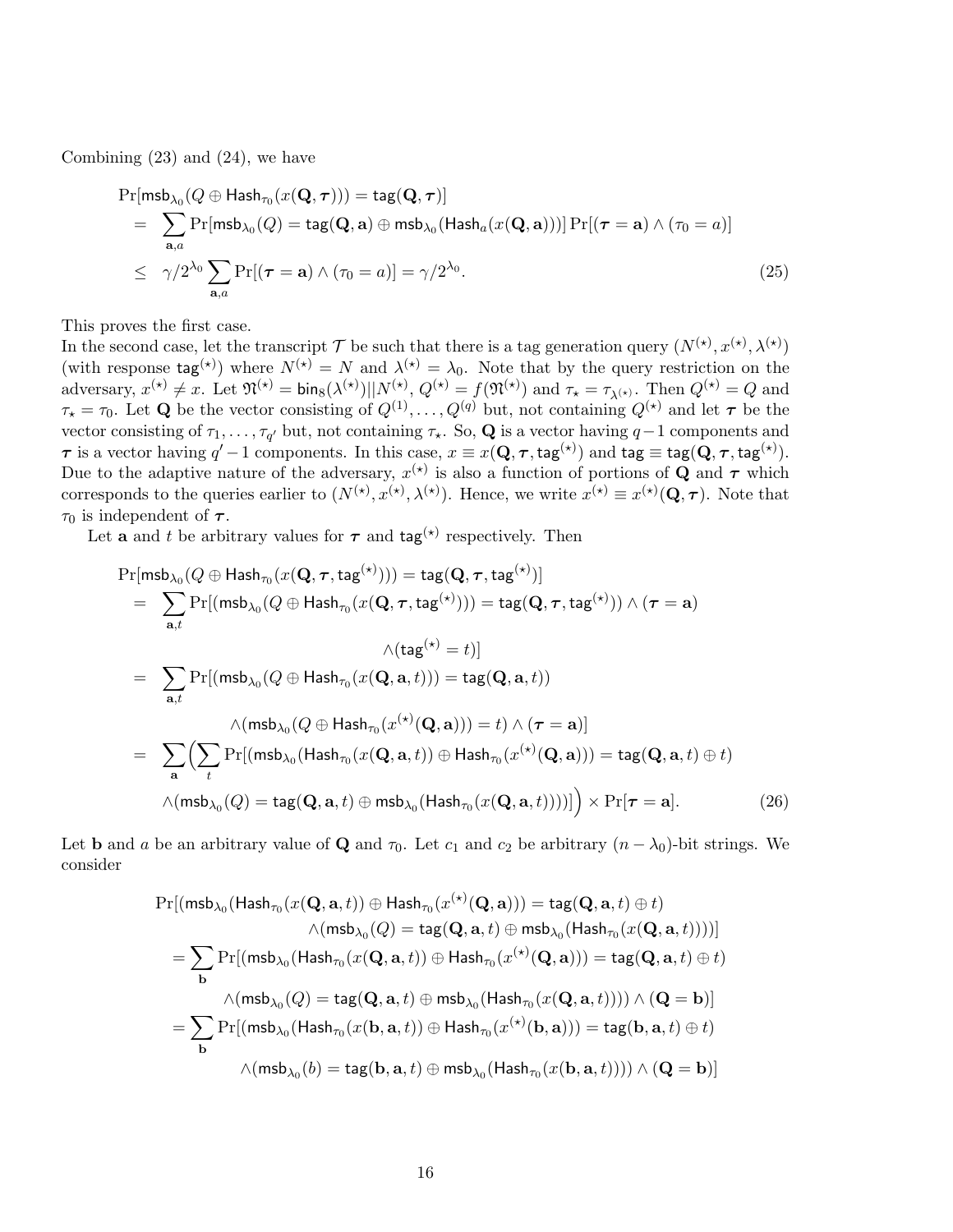Combining (23) and (24), we have

$$
\begin{aligned}
&\Pr[\mathsf{msb}_{\lambda_0}(Q \oplus \mathsf{Hash}_{\tau_0}(x(\mathbf{Q}, \boldsymbol{\tau}))) = \mathsf{tag}(\mathbf{Q}, \boldsymbol{\tau})] \\
&= \sum_{\mathbf{a},a} \Pr[\mathsf{msb}_{\lambda_0}(Q) = \mathsf{tag}(\mathbf{Q}, \mathbf{a}) \oplus \mathsf{msb}_{\lambda_0}(\mathsf{Hash}_a(x(\mathbf{Q}, \mathbf{a})))] \Pr[(\boldsymbol{\tau} = \mathbf{a}) \wedge (\tau_0 = a)] \\
&\leq \gamma/2^{\lambda_0} \sum_{\mathbf{a},a} \Pr[(\boldsymbol{\tau} = \mathbf{a}) \wedge (\tau_0 = a)] = \gamma/2^{\lambda_0}. \qquad (25)
\end{aligned}
$$

This proves the first case.

In the second case, let the transcript $\mathcal{T}$ be such that there is a tag generation query $(N^{(\star)}, x^{(\star)}, \lambda^{(\star)})$ (with response $\mathsf{tag}^{(\star)}$) where $N^{(\star)} = N$ and $\lambda^{(\star)} = \lambda_0$. Note that by the query restriction on the adversary, $x^{(\star)} \neq x$. Let $\mathfrak{N}^{(\star)} = \mathsf{bin}_8(\lambda^{(\star)})||N^{(\star)}$, $Q^{(\star)} = f(\mathfrak{N}^{(\star)})$ and $\tau_\star = \tau_{\lambda^{(\star)}}$. Then $Q^{(\star)} = Q$ and $\tau_\star = \tau_0$. Let $\mathbf{Q}$ be the vector consisting of $Q^{(1)}, \ldots, Q^{(q)}$ but, not containing $Q^{(\star)}$ and let $\boldsymbol{\tau}$ be the vector consisting of $\tau_1, \ldots, \tau_{q'}$ but, not containing $\tau_\star$. So, $\mathbf{Q}$ is a vector having $q-1$ components and $\boldsymbol{\tau}$ is a vector having $q'-1$ components. In this case, $x \equiv x(\mathbf{Q}, \boldsymbol{\tau}, \mathsf{tag}^{(\star)})$ and $\mathsf{tag} \equiv \mathsf{tag}(\mathbf{Q}, \boldsymbol{\tau}, \mathsf{tag}^{(\star)})$. Due to the adaptive nature of the adversary, $x^{(\star)}$ is also a function of portions of $\mathbf{Q}$ and $\boldsymbol{\tau}$ which corresponds to the queries earlier to $(N^{(\star)}, x^{(\star)}, \lambda^{(\star)})$. Hence, we write $x^{(\star)} \equiv x^{(\star)}(\mathbf{Q}, \boldsymbol{\tau})$. Note that $\tau_0$ is independent of $\boldsymbol{\tau}$.

Let $\mathbf{a}$ and $t$ be arbitrary values for $\boldsymbol{\tau}$ and $\mathsf{tag}^{(\star)}$ respectively. Then

$$
\begin{aligned}
&\Pr[\mathsf{msb}_{\lambda_0}(Q \oplus \mathsf{Hash}_{\tau_0}(x(\mathbf{Q}, \boldsymbol{\tau}, \mathsf{tag}^{(\star)}))) = \mathsf{tag}(\mathbf{Q}, \boldsymbol{\tau}, \mathsf{tag}^{(\star)})] \\
&= \sum_{\mathbf{a},t} \Pr[(\mathsf{msb}_{\lambda_0}(Q \oplus \mathsf{Hash}_{\tau_0}(x(\mathbf{Q}, \boldsymbol{\tau}, \mathsf{tag}^{(\star)}))) = \mathsf{tag}(\mathbf{Q}, \boldsymbol{\tau}, \mathsf{tag}^{(\star)})) \wedge (\boldsymbol{\tau} = \mathbf{a}) \\
&\qquad\qquad \wedge (\mathsf{tag}^{(\star)} = t)] \\
&= \sum_{\mathbf{a},t} \Pr[(\mathsf{msb}_{\lambda_0}(Q \oplus \mathsf{Hash}_{\tau_0}(x(\mathbf{Q}, \mathbf{a}, t))) = \mathsf{tag}(\mathbf{Q}, \mathbf{a}, t)) \\
&\qquad\qquad \wedge (\mathsf{msb}_{\lambda_0}(Q \oplus \mathsf{Hash}_{\tau_0}(x^{(\star)}(\mathbf{Q}, \mathbf{a}))) = t) \wedge (\boldsymbol{\tau} = \mathbf{a})] \\
&= \sum_{\mathbf{a}} \Big( \sum_{t} \Pr[(\mathsf{msb}_{\lambda_0}(\mathsf{Hash}_{\tau_0}(x(\mathbf{Q}, \mathbf{a}, t)) \oplus \mathsf{Hash}_{\tau_0}(x^{(\star)}(\mathbf{Q}, \mathbf{a}))) = \mathsf{tag}(\mathbf{Q}, \mathbf{a}, t) \oplus t) \\
&\qquad \wedge (\mathsf{msb}_{\lambda_0}(Q) = \mathsf{tag}(\mathbf{Q}, \mathbf{a}, t) \oplus \mathsf{msb}_{\lambda_0}(\mathsf{Hash}_{\tau_0}(x(\mathbf{Q}, \mathbf{a}, t))))] \Big) \times \Pr[\boldsymbol{\tau} = \mathbf{a}]. \qquad (26)
\end{aligned}
$$

Let $\mathbf{b}$ and $a$ be an arbitrary value of $\mathbf{Q}$ and $\tau_0$. Let $c_1$ and $c_2$ be arbitrary $(n - \lambda_0)$-bit strings. We consider

$$
\begin{aligned}
&\Pr[(\mathsf{msb}_{\lambda_0}(\mathsf{Hash}_{\tau_0}(x(\mathbf{Q}, \mathbf{a}, t)) \oplus \mathsf{Hash}_{\tau_0}(x^{(\star)}(\mathbf{Q}, \mathbf{a}))) = \mathsf{tag}(\mathbf{Q}, \mathbf{a}, t) \oplus t) \\
&\qquad\qquad \wedge (\mathsf{msb}_{\lambda_0}(Q) = \mathsf{tag}(\mathbf{Q}, \mathbf{a}, t) \oplus \mathsf{msb}_{\lambda_0}(\mathsf{Hash}_{\tau_0}(x(\mathbf{Q}, \mathbf{a}, t))))] \\
&= \sum_{\mathbf{b}} \Pr[(\mathsf{msb}_{\lambda_0}(\mathsf{Hash}_{\tau_0}(x(\mathbf{Q}, \mathbf{a}, t)) \oplus \mathsf{Hash}_{\tau_0}(x^{(\star)}(\mathbf{Q}, \mathbf{a}))) = \mathsf{tag}(\mathbf{Q}, \mathbf{a}, t) \oplus t) \\
&\qquad \wedge (\mathsf{msb}_{\lambda_0}(Q) = \mathsf{tag}(\mathbf{Q}, \mathbf{a}, t) \oplus \mathsf{msb}_{\lambda_0}(\mathsf{Hash}_{\tau_0}(x(\mathbf{Q}, \mathbf{a}, t)))) \wedge (\mathbf{Q} = \mathbf{b})] \\
&= \sum_{\mathbf{b}} \Pr[(\mathsf{msb}_{\lambda_0}(\mathsf{Hash}_{\tau_0}(x(\mathbf{b}, \mathbf{a}, t)) \oplus \mathsf{Hash}_{\tau_0}(x^{(\star)}(\mathbf{b}, \mathbf{a}))) = \mathsf{tag}(\mathbf{b}, \mathbf{a}, t) \oplus t) \\
&\qquad \wedge (\mathsf{msb}_{\lambda_0}(b) = \mathsf{tag}(\mathbf{b}, \mathbf{a}, t) \oplus \mathsf{msb}_{\lambda_0}(\mathsf{Hash}_{\tau_0}(x(\mathbf{b}, \mathbf{a}, t)))) \wedge (\mathbf{Q} = \mathbf{b})]
\end{aligned}
$$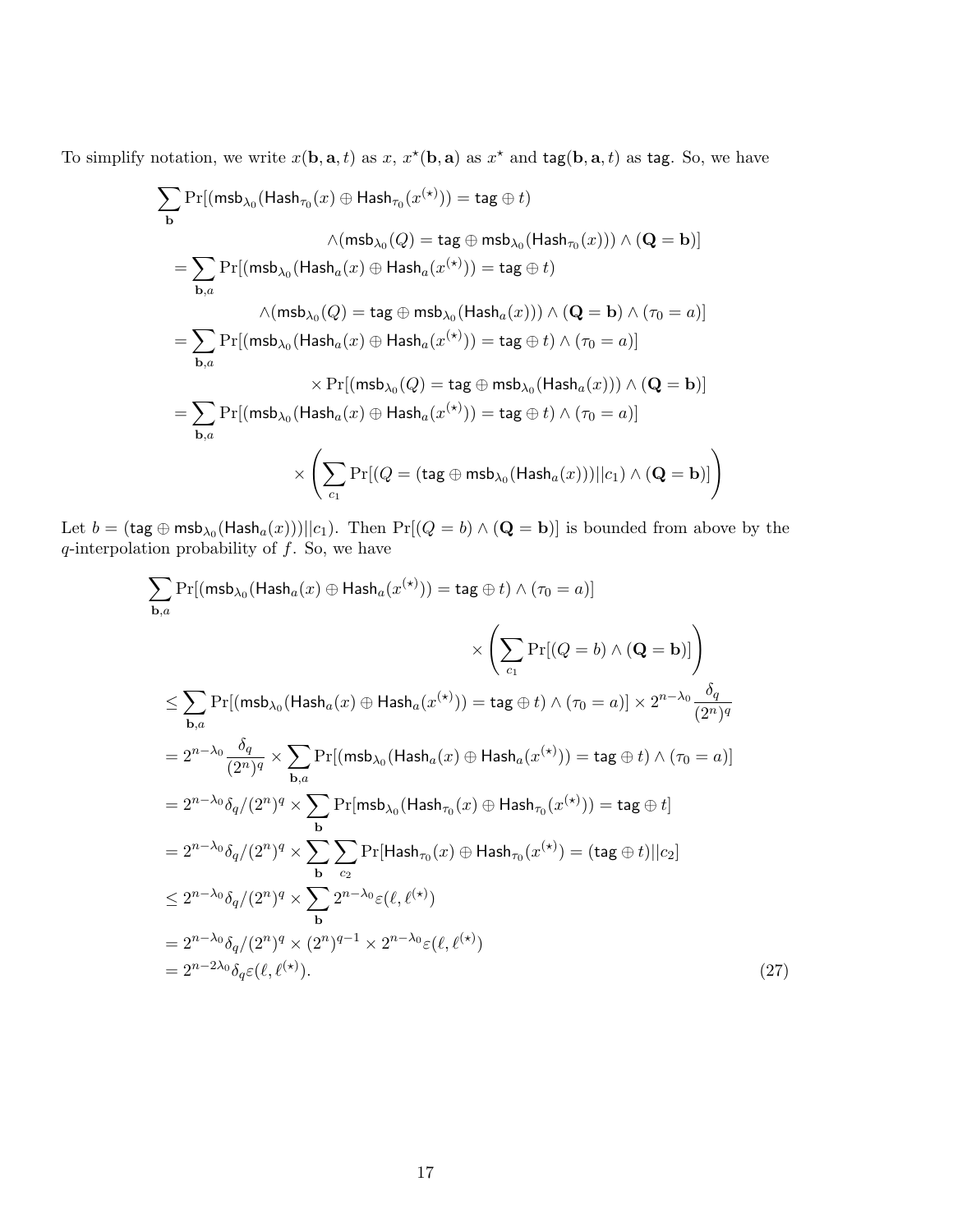To simplify notation, we write $x(\mathbf{b}, \mathbf{a}, t)$ as $x$, $x^\star(\mathbf{b}, \mathbf{a})$ as $x^\star$ and $\mathsf{tag}(\mathbf{b}, \mathbf{a}, t)$ as $\mathsf{tag}$. So, we have

$$
\begin{aligned}
&\sum_{\mathbf{b}} \Pr[(\mathsf{msb}_{\lambda_0}(\mathsf{Hash}_{\tau_0}(x) \oplus \mathsf{Hash}_{\tau_0}(x^{(\star)})) = \mathsf{tag} \oplus t) \\
&\qquad\qquad \wedge (\mathsf{msb}_{\lambda_0}(Q) = \mathsf{tag} \oplus \mathsf{msb}_{\lambda_0}(\mathsf{Hash}_{\tau_0}(x))) \wedge (\mathbf{Q} = \mathbf{b})] \\
&= \sum_{\mathbf{b},a} \Pr[(\mathsf{msb}_{\lambda_0}(\mathsf{Hash}_{a}(x) \oplus \mathsf{Hash}_{a}(x^{(\star)})) = \mathsf{tag} \oplus t) \\
&\qquad\qquad \wedge (\mathsf{msb}_{\lambda_0}(Q) = \mathsf{tag} \oplus \mathsf{msb}_{\lambda_0}(\mathsf{Hash}_{a}(x))) \wedge (\mathbf{Q} = \mathbf{b}) \wedge (\tau_0 = a)] \\
&= \sum_{\mathbf{b},a} \Pr[(\mathsf{msb}_{\lambda_0}(\mathsf{Hash}_{a}(x) \oplus \mathsf{Hash}_{a}(x^{(\star)})) = \mathsf{tag} \oplus t) \wedge (\tau_0 = a)] \\
&\qquad\qquad \times \Pr[(\mathsf{msb}_{\lambda_0}(Q) = \mathsf{tag} \oplus \mathsf{msb}_{\lambda_0}(\mathsf{Hash}_{a}(x))) \wedge (\mathbf{Q} = \mathbf{b})] \\
&= \sum_{\mathbf{b},a} \Pr[(\mathsf{msb}_{\lambda_0}(\mathsf{Hash}_{a}(x) \oplus \mathsf{Hash}_{a}(x^{(\star)})) = \mathsf{tag} \oplus t) \wedge (\tau_0 = a)] \\
&\qquad\qquad \times \left( \sum_{c_1} \Pr[(Q = (\mathsf{tag} \oplus \mathsf{msb}_{\lambda_0}(\mathsf{Hash}_{a}(x)))||c_1) \wedge (\mathbf{Q} = \mathbf{b})] \right)
\end{aligned}
$$

Let $b = (\mathsf{tag} \oplus \mathsf{msb}_{\lambda_0}(\mathsf{Hash}_a(x)))||c_1)$. Then $\Pr[(Q = b) \wedge (\mathbf{Q} = \mathbf{b})]$ is bounded from above by the $q$-interpolation probability of $f$. So, we have

$$
\begin{aligned}
&\sum_{\mathbf{b},a} \Pr[(\mathsf{msb}_{\lambda_0}(\mathsf{Hash}_{a}(x) \oplus \mathsf{Hash}_{a}(x^{(\star)})) = \mathsf{tag} \oplus t) \wedge (\tau_0 = a)] \\
&\qquad\qquad\qquad\qquad \times \left( \sum_{c_1} \Pr[(Q = b) \wedge (\mathbf{Q} = \mathbf{b})] \right) \\
&\le \sum_{\mathbf{b},a} \Pr[(\mathsf{msb}_{\lambda_0}(\mathsf{Hash}_{a}(x) \oplus \mathsf{Hash}_{a}(x^{(\star)})) = \mathsf{tag} \oplus t) \wedge (\tau_0 = a)] \times 2^{n-\lambda_0} \frac{\delta_q}{(2^n)^q} \\
&= 2^{n-\lambda_0} \frac{\delta_q}{(2^n)^q} \times \sum_{\mathbf{b},a} \Pr[(\mathsf{msb}_{\lambda_0}(\mathsf{Hash}_{a}(x) \oplus \mathsf{Hash}_{a}(x^{(\star)})) = \mathsf{tag} \oplus t) \wedge (\tau_0 = a)] \\
&= 2^{n-\lambda_0} \delta_q / (2^n)^q \times \sum_{\mathbf{b}} \Pr[\mathsf{msb}_{\lambda_0}(\mathsf{Hash}_{\tau_0}(x) \oplus \mathsf{Hash}_{\tau_0}(x^{(\star)})) = \mathsf{tag} \oplus t] \\
&= 2^{n-\lambda_0} \delta_q / (2^n)^q \times \sum_{\mathbf{b}} \sum_{c_2} \Pr[\mathsf{Hash}_{\tau_0}(x) \oplus \mathsf{Hash}_{\tau_0}(x^{(\star)}) = (\mathsf{tag} \oplus t)||c_2] \\
&\le 2^{n-\lambda_0} \delta_q / (2^n)^q \times \sum_{\mathbf{b}} 2^{n-\lambda_0} \varepsilon(\ell, \ell^{(\star)}) \\
&= 2^{n-\lambda_0} \delta_q / (2^n)^q \times (2^n)^{q-1} \times 2^{n-\lambda_0} \varepsilon(\ell, \ell^{(\star)}) \\
&= 2^{n-2\lambda_0} \delta_q \varepsilon(\ell, \ell^{(\star)}).
\end{aligned}
\tag{27}
$$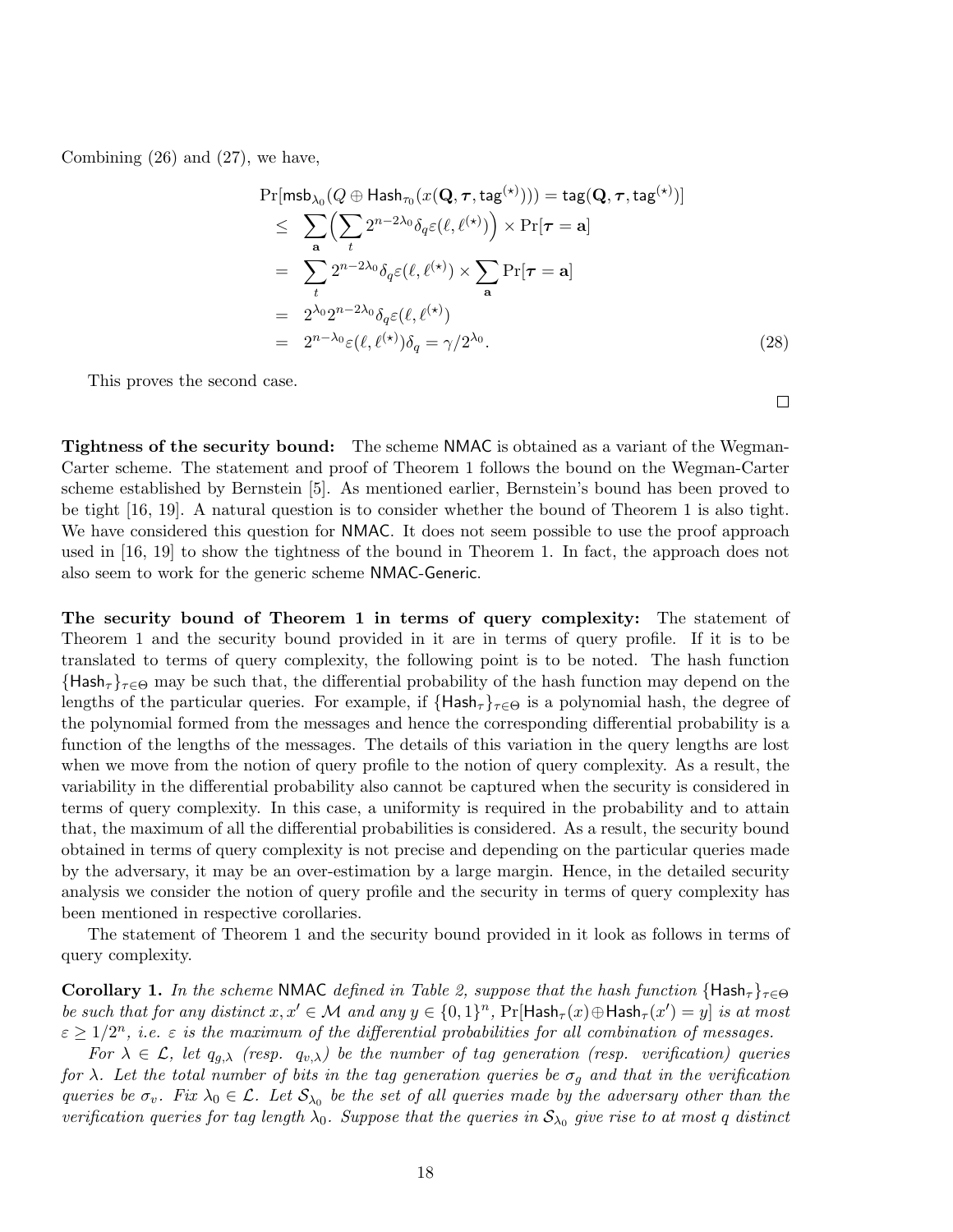Combining (26) and (27), we have,

$$
\begin{aligned}
&\Pr[\mathsf{msb}_{\lambda_0}(Q \oplus \mathsf{Hash}_{\tau_0}(x(\mathbf{Q}, \boldsymbol{\tau}, \mathsf{tag}^{(\star)}))) = \mathsf{tag}(\mathbf{Q}, \boldsymbol{\tau}, \mathsf{tag}^{(\star)})] \\
&\leq \sum_{\mathbf{a}} \Big( \sum_{t} 2^{n-2\lambda_0} \delta_q \varepsilon(\ell, \ell^{(\star)}) \Big) \times \Pr[\boldsymbol{\tau} = \mathbf{a}] \\
&= \sum_{t} 2^{n-2\lambda_0} \delta_q \varepsilon(\ell, \ell^{(\star)}) \times \sum_{\mathbf{a}} \Pr[\boldsymbol{\tau} = \mathbf{a}] \\
&= 2^{\lambda_0} 2^{n-2\lambda_0} \delta_q \varepsilon(\ell, \ell^{(\star)}) \\
&= 2^{n-\lambda_0} \varepsilon(\ell, \ell^{(\star)}) \delta_q = \gamma / 2^{\lambda_0}. \qquad (28)
\end{aligned}
$$

This proves the second case.

□

**Tightness of the security bound:** The scheme NMAC is obtained as a variant of the Wegman-Carter scheme. The statement and proof of Theorem 1 follows the bound on the Wegman-Carter scheme established by Bernstein [5]. As mentioned earlier, Bernstein's bound has been proved to be tight [16, 19]. A natural question is to consider whether the bound of Theorem 1 is also tight. We have considered this question for NMAC. It does not seem possible to use the proof approach used in [16, 19] to show the tightness of the bound in Theorem 1. In fact, the approach does not also seem to work for the generic scheme NMAC-Generic.

**The security bound of Theorem 1 in terms of query complexity:** The statement of Theorem 1 and the security bound provided in it are in terms of query profile. If it is to be translated to terms of query complexity, the following point is to be noted. The hash function $\{\mathsf{Hash}_\tau\}_{\tau\in\Theta}$ may be such that, the differential probability of the hash function may depend on the lengths of the particular queries. For example, if $\{\mathsf{Hash}_\tau\}_{\tau\in\Theta}$ is a polynomial hash, the degree of the polynomial formed from the messages and hence the corresponding differential probability is a function of the lengths of the messages. The details of this variation in the query lengths are lost when we move from the notion of query profile to the notion of query complexity. As a result, the variability in the differential probability also cannot be captured when the security is considered in terms of query complexity. In this case, a uniformity is required in the probability and to attain that, the maximum of all the differential probabilities is considered. As a result, the security bound obtained in terms of query complexity is not precise and depending on the particular queries made by the adversary, it may be an over-estimation by a large margin. Hence, in the detailed security analysis we consider the notion of query profile and the security in terms of query complexity has been mentioned in respective corollaries.

The statement of Theorem 1 and the security bound provided in it look as follows in terms of query complexity.

**Corollary 1.** *In the scheme* NMAC *defined in Table 2, suppose that the hash function* $\{\mathsf{Hash}_\tau\}_{\tau\in\Theta}$ *be such that for any distinct* $x, x' \in \mathcal{M}$ *and any* $y \in \{0,1\}^n$, $\Pr[\mathsf{Hash}_\tau(x) \oplus \mathsf{Hash}_\tau(x') = y]$ *is at most* $\varepsilon \geq 1/2^n$, *i.e.* $\varepsilon$ *is the maximum of the differential probabilities for all combination of messages.*

*For* $\lambda \in \mathcal{L}$, *let* $q_{g,\lambda}$ *(resp.* $q_{v,\lambda}$*) be the number of tag generation (resp. verification) queries for* $\lambda$. *Let the total number of bits in the tag generation queries be* $\sigma_g$ *and that in the verification queries be* $\sigma_v$. *Fix* $\lambda_0 \in \mathcal{L}$. *Let* $\mathcal{S}_{\lambda_0}$ *be the set of all queries made by the adversary other than the verification queries for tag length* $\lambda_0$. *Suppose that the queries in* $\mathcal{S}_{\lambda_0}$ *give rise to at most* $q$ *distinct*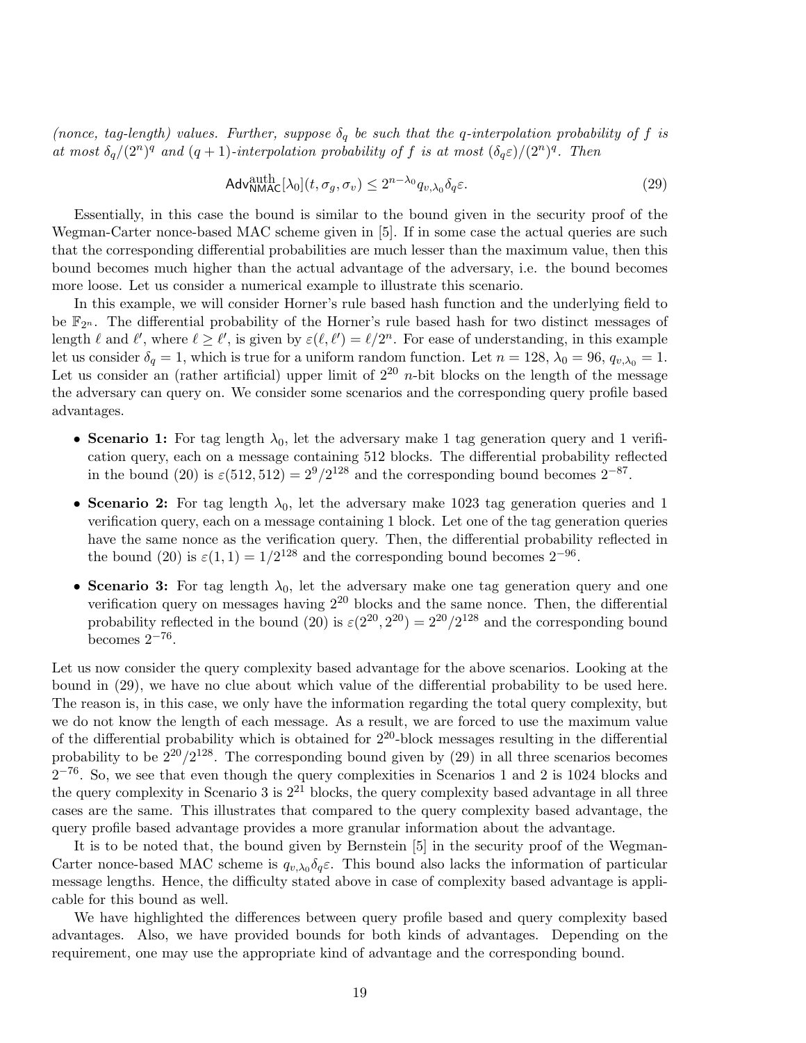*(nonce, tag-length) values. Further, suppose $\delta_q$ be such that the q-interpolation probability of f is at most $\delta_q/(2^n)^q$ and $(q+1)$-interpolation probability of f is at most $(\delta_q\varepsilon)/(2^n)^q$. Then*

$$\mathsf{Adv}^{\mathrm{auth}}_{\mathsf{NMAC}}[\lambda_0](t, \sigma_g, \sigma_v) \leq 2^{n-\lambda_0} q_{v,\lambda_0} \delta_q \varepsilon. \tag{29}$$

Essentially, in this case the bound is similar to the bound given in the security proof of the Wegman-Carter nonce-based MAC scheme given in [5]. If in some case the actual queries are such that the corresponding differential probabilities are much lesser than the maximum value, then this bound becomes much higher than the actual advantage of the adversary, i.e. the bound becomes more loose. Let us consider a numerical example to illustrate this scenario.

In this example, we will consider Horner's rule based hash function and the underlying field to be $\mathbb{F}_{2^n}$. The differential probability of the Horner's rule based hash for two distinct messages of length $\ell$ and $\ell'$, where $\ell \geq \ell'$, is given by $\varepsilon(\ell, \ell') = \ell/2^n$. For ease of understanding, in this example let us consider $\delta_q = 1$, which is true for a uniform random function. Let $n = 128$, $\lambda_0 = 96$, $q_{v,\lambda_0} = 1$. Let us consider an (rather artificial) upper limit of $2^{20}$ $n$-bit blocks on the length of the message the adversary can query on. We consider some scenarios and the corresponding query profile based advantages.

- **Scenario 1:** For tag length $\lambda_0$, let the adversary make 1 tag generation query and 1 verification query, each on a message containing 512 blocks. The differential probability reflected in the bound (20) is $\varepsilon(512, 512) = 2^9/2^{128}$ and the corresponding bound becomes $2^{-87}$.
- **Scenario 2:** For tag length $\lambda_0$, let the adversary make 1023 tag generation queries and 1 verification query, each on a message containing 1 block. Let one of the tag generation queries have the same nonce as the verification query. Then, the differential probability reflected in the bound (20) is $\varepsilon(1, 1) = 1/2^{128}$ and the corresponding bound becomes $2^{-96}$.
- **Scenario 3:** For tag length $\lambda_0$, let the adversary make one tag generation query and one verification query on messages having $2^{20}$ blocks and the same nonce. Then, the differential probability reflected in the bound (20) is $\varepsilon(2^{20}, 2^{20}) = 2^{20}/2^{128}$ and the corresponding bound becomes $2^{-76}$.

Let us now consider the query complexity based advantage for the above scenarios. Looking at the bound in (29), we have no clue about which value of the differential probability to be used here. The reason is, in this case, we only have the information regarding the total query complexity, but we do not know the length of each message. As a result, we are forced to use the maximum value of the differential probability which is obtained for $2^{20}$-block messages resulting in the differential probability to be $2^{20}/2^{128}$. The corresponding bound given by (29) in all three scenarios becomes $2^{-76}$. So, we see that even though the query complexities in Scenarios 1 and 2 is 1024 blocks and the query complexity in Scenario 3 is $2^{21}$ blocks, the query complexity based advantage in all three cases are the same. This illustrates that compared to the query complexity based advantage, the query profile based advantage provides a more granular information about the advantage.

It is to be noted that, the bound given by Bernstein [5] in the security proof of the Wegman-Carter nonce-based MAC scheme is $q_{v,\lambda_0}\delta_q\varepsilon$. This bound also lacks the information of particular message lengths. Hence, the difficulty stated above in case of complexity based advantage is applicable for this bound as well.

We have highlighted the differences between query profile based and query complexity based advantages. Also, we have provided bounds for both kinds of advantages. Depending on the requirement, one may use the appropriate kind of advantage and the corresponding bound.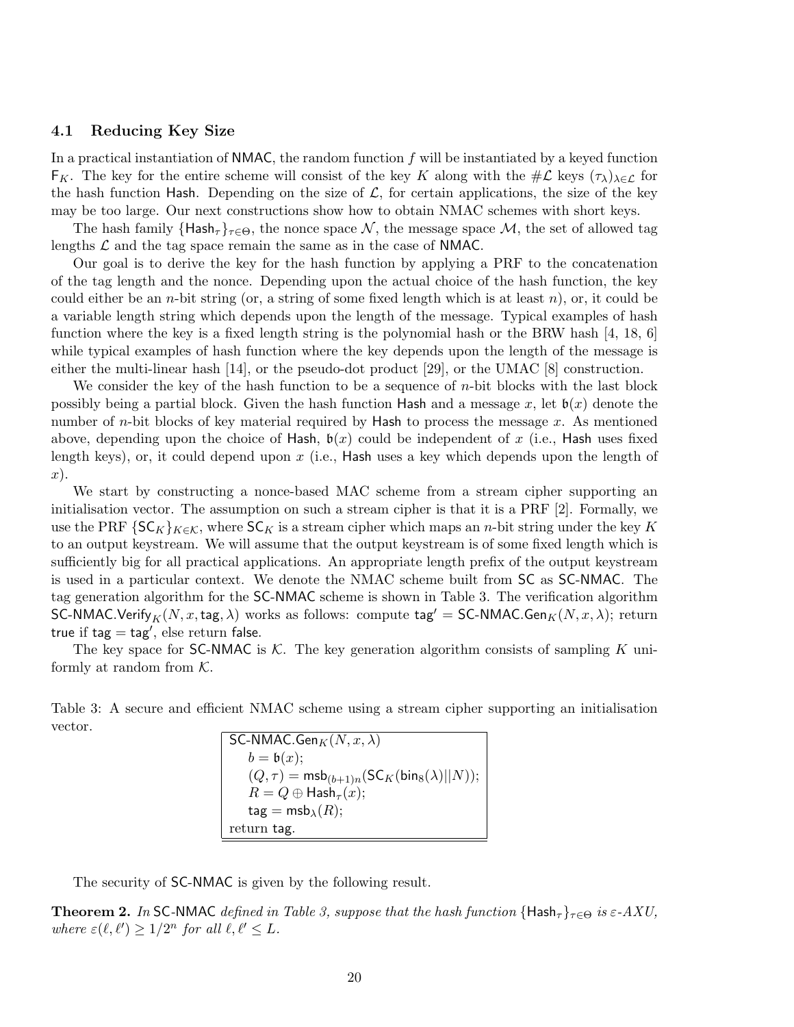### 4.1 Reducing Key Size

In a practical instantiation of NMAC, the random function $f$ will be instantiated by a keyed function $\mathsf{F}_K$. The key for the entire scheme will consist of the key $K$ along with the $\#\mathcal{L}$ keys $(\tau_\lambda)_{\lambda\in\mathcal{L}}$ for the hash function Hash. Depending on the size of $\mathcal{L}$, for certain applications, the size of the key may be too large. Our next constructions show how to obtain NMAC schemes with short keys.

The hash family $\{\mathsf{Hash}_\tau\}_{\tau\in\Theta}$, the nonce space $\mathcal{N}$, the message space $\mathcal{M}$, the set of allowed tag lengths $\mathcal{L}$ and the tag space remain the same as in the case of NMAC.

Our goal is to derive the key for the hash function by applying a PRF to the concatenation of the tag length and the nonce. Depending upon the actual choice of the hash function, the key could either be an $n$-bit string (or, a string of some fixed length which is at least $n$), or, it could be a variable length string which depends upon the length of the message. Typical examples of hash function where the key is a fixed length string is the polynomial hash or the BRW hash [4, 18, 6] while typical examples of hash function where the key depends upon the length of the message is either the multi-linear hash [14], or the pseudo-dot product [29], or the UMAC [8] construction.

We consider the key of the hash function to be a sequence of $n$-bit blocks with the last block possibly being a partial block. Given the hash function Hash and a message $x$, let $\mathfrak{b}(x)$ denote the number of $n$-bit blocks of key material required by Hash to process the message $x$. As mentioned above, depending upon the choice of Hash, $\mathfrak{b}(x)$ could be independent of $x$ (i.e., Hash uses fixed length keys), or, it could depend upon $x$ (i.e., Hash uses a key which depends upon the length of $x$).

We start by constructing a nonce-based MAC scheme from a stream cipher supporting an initialisation vector. The assumption on such a stream cipher is that it is a PRF [2]. Formally, we use the PRF $\{\mathsf{SC}_K\}_{K\in\mathcal{K}}$, where $\mathsf{SC}_K$ is a stream cipher which maps an $n$-bit string under the key $K$ to an output keystream. We will assume that the output keystream is of some fixed length which is sufficiently big for all practical applications. An appropriate length prefix of the output keystream is used in a particular context. We denote the NMAC scheme built from SC as SC-NMAC. The tag generation algorithm for the SC-NMAC scheme is shown in Table 3. The verification algorithm $\mathsf{SC\text{-}NMAC.Verify}_K(N, x, \mathsf{tag}, \lambda)$ works as follows: compute $\mathsf{tag}' = \mathsf{SC\text{-}NMAC.Gen}_K(N, x, \lambda)$; return true if $\mathsf{tag} = \mathsf{tag}'$, else return false.

The key space for SC-NMAC is $\mathcal{K}$. The key generation algorithm consists of sampling $K$ uniformly at random from $\mathcal{K}$.

Table 3: A secure and efficient NMAC scheme using a stream cipher supporting an initialisation vector.

```
SC-NMAC.Gen_K(N, x, λ)
    b = 𝔟(x);
    (Q, τ) = msb_{(b+1)n}(SC_K(bin_8(λ)||N));
    R = Q ⊕ Hash_τ(x);
    tag = msb_λ(R);
return tag.
```

The security of SC-NMAC is given by the following result.

**Theorem 2.** *In* SC-NMAC *defined in Table 3, suppose that the hash function* $\{\mathsf{Hash}_\tau\}_{\tau\in\Theta}$ *is* $\varepsilon$*-AXU, where* $\varepsilon(\ell, \ell') \geq 1/2^n$ *for all* $\ell, \ell' \leq L$.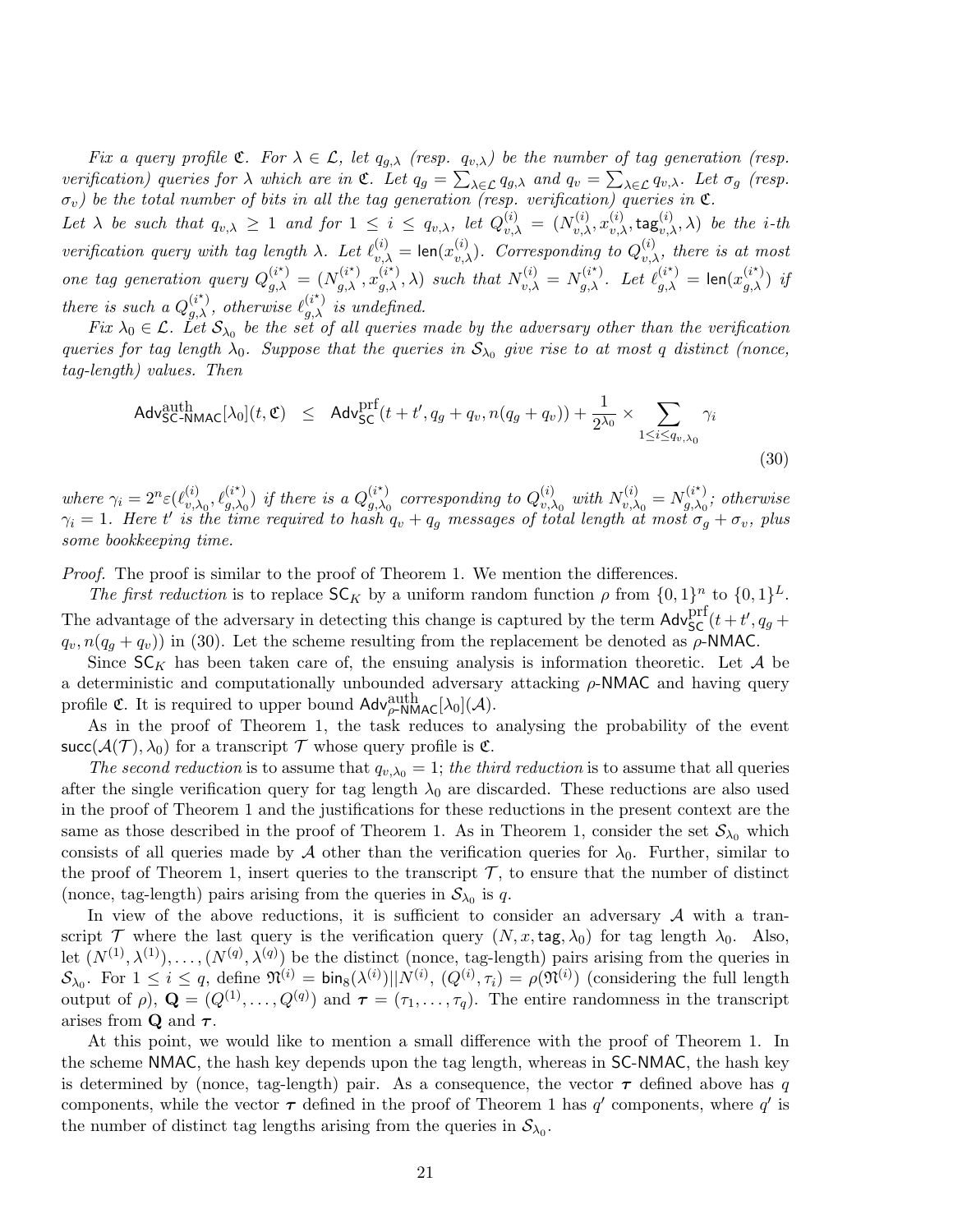*Fix a query profile $\mathfrak{C}$. For $\lambda \in \mathcal{L}$, let $q_{g,\lambda}$ (resp. $q_{v,\lambda}$) be the number of tag generation (resp. verification) queries for $\lambda$ which are in $\mathfrak{C}$. Let $q_g = \sum_{\lambda\in\mathcal{L}} q_{g,\lambda}$ and $q_v = \sum_{\lambda\in\mathcal{L}} q_{v,\lambda}$. Let $\sigma_g$ (resp. $\sigma_v$) be the total number of bits in all the tag generation (resp. verification) queries in $\mathfrak{C}$.*
*Let $\lambda$ be such that $q_{v,\lambda} \geq 1$ and for $1 \leq i \leq q_{v,\lambda}$, let $Q^{(i)}_{v,\lambda} = (N^{(i)}_{v,\lambda}, x^{(i)}_{v,\lambda}, \mathsf{tag}^{(i)}_{v,\lambda}, \lambda)$ be the $i$-th verification query with tag length $\lambda$. Let $\ell^{(i)}_{v,\lambda} = \mathsf{len}(x^{(i)}_{v,\lambda})$. Corresponding to $Q^{(i)}_{v,\lambda}$, there is at most one tag generation query $Q^{(i^\star)}_{g,\lambda} = (N^{(i^\star)}_{g,\lambda}, x^{(i^\star)}_{g,\lambda}, \lambda)$ such that $N^{(i)}_{v,\lambda} = N^{(i^\star)}_{g,\lambda}$. Let $\ell^{(i^\star)}_{g,\lambda} = \mathsf{len}(x^{(i^\star)}_{g,\lambda})$ if there is such a $Q^{(i^\star)}_{g,\lambda}$, otherwise $\ell^{(i^\star)}_{g,\lambda}$ is undefined.*

*Fix $\lambda_0 \in \mathcal{L}$. Let $\mathcal{S}_{\lambda_0}$ be the set of all queries made by the adversary other than the verification queries for tag length $\lambda_0$. Suppose that the queries in $\mathcal{S}_{\lambda_0}$ give rise to at most $q$ distinct (nonce, tag-length) values. Then*

$$\mathsf{Adv}^{\mathrm{auth}}_{\mathsf{SC\text{-}NMAC}}[\lambda_0](t, \mathfrak{C}) \quad \leq \quad \mathsf{Adv}^{\mathrm{prf}}_{\mathsf{SC}}(t + t', q_g + q_v, n(q_g + q_v)) + \frac{1}{2^{\lambda_0}} \times \sum_{1\leq i\leq q_{v,\lambda_0}} \gamma_i \tag{30}$$

*where $\gamma_i = 2^n \varepsilon(\ell^{(i)}_{v,\lambda_0}, \ell^{(i^\star)}_{g,\lambda_0})$ if there is a $Q^{(i^\star)}_{g,\lambda_0}$ corresponding to $Q^{(i)}_{v,\lambda_0}$ with $N^{(i)}_{v,\lambda_0} = N^{(i^\star)}_{g,\lambda_0}$; otherwise $\gamma_i = 1$. Here $t'$ is the time required to hash $q_v + q_g$ messages of total length at most $\sigma_g + \sigma_v$, plus some bookkeeping time.*

*Proof.* The proof is similar to the proof of Theorem 1. We mention the differences.

*The first reduction* is to replace $\mathsf{SC}_K$ by a uniform random function $\rho$ from $\{0,1\}^n$ to $\{0,1\}^L$. The advantage of the adversary in detecting this change is captured by the term $\mathsf{Adv}^{\mathrm{prf}}_{\mathsf{SC}}(t + t', q_g + q_v, n(q_g + q_v))$ in (30). Let the scheme resulting from the replacement be denoted as $\rho$-$\mathsf{NMAC}$.

Since $\mathsf{SC}_K$ has been taken care of, the ensuing analysis is information theoretic. Let $\mathcal{A}$ be a deterministic and computationally unbounded adversary attacking $\rho$-$\mathsf{NMAC}$ and having query profile $\mathfrak{C}$. It is required to upper bound $\mathsf{Adv}^{\mathrm{auth}}_{\rho\text{-}\mathsf{NMAC}}[\lambda_0](\mathcal{A})$.

As in the proof of Theorem 1, the task reduces to analysing the probability of the event $\mathsf{succ}(\mathcal{A}(\mathcal{T}), \lambda_0)$ for a transcript $\mathcal{T}$ whose query profile is $\mathfrak{C}$.

*The second reduction* is to assume that $q_{v,\lambda_0} = 1$; *the third reduction* is to assume that all queries after the single verification query for tag length $\lambda_0$ are discarded. These reductions are also used in the proof of Theorem 1 and the justifications for these reductions in the present context are the same as those described in the proof of Theorem 1. As in Theorem 1, consider the set $\mathcal{S}_{\lambda_0}$ which consists of all queries made by $\mathcal{A}$ other than the verification queries for $\lambda_0$. Further, similar to the proof of Theorem 1, insert queries to the transcript $\mathcal{T}$, to ensure that the number of distinct (nonce, tag-length) pairs arising from the queries in $\mathcal{S}_{\lambda_0}$ is $q$.

In view of the above reductions, it is sufficient to consider an adversary $\mathcal{A}$ with a transcript $\mathcal{T}$ where the last query is the verification query $(N, x, \mathsf{tag}, \lambda_0)$ for tag length $\lambda_0$. Also, let $(N^{(1)}, \lambda^{(1)}), \ldots, (N^{(q)}, \lambda^{(q)})$ be the distinct (nonce, tag-length) pairs arising from the queries in $\mathcal{S}_{\lambda_0}$. For $1 \leq i \leq q$, define $\mathfrak{N}^{(i)} = \mathsf{bin}_8(\lambda^{(i)}) || N^{(i)}$, $(Q^{(i)}, \tau_i) = \rho(\mathfrak{N}^{(i)})$ (considering the full length output of $\rho$), $\mathbf{Q} = (Q^{(1)}, \ldots, Q^{(q)})$ and $\boldsymbol{\tau} = (\tau_1, \ldots, \tau_q)$. The entire randomness in the transcript arises from $\mathbf{Q}$ and $\boldsymbol{\tau}$.

At this point, we would like to mention a small difference with the proof of Theorem 1. In the scheme $\mathsf{NMAC}$, the hash key depends upon the tag length, whereas in $\mathsf{SC\text{-}NMAC}$, the hash key is determined by (nonce, tag-length) pair. As a consequence, the vector $\boldsymbol{\tau}$ defined above has $q$ components, while the vector $\boldsymbol{\tau}$ defined in the proof of Theorem 1 has $q'$ components, where $q'$ is the number of distinct tag lengths arising from the queries in $\mathcal{S}_{\lambda_0}$.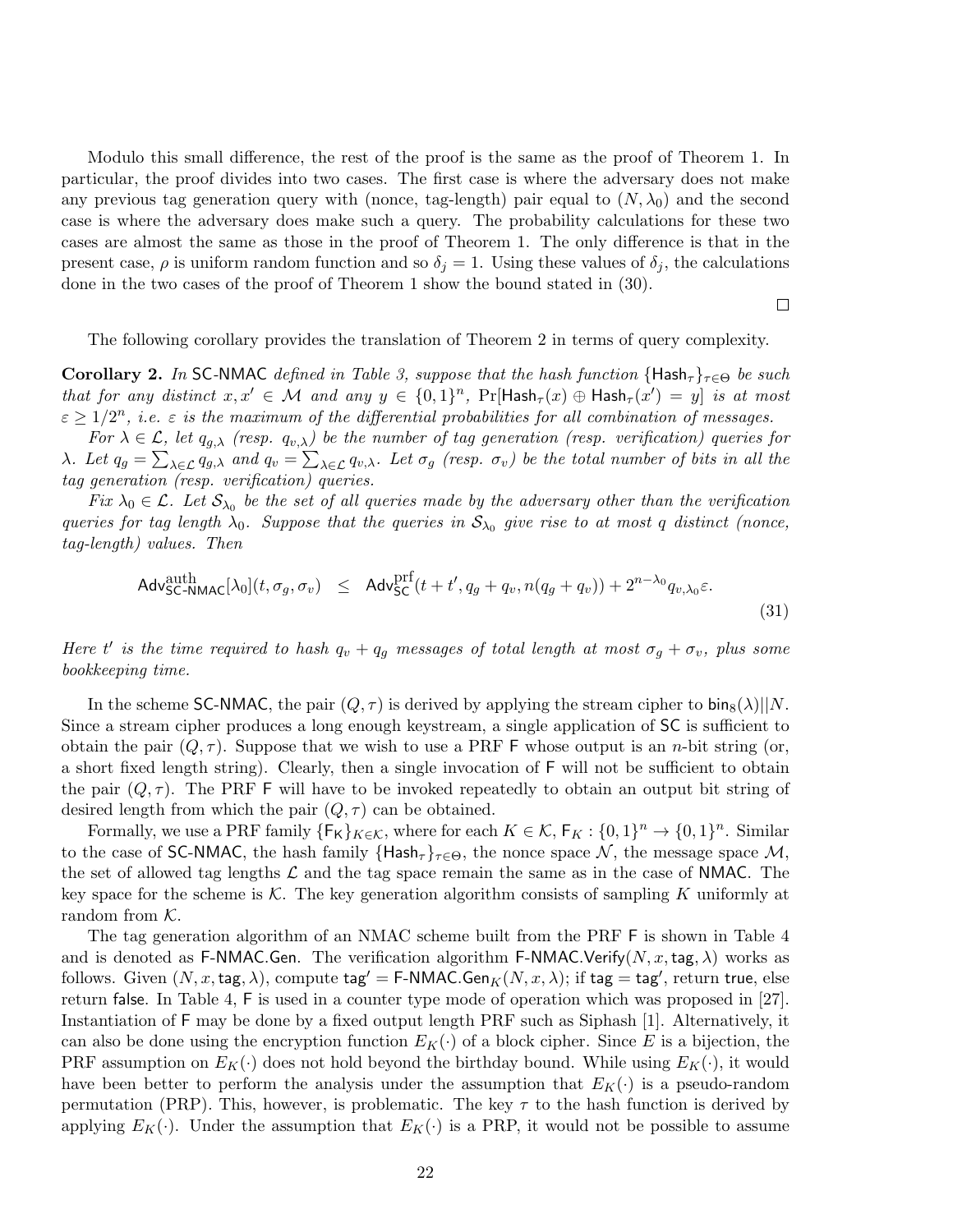Modulo this small difference, the rest of the proof is the same as the proof of Theorem 1. In particular, the proof divides into two cases. The first case is where the adversary does not make any previous tag generation query with (nonce, tag-length) pair equal to $(N, \lambda_0)$ and the second case is where the adversary does make such a query. The probability calculations for these two cases are almost the same as those in the proof of Theorem 1. The only difference is that in the present case, $\rho$ is uniform random function and so $\delta_j = 1$. Using these values of $\delta_j$, the calculations done in the two cases of the proof of Theorem 1 show the bound stated in (30).

□

The following corollary provides the translation of Theorem 2 in terms of query complexity.

**Corollary 2.** *In* SC-NMAC *defined in Table 3, suppose that the hash function* $\{\mathsf{Hash}_\tau\}_{\tau\in\Theta}$ *be such that for any distinct* $x, x' \in \mathcal{M}$ *and any* $y \in \{0,1\}^n$, $\Pr[\mathsf{Hash}_\tau(x) \oplus \mathsf{Hash}_\tau(x') = y]$ *is at most* $\varepsilon \geq 1/2^n$, *i.e.* $\varepsilon$ *is the maximum of the differential probabilities for all combination of messages.*

*For* $\lambda \in \mathcal{L}$, *let* $q_{g,\lambda}$ *(resp.* $q_{v,\lambda}$*) be the number of tag generation (resp. verification) queries for* $\lambda$. *Let* $q_g = \sum_{\lambda\in\mathcal{L}} q_{g,\lambda}$ *and* $q_v = \sum_{\lambda\in\mathcal{L}} q_{v,\lambda}$. *Let* $\sigma_g$ *(resp.* $\sigma_v$*) be the total number of bits in all the tag generation (resp. verification) queries.*

*Fix* $\lambda_0 \in \mathcal{L}$. *Let* $\mathcal{S}_{\lambda_0}$ *be the set of all queries made by the adversary other than the verification queries for tag length* $\lambda_0$. *Suppose that the queries in* $\mathcal{S}_{\lambda_0}$ *give rise to at most* $q$ *distinct (nonce, tag-length) values. Then*

$$\mathsf{Adv}^{\mathrm{auth}}_{\mathsf{SC\text{-}NMAC}}[\lambda_0](t, \sigma_g, \sigma_v) \leq \mathsf{Adv}^{\mathrm{prf}}_{\mathsf{SC}}(t + t', q_g + q_v, n(q_g + q_v)) + 2^{n-\lambda_0} q_{v,\lambda_0}\varepsilon. \tag{31}$$

*Here* $t'$ *is the time required to hash* $q_v + q_g$ *messages of total length at most* $\sigma_g + \sigma_v$, *plus some bookkeeping time.*

In the scheme SC-NMAC, the pair $(Q, \tau)$ is derived by applying the stream cipher to $\mathsf{bin}_8(\lambda)||N$. Since a stream cipher produces a long enough keystream, a single application of SC is sufficient to obtain the pair $(Q, \tau)$. Suppose that we wish to use a PRF F whose output is an $n$-bit string (or, a short fixed length string). Clearly, then a single invocation of F will not be sufficient to obtain the pair $(Q, \tau)$. The PRF F will have to be invoked repeatedly to obtain an output bit string of desired length from which the pair $(Q, \tau)$ can be obtained.

Formally, we use a PRF family $\{\mathsf{F_K}\}_{K\in\mathcal{K}}$, where for each $K \in \mathcal{K}$, $\mathsf{F}_K : \{0,1\}^n \to \{0,1\}^n$. Similar to the case of SC-NMAC, the hash family $\{\mathsf{Hash}_\tau\}_{\tau\in\Theta}$, the nonce space $\mathcal{N}$, the message space $\mathcal{M}$, the set of allowed tag lengths $\mathcal{L}$ and the tag space remain the same as in the case of NMAC. The key space for the scheme is $\mathcal{K}$. The key generation algorithm consists of sampling $K$ uniformly at random from $\mathcal{K}$.

The tag generation algorithm of an NMAC scheme built from the PRF F is shown in Table 4 and is denoted as F-NMAC.Gen. The verification algorithm F-NMAC.Verify$(N, x, \mathsf{tag}, \lambda)$ works as follows. Given $(N, x, \mathsf{tag}, \lambda)$, compute $\mathsf{tag}' = \mathsf{F\text{-}NMAC.Gen}_K(N, x, \lambda)$; if $\mathsf{tag} = \mathsf{tag}'$, return true, else return false. In Table 4, F is used in a counter type mode of operation which was proposed in [27]. Instantiation of F may be done by a fixed output length PRF such as Siphash [1]. Alternatively, it can also be done using the encryption function $E_K(\cdot)$ of a block cipher. Since $E$ is a bijection, the PRF assumption on $E_K(\cdot)$ does not hold beyond the birthday bound. While using $E_K(\cdot)$, it would have been better to perform the analysis under the assumption that $E_K(\cdot)$ is a pseudo-random permutation (PRP). This, however, is problematic. The key $\tau$ to the hash function is derived by applying $E_K(\cdot)$. Under the assumption that $E_K(\cdot)$ is a PRP, it would not be possible to assume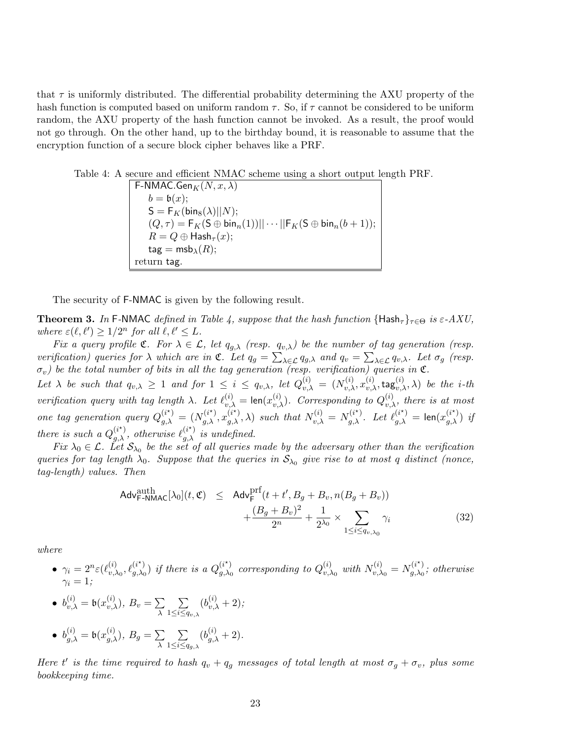that $\tau$ is uniformly distributed. The differential probability determining the AXU property of the hash function is computed based on uniform random $\tau$. So, if $\tau$ cannot be considered to be uniform random, the AXU property of the hash function cannot be invoked. As a result, the proof would not go through. On the other hand, up to the birthday bound, it is reasonable to assume that the encryption function of a secure block cipher behaves like a PRF.

Table 4: A secure and efficient NMAC scheme using a short output length PRF.

```
F-NMAC.Gen_K(N, x, λ)
    b = 𝔟(x);
    S = F_K(bin_8(λ)||N);
    (Q, τ) = F_K(S ⊕ bin_n(1))|| ··· ||F_K(S ⊕ bin_n(b + 1));
    R = Q ⊕ Hash_τ(x);
    tag = msb_λ(R);
return tag.
```

The security of F-NMAC is given by the following result.

**Theorem 3.** *In* F-NMAC *defined in Table 4, suppose that the hash function* $\{\mathsf{Hash}_\tau\}_{\tau\in\Theta}$ *is* $\varepsilon$*-AXU, where* $\varepsilon(\ell,\ell') \geq 1/2^n$ *for all* $\ell,\ell' \leq L$.

*Fix a query profile* $\mathfrak{C}$. *For* $\lambda \in \mathcal{L}$, *let* $q_{g,\lambda}$ *(resp.* $q_{v,\lambda}$*) be the number of tag generation (resp. verification) queries for* $\lambda$ *which are in* $\mathfrak{C}$. *Let* $q_g = \sum_{\lambda\in\mathcal{L}} q_{g,\lambda}$ *and* $q_v = \sum_{\lambda\in\mathcal{L}} q_{v,\lambda}$. *Let* $\sigma_g$ *(resp.* $\sigma_v$*) be the total number of bits in all the tag generation (resp. verification) queries in* $\mathfrak{C}$.
*Let* $\lambda$ *be such that* $q_{v,\lambda} \geq 1$ *and for* $1 \leq i \leq q_{v,\lambda}$, *let* $Q^{(i)}_{v,\lambda} = (N^{(i)}_{v,\lambda}, x^{(i)}_{v,\lambda}, \mathsf{tag}^{(i)}_{v,\lambda}, \lambda)$ *be the* $i$*-th verification query with tag length* $\lambda$. *Let* $\ell^{(i)}_{v,\lambda} = \mathsf{len}(x^{(i)}_{v,\lambda})$. *Corresponding to* $Q^{(i)}_{v,\lambda}$, *there is at most one tag generation query* $Q^{(i^\star)}_{g,\lambda} = (N^{(i^\star)}_{g,\lambda}, x^{(i^\star)}_{g,\lambda}, \lambda)$ *such that* $N^{(i)}_{v,\lambda} = N^{(i^\star)}_{g,\lambda}$. *Let* $\ell^{(i^\star)}_{g,\lambda} = \mathsf{len}(x^{(i^\star)}_{g,\lambda})$ *if there is such a* $Q^{(i^\star)}_{g,\lambda}$, *otherwise* $\ell^{(i^\star)}_{g,\lambda}$ *is undefined.*

*Fix* $\lambda_0 \in \mathcal{L}$. *Let* $\mathcal{S}_{\lambda_0}$ *be the set of all queries made by the adversary other than the verification queries for tag length* $\lambda_0$. *Suppose that the queries in* $\mathcal{S}_{\lambda_0}$ *give rise to at most* $q$ *distinct (nonce, tag-length) values. Then*

$$\mathsf{Adv}^{\mathrm{auth}}_{\mathsf{F\text{-}NMAC}}[\lambda_0](t,\mathfrak{C}) \leq \mathsf{Adv}^{\mathrm{prf}}_{\mathsf{F}}(t+t', B_g+B_v, n(B_g+B_v)) + \frac{(B_g+B_v)^2}{2^n} + \frac{1}{2^{\lambda_0}} \times \sum_{1\leq i\leq q_{v,\lambda_0}} \gamma_i \tag{32}$$

*where*

- $\gamma_i = 2^n\varepsilon(\ell^{(i)}_{v,\lambda_0}, \ell^{(i^\star)}_{g,\lambda_0})$ *if there is a* $Q^{(i^\star)}_{g,\lambda_0}$ *corresponding to* $Q^{(i)}_{v,\lambda_0}$ *with* $N^{(i)}_{v,\lambda_0} = N^{(i^\star)}_{g,\lambda_0}$*; otherwise* $\gamma_i = 1$*;*
- $b^{(i)}_{v,\lambda} = \mathfrak{b}(x^{(i)}_{v,\lambda})$, $B_v = \sum_\lambda \sum_{1\leq i\leq q_{v,\lambda}} (b^{(i)}_{v,\lambda}+2)$*;*
- $b^{(i)}_{g,\lambda} = \mathfrak{b}(x^{(i)}_{g,\lambda})$, $B_g = \sum_\lambda \sum_{1\leq i\leq q_{g,\lambda}} (b^{(i)}_{g,\lambda}+2)$.

*Here* $t'$ *is the time required to hash* $q_v + q_g$ *messages of total length at most* $\sigma_g + \sigma_v$, *plus some bookkeeping time.*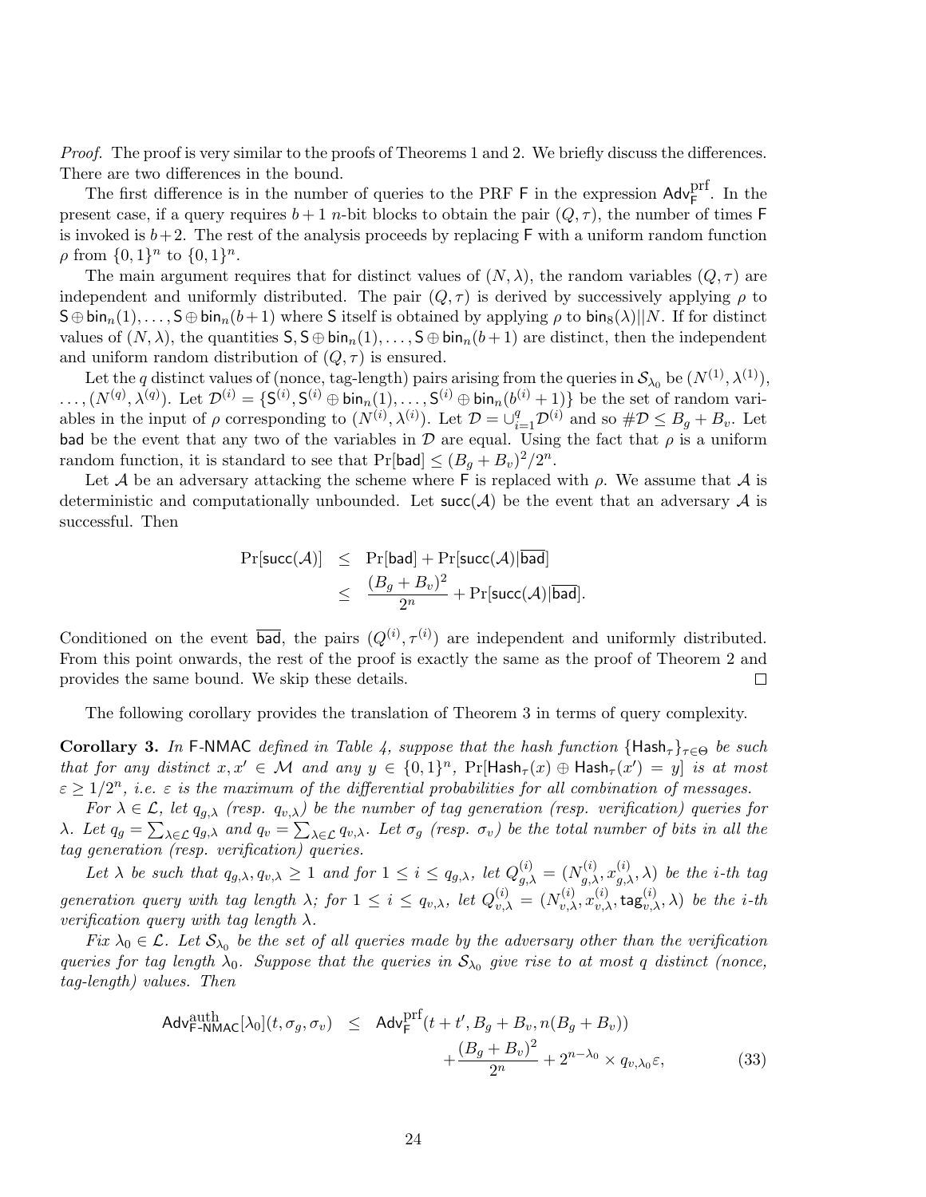*Proof.* The proof is very similar to the proofs of Theorems 1 and 2. We briefly discuss the differences. There are two differences in the bound.

The first difference is in the number of queries to the PRF $\mathsf{F}$ in the expression $\mathsf{Adv}_{\mathsf{F}}^{\mathrm{prf}}$. In the present case, if a query requires $b+1$ $n$-bit blocks to obtain the pair $(Q,\tau)$, the number of times $\mathsf{F}$ is invoked is $b+2$. The rest of the analysis proceeds by replacing $\mathsf{F}$ with a uniform random function $\rho$ from $\{0,1\}^n$ to $\{0,1\}^n$.

The main argument requires that for distinct values of $(N,\lambda)$, the random variables $(Q,\tau)$ are independent and uniformly distributed. The pair $(Q,\tau)$ is derived by successively applying $\rho$ to $\mathsf{S}\oplus\mathsf{bin}_n(1),\ldots,\mathsf{S}\oplus\mathsf{bin}_n(b+1)$ where $\mathsf{S}$ itself is obtained by applying $\rho$ to $\mathsf{bin}_8(\lambda)||N$. If for distinct values of $(N,\lambda)$, the quantities $\mathsf{S},\mathsf{S}\oplus\mathsf{bin}_n(1),\ldots,\mathsf{S}\oplus\mathsf{bin}_n(b+1)$ are distinct, then the independent and uniform random distribution of $(Q,\tau)$ is ensured.

Let the $q$ distinct values of (nonce, tag-length) pairs arising from the queries in $\mathcal{S}_{\lambda_0}$ be $(N^{(1)},\lambda^{(1)}),\ldots,(N^{(q)},\lambda^{(q)})$. Let $\mathcal{D}^{(i)}=\{\mathsf{S}^{(i)},\mathsf{S}^{(i)}\oplus\mathsf{bin}_n(1),\ldots,\mathsf{S}^{(i)}\oplus\mathsf{bin}_n(b^{(i)}+1)\}$ be the set of random variables in the input of $\rho$ corresponding to $(N^{(i)},\lambda^{(i)})$. Let $\mathcal{D}=\cup_{i=1}^{q}\mathcal{D}^{(i)}$ and so $\#\mathcal{D}\leq B_g+B_v$. Let $\mathsf{bad}$ be the event that any two of the variables in $\mathcal{D}$ are equal. Using the fact that $\rho$ is a uniform random function, it is standard to see that $\Pr[\mathsf{bad}]\leq (B_g+B_v)^2/2^n$.

Let $\mathcal{A}$ be an adversary attacking the scheme where $\mathsf{F}$ is replaced with $\rho$. We assume that $\mathcal{A}$ is deterministic and computationally unbounded. Let $\mathsf{succ}(\mathcal{A})$ be the event that an adversary $\mathcal{A}$ is successful. Then

$$
\begin{aligned}
\Pr[\mathsf{succ}(\mathcal{A})] &\leq \Pr[\mathsf{bad}]+\Pr[\mathsf{succ}(\mathcal{A})|\overline{\mathsf{bad}}]\\
&\leq \frac{(B_g+B_v)^2}{2^n}+\Pr[\mathsf{succ}(\mathcal{A})|\overline{\mathsf{bad}}].
\end{aligned}
$$

Conditioned on the event $\overline{\mathsf{bad}}$, the pairs $(Q^{(i)},\tau^{(i)})$ are independent and uniformly distributed. From this point onwards, the rest of the proof is exactly the same as the proof of Theorem 2 and provides the same bound. We skip these details. □

The following corollary provides the translation of Theorem 3 in terms of query complexity.

**Corollary 3.** *In* $\mathsf{F}$-$\mathsf{NMAC}$ *defined in Table 4, suppose that the hash function* $\{\mathsf{Hash}_\tau\}_{\tau\in\Theta}$ *be such that for any distinct* $x,x'\in\mathcal{M}$ *and any* $y\in\{0,1\}^n$, $\Pr[\mathsf{Hash}_\tau(x)\oplus\mathsf{Hash}_\tau(x')=y]$ *is at most* $\varepsilon\geq 1/2^n$, *i.e.* $\varepsilon$ *is the maximum of the differential probabilities for all combination of messages.*

*For* $\lambda\in\mathcal{L}$, *let* $q_{g,\lambda}$ *(resp.* $q_{v,\lambda}$*) be the number of tag generation (resp. verification) queries for* $\lambda$. *Let* $q_g=\sum_{\lambda\in\mathcal{L}}q_{g,\lambda}$ *and* $q_v=\sum_{\lambda\in\mathcal{L}}q_{v,\lambda}$. *Let* $\sigma_g$ *(resp.* $\sigma_v$*) be the total number of bits in all the tag generation (resp. verification) queries.*

*Let* $\lambda$ *be such that* $q_{g,\lambda},q_{v,\lambda}\geq 1$ *and for* $1\leq i\leq q_{g,\lambda}$, *let* $Q_{g,\lambda}^{(i)}=(N_{g,\lambda}^{(i)},x_{g,\lambda}^{(i)},\lambda)$ *be the* $i$*-th tag generation query with tag length* $\lambda$; *for* $1\leq i\leq q_{v,\lambda}$, *let* $Q_{v,\lambda}^{(i)}=(N_{v,\lambda}^{(i)},x_{v,\lambda}^{(i)},\mathsf{tag}_{v,\lambda}^{(i)},\lambda)$ *be the* $i$*-th verification query with tag length* $\lambda$.

*Fix* $\lambda_0\in\mathcal{L}$. *Let* $\mathcal{S}_{\lambda_0}$ *be the set of all queries made by the adversary other than the verification queries for tag length* $\lambda_0$. *Suppose that the queries in* $\mathcal{S}_{\lambda_0}$ *give rise to at most* $q$ *distinct (nonce, tag-length) values. Then*

$$
\begin{aligned}
\mathsf{Adv}_{\mathsf{F\text{-}NMAC}}^{\mathrm{auth}}[\lambda_0](t,\sigma_g,\sigma_v) \;\;\leq\;\; & \mathsf{Adv}_{\mathsf{F}}^{\mathrm{prf}}(t+t',B_g+B_v,n(B_g+B_v))\\
&+\frac{(B_g+B_v)^2}{2^n}+2^{n-\lambda_0}\times q_{v,\lambda_0}\varepsilon, \qquad (33)
\end{aligned}
$$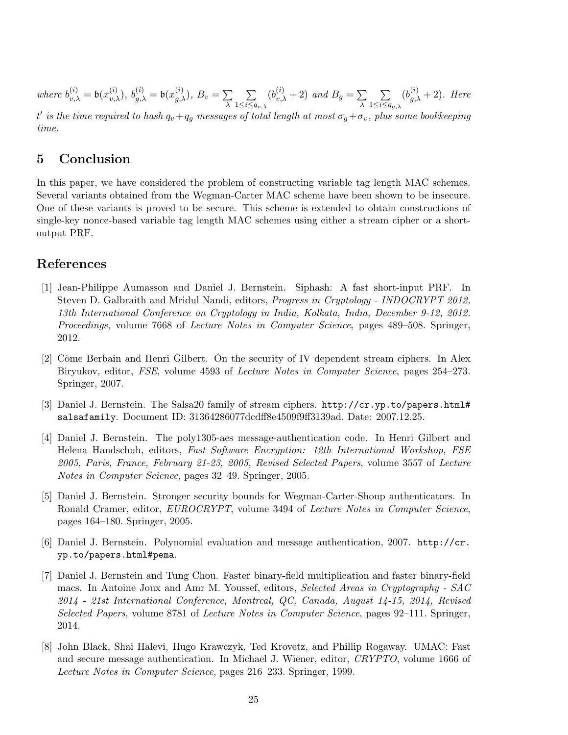*where* $b_{v,\lambda}^{(i)} = \mathfrak{b}(x_{v,\lambda}^{(i)})$, $b_{g,\lambda}^{(i)} = \mathfrak{b}(x_{g,\lambda}^{(i)})$, $B_v = \sum_{\lambda} \sum_{1 \leq i \leq q_{v,\lambda}} (b_{v,\lambda}^{(i)} + 2)$ *and* $B_g = \sum_{\lambda} \sum_{1 \leq i \leq q_{g,\lambda}} (b_{g,\lambda}^{(i)} + 2)$. *Here* $t'$ *is the time required to hash* $q_v + q_g$ *messages of total length at most* $\sigma_g + \sigma_v$, *plus some bookkeeping time.*

## 5 Conclusion

In this paper, we have considered the problem of constructing variable tag length MAC schemes. Several variants obtained from the Wegman-Carter MAC scheme have been shown to be insecure. One of these variants is proved to be secure. This scheme is extended to obtain constructions of single-key nonce-based variable tag length MAC schemes using either a stream cipher or a short-output PRF.

## References

[1] Jean-Philippe Aumasson and Daniel J. Bernstein. Siphash: A fast short-input PRF. In Steven D. Galbraith and Mridul Nandi, editors, *Progress in Cryptology - INDOCRYPT 2012, 13th International Conference on Cryptology in India, Kolkata, India, December 9-12, 2012. Proceedings*, volume 7668 of *Lecture Notes in Computer Science*, pages 489–508. Springer, 2012.

[2] Côme Berbain and Henri Gilbert. On the security of IV dependent stream ciphers. In Alex Biryukov, editor, *FSE*, volume 4593 of *Lecture Notes in Computer Science*, pages 254–273. Springer, 2007.

[3] Daniel J. Bernstein. The Salsa20 family of stream ciphers. `http://cr.yp.to/papers.html#salsafamily`. Document ID: 31364286077dcdff8e4509f9ff3139ad. Date: 2007.12.25.

[4] Daniel J. Bernstein. The poly1305-aes message-authentication code. In Henri Gilbert and Helena Handschuh, editors, *Fast Software Encryption: 12th International Workshop, FSE 2005, Paris, France, February 21-23, 2005, Revised Selected Papers*, volume 3557 of *Lecture Notes in Computer Science*, pages 32–49. Springer, 2005.

[5] Daniel J. Bernstein. Stronger security bounds for Wegman-Carter-Shoup authenticators. In Ronald Cramer, editor, *EUROCRYPT*, volume 3494 of *Lecture Notes in Computer Science*, pages 164–180. Springer, 2005.

[6] Daniel J. Bernstein. Polynomial evaluation and message authentication, 2007. `http://cr.yp.to/papers.html#pema`.

[7] Daniel J. Bernstein and Tung Chou. Faster binary-field multiplication and faster binary-field macs. In Antoine Joux and Amr M. Youssef, editors, *Selected Areas in Cryptography - SAC 2014 - 21st International Conference, Montreal, QC, Canada, August 14-15, 2014, Revised Selected Papers*, volume 8781 of *Lecture Notes in Computer Science*, pages 92–111. Springer, 2014.

[8] John Black, Shai Halevi, Hugo Krawczyk, Ted Krovetz, and Phillip Rogaway. UMAC: Fast and secure message authentication. In Michael J. Wiener, editor, *CRYPTO*, volume 1666 of *Lecture Notes in Computer Science*, pages 216–233. Springer, 1999.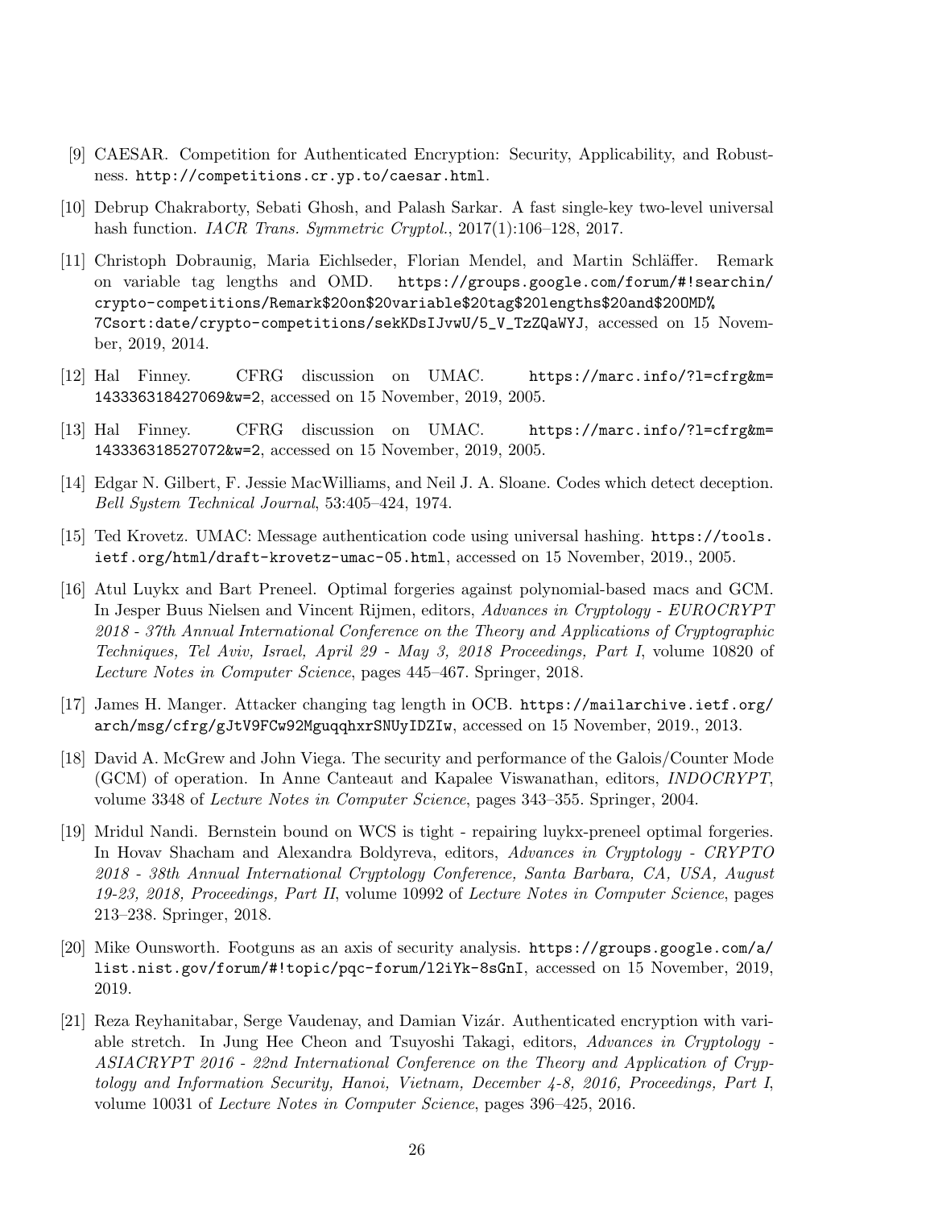[9] CAESAR. Competition for Authenticated Encryption: Security, Applicability, and Robustness. `http://competitions.cr.yp.to/caesar.html`.

[10] Debrup Chakraborty, Sebati Ghosh, and Palash Sarkar. A fast single-key two-level universal hash function. *IACR Trans. Symmetric Cryptol.*, 2017(1):106–128, 2017.

[11] Christoph Dobraunig, Maria Eichlseder, Florian Mendel, and Martin Schläffer. Remark on variable tag lengths and OMD. `https://groups.google.com/forum/#!searchin/crypto-competitions/Remark$20on$20variable$20tag$20lengths$20and$20OMD%7Csort:date/crypto-competitions/sekKDsIJvwU/5_V_TzZQaWYJ`, accessed on 15 November, 2019, 2014.

[12] Hal Finney. CFRG discussion on UMAC. `https://marc.info/?l=cfrg&m=143336318427069&w=2`, accessed on 15 November, 2019, 2005.

[13] Hal Finney. CFRG discussion on UMAC. `https://marc.info/?l=cfrg&m=143336318527072&w=2`, accessed on 15 November, 2019, 2005.

[14] Edgar N. Gilbert, F. Jessie MacWilliams, and Neil J. A. Sloane. Codes which detect deception. *Bell System Technical Journal*, 53:405–424, 1974.

[15] Ted Krovetz. UMAC: Message authentication code using universal hashing. `https://tools.ietf.org/html/draft-krovetz-umac-05.html`, accessed on 15 November, 2019., 2005.

[16] Atul Luykx and Bart Preneel. Optimal forgeries against polynomial-based macs and GCM. In Jesper Buus Nielsen and Vincent Rijmen, editors, *Advances in Cryptology - EUROCRYPT 2018 - 37th Annual International Conference on the Theory and Applications of Cryptographic Techniques, Tel Aviv, Israel, April 29 - May 3, 2018 Proceedings, Part I*, volume 10820 of *Lecture Notes in Computer Science*, pages 445–467. Springer, 2018.

[17] James H. Manger. Attacker changing tag length in OCB. `https://mailarchive.ietf.org/arch/msg/cfrg/gJtV9FCw92MguqqhxrSNUyIDZIw`, accessed on 15 November, 2019., 2013.

[18] David A. McGrew and John Viega. The security and performance of the Galois/Counter Mode (GCM) of operation. In Anne Canteaut and Kapalee Viswanathan, editors, *INDOCRYPT*, volume 3348 of *Lecture Notes in Computer Science*, pages 343–355. Springer, 2004.

[19] Mridul Nandi. Bernstein bound on WCS is tight - repairing luykx-preneel optimal forgeries. In Hovav Shacham and Alexandra Boldyreva, editors, *Advances in Cryptology - CRYPTO 2018 - 38th Annual International Cryptology Conference, Santa Barbara, CA, USA, August 19-23, 2018, Proceedings, Part II*, volume 10992 of *Lecture Notes in Computer Science*, pages 213–238. Springer, 2018.

[20] Mike Ounsworth. Footguns as an axis of security analysis. `https://groups.google.com/a/list.nist.gov/forum/#!topic/pqc-forum/l2iYk-8sGnI`, accessed on 15 November, 2019, 2019.

[21] Reza Reyhanitabar, Serge Vaudenay, and Damian Vizár. Authenticated encryption with variable stretch. In Jung Hee Cheon and Tsuyoshi Takagi, editors, *Advances in Cryptology - ASIACRYPT 2016 - 22nd International Conference on the Theory and Application of Cryptology and Information Security, Hanoi, Vietnam, December 4-8, 2016, Proceedings, Part I*, volume 10031 of *Lecture Notes in Computer Science*, pages 396–425, 2016.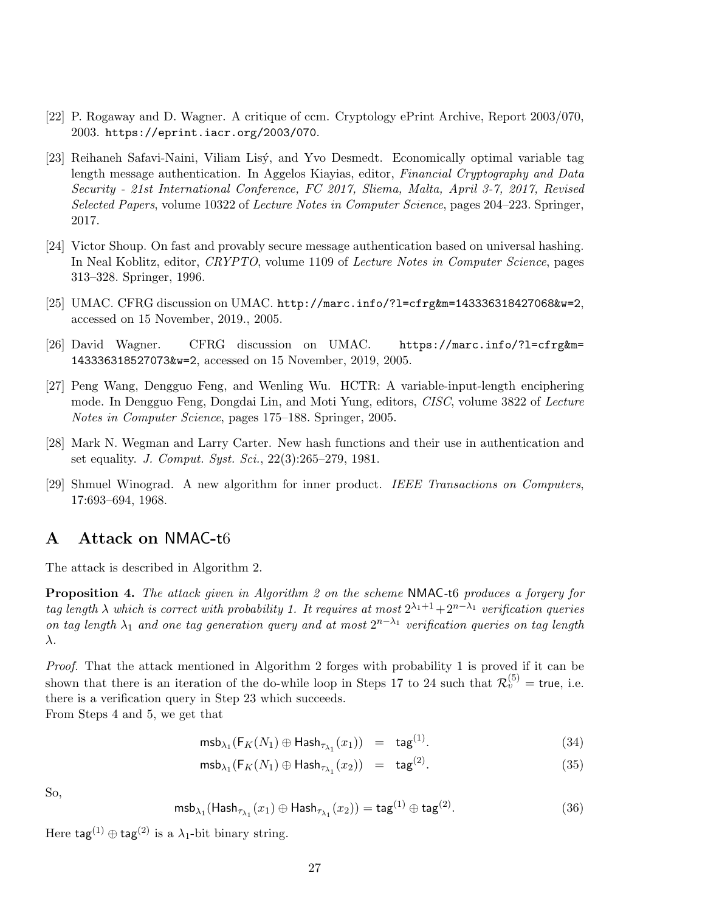[22] P. Rogaway and D. Wagner. A critique of ccm. Cryptology ePrint Archive, Report 2003/070, 2003. https://eprint.iacr.org/2003/070.

[23] Reihaneh Safavi-Naini, Viliam Lisý, and Yvo Desmedt. Economically optimal variable tag length message authentication. In Aggelos Kiayias, editor, *Financial Cryptography and Data Security - 21st International Conference, FC 2017, Sliema, Malta, April 3-7, 2017, Revised Selected Papers*, volume 10322 of *Lecture Notes in Computer Science*, pages 204–223. Springer, 2017.

[24] Victor Shoup. On fast and provably secure message authentication based on universal hashing. In Neal Koblitz, editor, *CRYPTO*, volume 1109 of *Lecture Notes in Computer Science*, pages 313–328. Springer, 1996.

[25] UMAC. CFRG discussion on UMAC. http://marc.info/?l=cfrg&m=143336318427068&w=2, accessed on 15 November, 2019., 2005.

[26] David Wagner. CFRG discussion on UMAC. https://marc.info/?l=cfrg&m=143336318527073&w=2, accessed on 15 November, 2019, 2005.

[27] Peng Wang, Dengguo Feng, and Wenling Wu. HCTR: A variable-input-length enciphering mode. In Dengguo Feng, Dongdai Lin, and Moti Yung, editors, *CISC*, volume 3822 of *Lecture Notes in Computer Science*, pages 175–188. Springer, 2005.

[28] Mark N. Wegman and Larry Carter. New hash functions and their use in authentication and set equality. *J. Comput. Syst. Sci.*, 22(3):265–279, 1981.

[29] Shmuel Winograd. A new algorithm for inner product. *IEEE Transactions on Computers*, 17:693–694, 1968.

# A Attack on NMAC-t6

The attack is described in Algorithm 2.

**Proposition 4.** *The attack given in Algorithm 2 on the scheme* NMAC-t6 *produces a forgery for tag length $\lambda$ which is correct with probability 1. It requires at most $2^{\lambda_1+1}+2^{n-\lambda_1}$ verification queries on tag length $\lambda_1$ and one tag generation query and at most $2^{n-\lambda_1}$ verification queries on tag length $\lambda$.*

*Proof.* That the attack mentioned in Algorithm 2 forges with probability 1 is proved if it can be shown that there is an iteration of the do-while loop in Steps 17 to 24 such that $\mathcal{R}_v^{(5)} = \mathsf{true}$, i.e. there is a verification query in Step 23 which succeeds.
From Steps 4 and 5, we get that

$$\mathsf{msb}_{\lambda_1}(\mathsf{F}_K(N_1) \oplus \mathsf{Hash}_{\tau_{\lambda_1}}(x_1)) = \mathsf{tag}^{(1)}. \tag{34}$$

$$\mathsf{msb}_{\lambda_1}(\mathsf{F}_K(N_1) \oplus \mathsf{Hash}_{\tau_{\lambda_1}}(x_2)) = \mathsf{tag}^{(2)}. \tag{35}$$

So,

$$\mathsf{msb}_{\lambda_1}(\mathsf{Hash}_{\tau_{\lambda_1}}(x_1) \oplus \mathsf{Hash}_{\tau_{\lambda_1}}(x_2)) = \mathsf{tag}^{(1)} \oplus \mathsf{tag}^{(2)}. \tag{36}$$

Here $\mathsf{tag}^{(1)} \oplus \mathsf{tag}^{(2)}$ is a $\lambda_1$-bit binary string.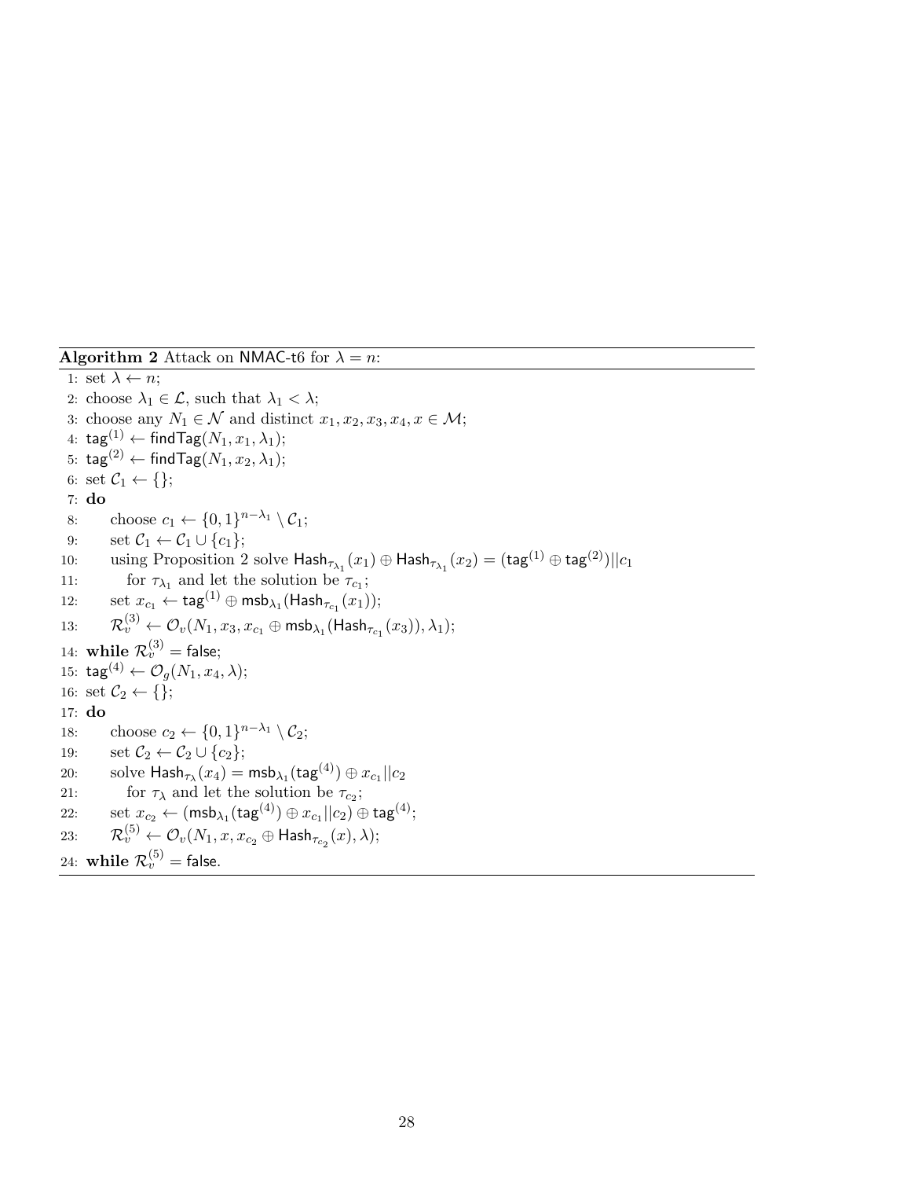**Algorithm 2** Attack on NMAC-t6 for $\lambda = n$:

```
1: set λ ← n;
2: choose λ_1 ∈ 𝓛, such that λ_1 < λ;
3: choose any N_1 ∈ 𝓝 and distinct x_1, x_2, x_3, x_4, x ∈ 𝓜;
4: tag^(1) ← findTag(N_1, x_1, λ_1);
5: tag^(2) ← findTag(N_1, x_2, λ_1);
6: set 𝓒_1 ← {};
7: do
8:     choose c_1 ← {0,1}^(n−λ_1) \ 𝓒_1;
9:     set 𝓒_1 ← 𝓒_1 ∪ {c_1};
10:    using Proposition 2 solve Hash_{τ_{λ_1}}(x_1) ⊕ Hash_{τ_{λ_1}}(x_2) = (tag^(1) ⊕ tag^(2))||c_1
11:        for τ_{λ_1} and let the solution be τ_{c_1};
12:    set x_{c_1} ← tag^(1) ⊕ msb_{λ_1}(Hash_{τ_{c_1}}(x_1));
13:    𝓡_v^(3) ← 𝓞_v(N_1, x_3, x_{c_1} ⊕ msb_{λ_1}(Hash_{τ_{c_1}}(x_3)), λ_1);
14: while 𝓡_v^(3) = false;
15: tag^(4) ← 𝓞_g(N_1, x_4, λ);
16: set 𝓒_2 ← {};
17: do
18:    choose c_2 ← {0,1}^(n−λ_1) \ 𝓒_2;
19:    set 𝓒_2 ← 𝓒_2 ∪ {c_2};
20:    solve Hash_{τ_λ}(x_4) = msb_{λ_1}(tag^(4)) ⊕ x_{c_1}||c_2
21:        for τ_λ and let the solution be τ_{c_2};
22:    set x_{c_2} ← (msb_{λ_1}(tag^(4)) ⊕ x_{c_1}||c_2) ⊕ tag^(4);
23:    𝓡_v^(5) ← 𝓞_v(N_1, x, x_{c_2} ⊕ Hash_{τ_{c_2}}(x), λ);
24: while 𝓡_v^(5) = false.
```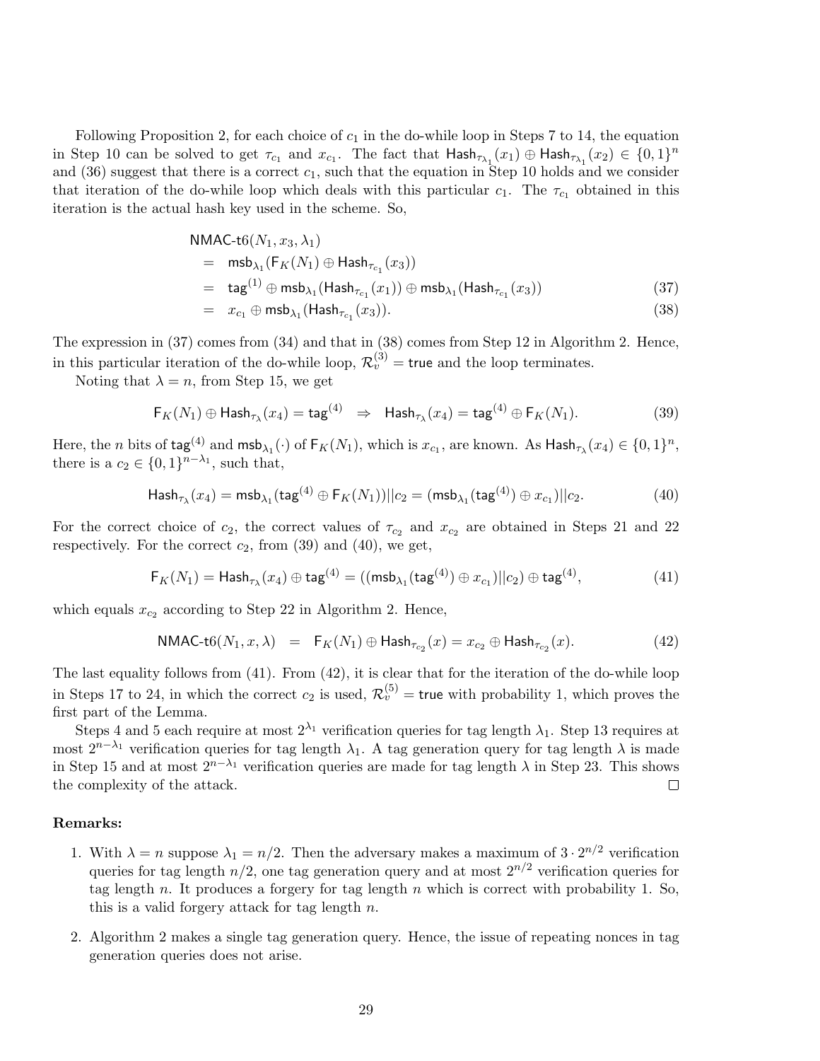Following Proposition 2, for each choice of $c_1$ in the do-while loop in Steps 7 to 14, the equation in Step 10 can be solved to get $\tau_{c_1}$ and $x_{c_1}$. The fact that $\mathsf{Hash}_{\tau_{\lambda_1}}(x_1) \oplus \mathsf{Hash}_{\tau_{\lambda_1}}(x_2) \in \{0,1\}^n$ and (36) suggest that there is a correct $c_1$, such that the equation in Step 10 holds and we consider that iteration of the do-while loop which deals with this particular $c_1$. The $\tau_{c_1}$ obtained in this iteration is the actual hash key used in the scheme. So,

$$
\begin{aligned}
&\mathsf{NMAC\text{-}t6}(N_1, x_3, \lambda_1) \\
&= \mathsf{msb}_{\lambda_1}(\mathsf{F}_K(N_1) \oplus \mathsf{Hash}_{\tau_{c_1}}(x_3)) \\
&= \mathsf{tag}^{(1)} \oplus \mathsf{msb}_{\lambda_1}(\mathsf{Hash}_{\tau_{c_1}}(x_1)) \oplus \mathsf{msb}_{\lambda_1}(\mathsf{Hash}_{\tau_{c_1}}(x_3)) \quad (37) \\
&= x_{c_1} \oplus \mathsf{msb}_{\lambda_1}(\mathsf{Hash}_{\tau_{c_1}}(x_3)). \quad (38)
\end{aligned}
$$

The expression in (37) comes from (34) and that in (38) comes from Step 12 in Algorithm 2. Hence, in this particular iteration of the do-while loop, $\mathcal{R}_v^{(3)} = \mathsf{true}$ and the loop terminates.

Noting that $\lambda = n$, from Step 15, we get

$$
\mathsf{F}_K(N_1) \oplus \mathsf{Hash}_{\tau_\lambda}(x_4) = \mathsf{tag}^{(4)} \quad \Rightarrow \quad \mathsf{Hash}_{\tau_\lambda}(x_4) = \mathsf{tag}^{(4)} \oplus \mathsf{F}_K(N_1). \quad (39)
$$

Here, the $n$ bits of $\mathsf{tag}^{(4)}$ and $\mathsf{msb}_{\lambda_1}(\cdot)$ of $\mathsf{F}_K(N_1)$, which is $x_{c_1}$, are known. As $\mathsf{Hash}_{\tau_\lambda}(x_4) \in \{0,1\}^n$, there is a $c_2 \in \{0,1\}^{n-\lambda_1}$, such that,

$$
\mathsf{Hash}_{\tau_\lambda}(x_4) = \mathsf{msb}_{\lambda_1}(\mathsf{tag}^{(4)} \oplus \mathsf{F}_K(N_1)) || c_2 = (\mathsf{msb}_{\lambda_1}(\mathsf{tag}^{(4)}) \oplus x_{c_1}) || c_2. \quad (40)
$$

For the correct choice of $c_2$, the correct values of $\tau_{c_2}$ and $x_{c_2}$ are obtained in Steps 21 and 22 respectively. For the correct $c_2$, from (39) and (40), we get,

$$
\mathsf{F}_K(N_1) = \mathsf{Hash}_{\tau_\lambda}(x_4) \oplus \mathsf{tag}^{(4)} = ((\mathsf{msb}_{\lambda_1}(\mathsf{tag}^{(4)}) \oplus x_{c_1}) || c_2) \oplus \mathsf{tag}^{(4)}, \quad (41)
$$

which equals $x_{c_2}$ according to Step 22 in Algorithm 2. Hence,

$$
\mathsf{NMAC\text{-}t6}(N_1, x, \lambda) \quad = \quad \mathsf{F}_K(N_1) \oplus \mathsf{Hash}_{\tau_{c_2}}(x) = x_{c_2} \oplus \mathsf{Hash}_{\tau_{c_2}}(x). \quad (42)
$$

The last equality follows from (41). From (42), it is clear that for the iteration of the do-while loop in Steps 17 to 24, in which the correct $c_2$ is used, $\mathcal{R}_v^{(5)} = \mathsf{true}$ with probability 1, which proves the first part of the Lemma.

Steps 4 and 5 each require at most $2^{\lambda_1}$ verification queries for tag length $\lambda_1$. Step 13 requires at most $2^{n-\lambda_1}$ verification queries for tag length $\lambda_1$. A tag generation query for tag length $\lambda$ is made in Step 15 and at most $2^{n-\lambda_1}$ verification queries are made for tag length $\lambda$ in Step 23. This shows the complexity of the attack. □

**Remarks:**

1. With $\lambda = n$ suppose $\lambda_1 = n/2$. Then the adversary makes a maximum of $3 \cdot 2^{n/2}$ verification queries for tag length $n/2$, one tag generation query and at most $2^{n/2}$ verification queries for tag length $n$. It produces a forgery for tag length $n$ which is correct with probability 1. So, this is a valid forgery attack for tag length $n$.
2. Algorithm 2 makes a single tag generation query. Hence, the issue of repeating nonces in tag generation queries does not arise.